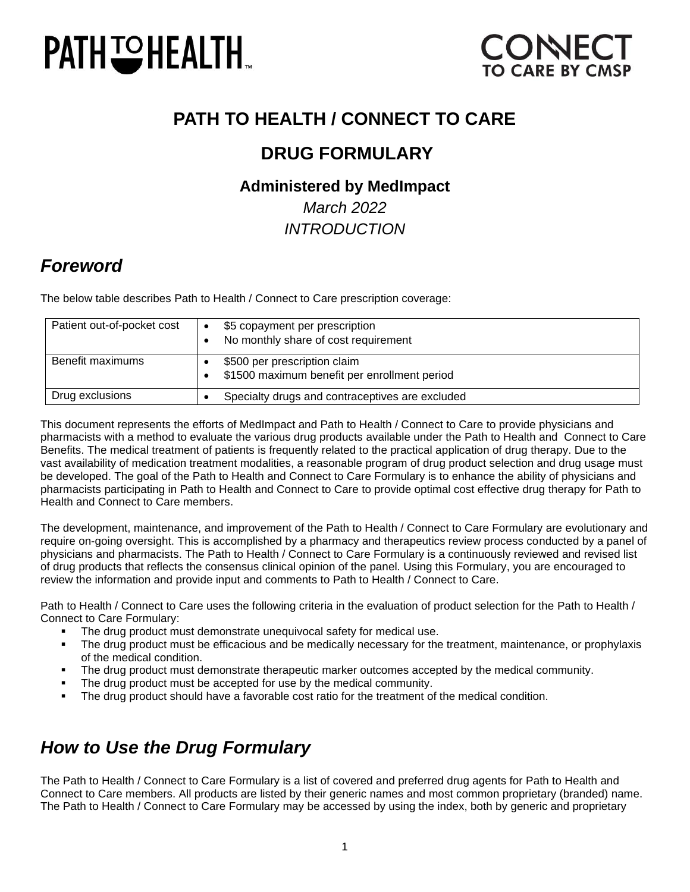PATH TO HEALTH™

CONNECT TO CARE BY CMSP

# PATH TO HEALTH / CONNECT TO CARE

## DRUG FORMULARY

### Administered by MedImpact

*March 2022*

*INTRODUCTION*

## *Foreword*

The below table describes Path to Health / Connect to Care prescription coverage:

| | |
|---|---|
| Patient out-of-pocket cost | • $5 copayment per prescription<br>• No monthly share of cost requirement |
| Benefit maximums | • $500 per prescription claim<br>• $1500 maximum benefit per enrollment period |
| Drug exclusions | • Specialty drugs and contraceptives are excluded |

This document represents the efforts of MedImpact and Path to Health / Connect to Care to provide physicians and pharmacists with a method to evaluate the various drug products available under the Path to Health and Connect to Care Benefits. The medical treatment of patients is frequently related to the practical application of drug therapy. Due to the vast availability of medication treatment modalities, a reasonable program of drug product selection and drug usage must be developed. The goal of the Path to Health and Connect to Care Formulary is to enhance the ability of physicians and pharmacists participating in Path to Health and Connect to Care to provide optimal cost effective drug therapy for Path to Health and Connect to Care members.

The development, maintenance, and improvement of the Path to Health / Connect to Care Formulary are evolutionary and require on-going oversight. This is accomplished by a pharmacy and therapeutics review process conducted by a panel of physicians and pharmacists. The Path to Health / Connect to Care Formulary is a continuously reviewed and revised list of drug products that reflects the consensus clinical opinion of the panel. Using this Formulary, you are encouraged to review the information and provide input and comments to Path to Health / Connect to Care.

Path to Health / Connect to Care uses the following criteria in the evaluation of product selection for the Path to Health / Connect to Care Formulary:

- The drug product must demonstrate unequivocal safety for medical use.
- The drug product must be efficacious and be medically necessary for the treatment, maintenance, or prophylaxis of the medical condition.
- The drug product must demonstrate therapeutic marker outcomes accepted by the medical community.
- The drug product must be accepted for use by the medical community.
- The drug product should have a favorable cost ratio for the treatment of the medical condition.

## *How to Use the Drug Formulary*

The Path to Health / Connect to Care Formulary is a list of covered and preferred drug agents for Path to Health and Connect to Care members. All products are listed by their generic names and most common proprietary (branded) name. The Path to Health / Connect to Care Formulary may be accessed by using the index, both by generic and proprietary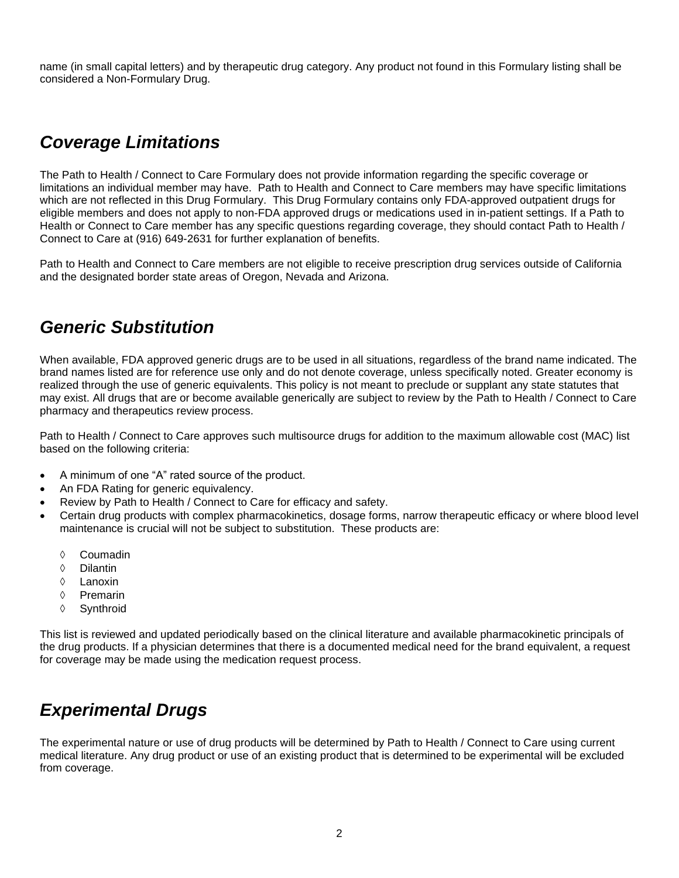name (in small capital letters) and by therapeutic drug category. Any product not found in this Formulary listing shall be considered a Non-Formulary Drug.

## *Coverage Limitations*

The Path to Health / Connect to Care Formulary does not provide information regarding the specific coverage or limitations an individual member may have. Path to Health and Connect to Care members may have specific limitations which are not reflected in this Drug Formulary. This Drug Formulary contains only FDA-approved outpatient drugs for eligible members and does not apply to non-FDA approved drugs or medications used in in-patient settings. If a Path to Health or Connect to Care member has any specific questions regarding coverage, they should contact Path to Health / Connect to Care at (916) 649-2631 for further explanation of benefits.

Path to Health and Connect to Care members are not eligible to receive prescription drug services outside of California and the designated border state areas of Oregon, Nevada and Arizona.

## *Generic Substitution*

When available, FDA approved generic drugs are to be used in all situations, regardless of the brand name indicated. The brand names listed are for reference use only and do not denote coverage, unless specifically noted. Greater economy is realized through the use of generic equivalents. This policy is not meant to preclude or supplant any state statutes that may exist. All drugs that are or become available generically are subject to review by the Path to Health / Connect to Care pharmacy and therapeutics review process.

Path to Health / Connect to Care approves such multisource drugs for addition to the maximum allowable cost (MAC) list based on the following criteria:

- A minimum of one "A" rated source of the product.
- An FDA Rating for generic equivalency.
- Review by Path to Health / Connect to Care for efficacy and safety.
- Certain drug products with complex pharmacokinetics, dosage forms, narrow therapeutic efficacy or where blood level maintenance is crucial will not be subject to substitution. These products are:
  - ◊ Coumadin
  - ◊ Dilantin
  - ◊ Lanoxin
  - ◊ Premarin
  - ◊ Synthroid

This list is reviewed and updated periodically based on the clinical literature and available pharmacokinetic principals of the drug products. If a physician determines that there is a documented medical need for the brand equivalent, a request for coverage may be made using the medication request process.

## *Experimental Drugs*

The experimental nature or use of drug products will be determined by Path to Health / Connect to Care using current medical literature. Any drug product or use of an existing product that is determined to be experimental will be excluded from coverage.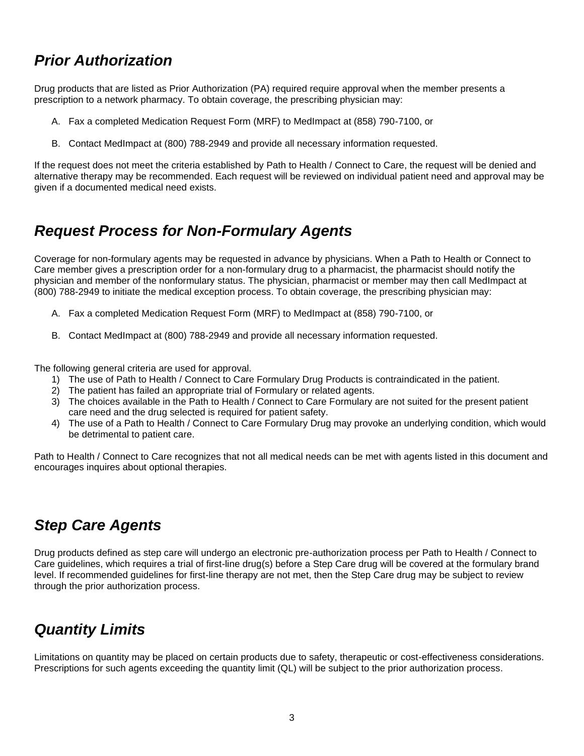## *Prior Authorization*

Drug products that are listed as Prior Authorization (PA) required require approval when the member presents a prescription to a network pharmacy. To obtain coverage, the prescribing physician may:

A. Fax a completed Medication Request Form (MRF) to MedImpact at (858) 790-7100, or

B. Contact MedImpact at (800) 788-2949 and provide all necessary information requested.

If the request does not meet the criteria established by Path to Health / Connect to Care, the request will be denied and alternative therapy may be recommended. Each request will be reviewed on individual patient need and approval may be given if a documented medical need exists.

## *Request Process for Non-Formulary Agents*

Coverage for non-formulary agents may be requested in advance by physicians. When a Path to Health or Connect to Care member gives a prescription order for a non-formulary drug to a pharmacist, the pharmacist should notify the physician and member of the nonformulary status. The physician, pharmacist or member may then call MedImpact at (800) 788-2949 to initiate the medical exception process. To obtain coverage, the prescribing physician may:

A. Fax a completed Medication Request Form (MRF) to MedImpact at (858) 790-7100, or

B. Contact MedImpact at (800) 788-2949 and provide all necessary information requested.

The following general criteria are used for approval.

1) The use of Path to Health / Connect to Care Formulary Drug Products is contraindicated in the patient.
2) The patient has failed an appropriate trial of Formulary or related agents.
3) The choices available in the Path to Health / Connect to Care Formulary are not suited for the present patient care need and the drug selected is required for patient safety.
4) The use of a Path to Health / Connect to Care Formulary Drug may provoke an underlying condition, which would be detrimental to patient care.

Path to Health / Connect to Care recognizes that not all medical needs can be met with agents listed in this document and encourages inquires about optional therapies.

## *Step Care Agents*

Drug products defined as step care will undergo an electronic pre-authorization process per Path to Health / Connect to Care guidelines, which requires a trial of first-line drug(s) before a Step Care drug will be covered at the formulary brand level. If recommended guidelines for first-line therapy are not met, then the Step Care drug may be subject to review through the prior authorization process.

## *Quantity Limits*

Limitations on quantity may be placed on certain products due to safety, therapeutic or cost-effectiveness considerations. Prescriptions for such agents exceeding the quantity limit (QL) will be subject to the prior authorization process.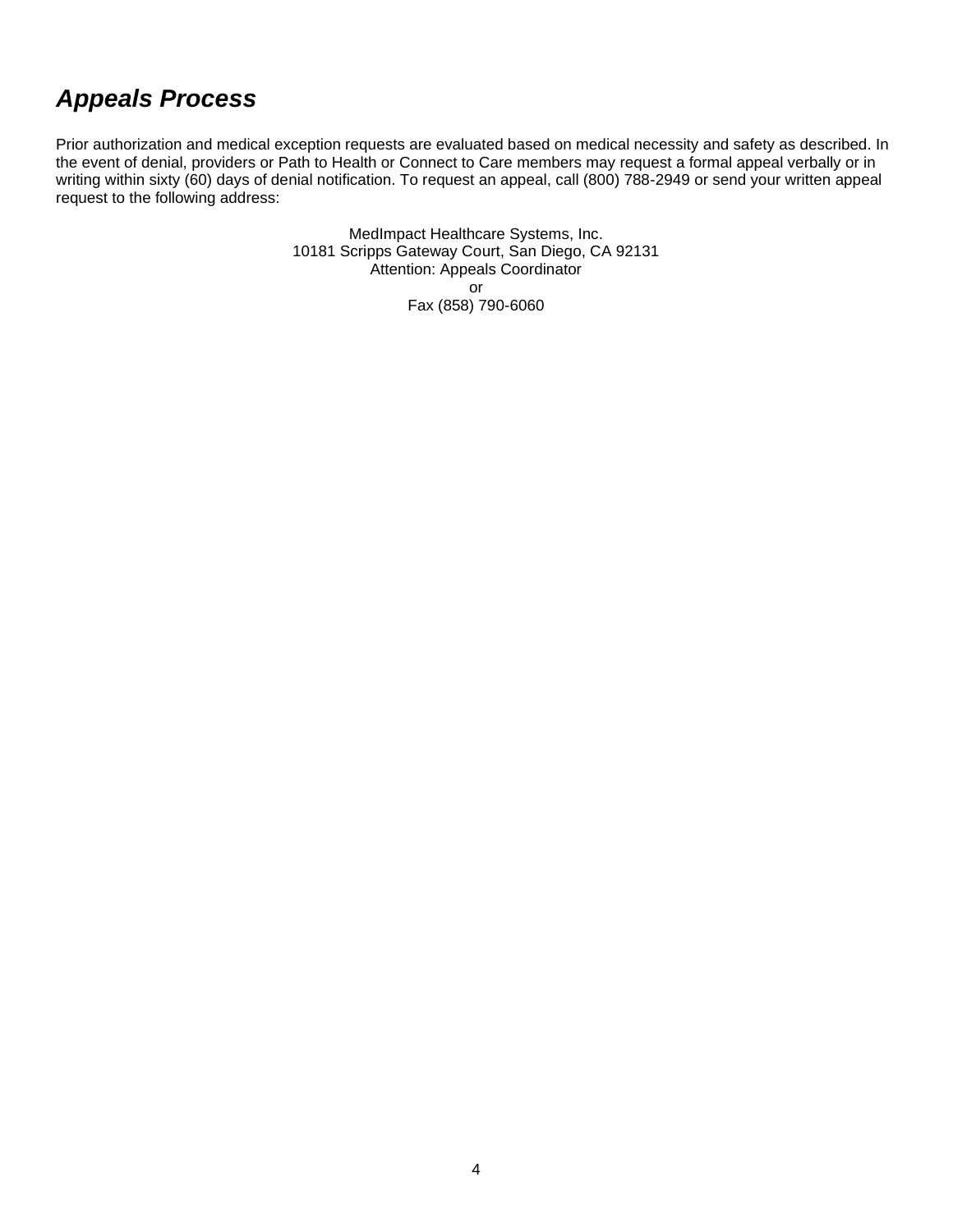## ***Appeals Process***

Prior authorization and medical exception requests are evaluated based on medical necessity and safety as described. In the event of denial, providers or Path to Health or Connect to Care members may request a formal appeal verbally or in writing within sixty (60) days of denial notification. To request an appeal, call (800) 788-2949 or send your written appeal request to the following address:

MedImpact Healthcare Systems, Inc.
10181 Scripps Gateway Court, San Diego, CA 92131
Attention: Appeals Coordinator
or
Fax (858) 790-6060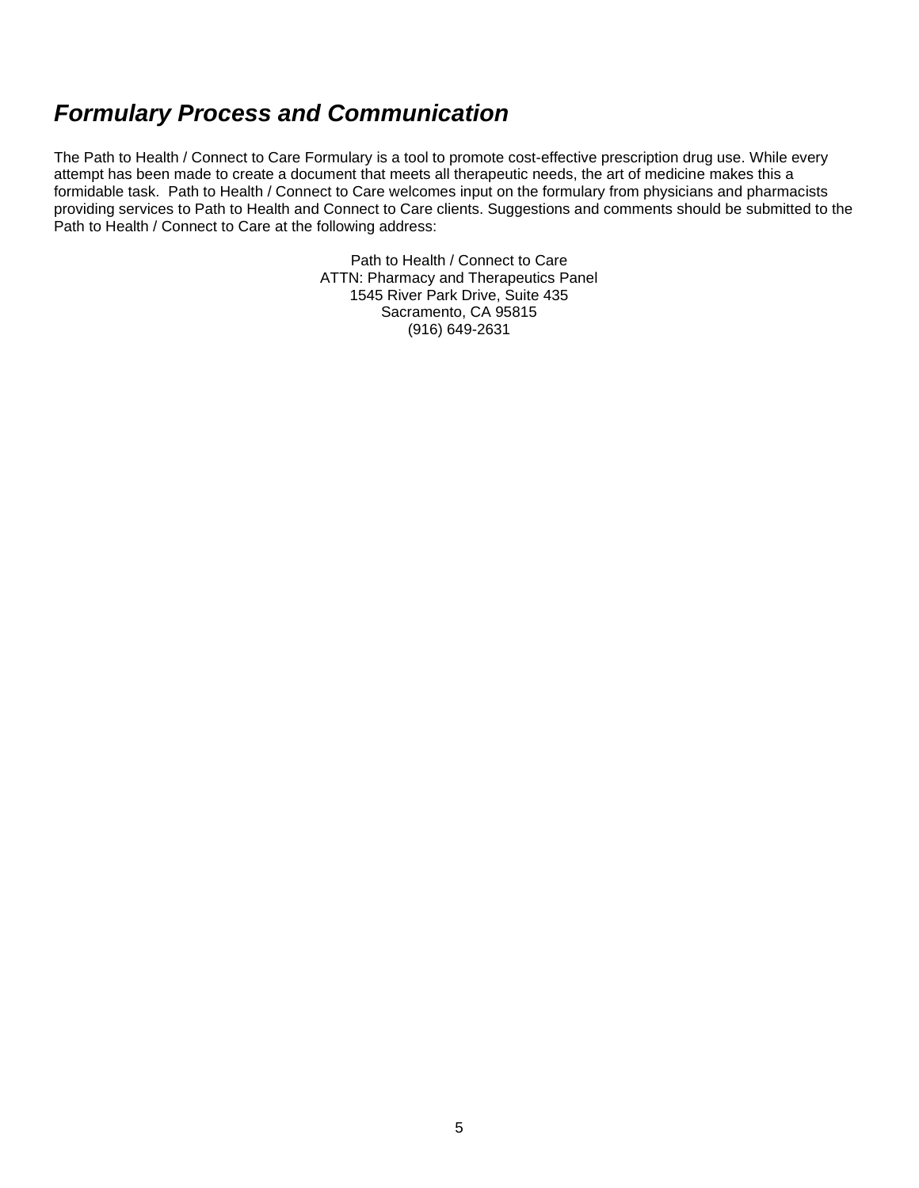# ***Formulary Process and Communication***

The Path to Health / Connect to Care Formulary is a tool to promote cost-effective prescription drug use. While every attempt has been made to create a document that meets all therapeutic needs, the art of medicine makes this a formidable task. Path to Health / Connect to Care welcomes input on the formulary from physicians and pharmacists providing services to Path to Health and Connect to Care clients. Suggestions and comments should be submitted to the Path to Health / Connect to Care at the following address:

Path to Health / Connect to Care
ATTN: Pharmacy and Therapeutics Panel
1545 River Park Drive, Suite 435
Sacramento, CA 95815
(916) 649-2631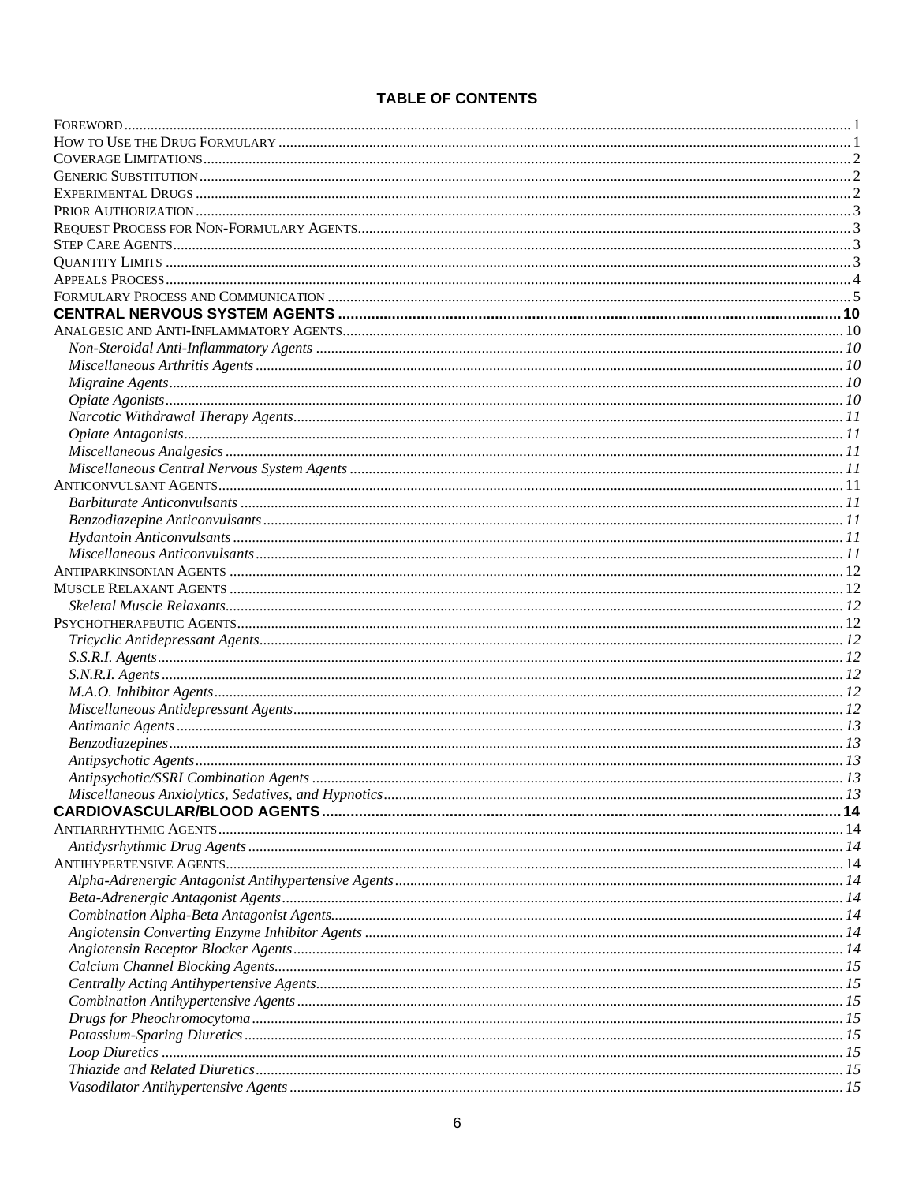## TABLE OF CONTENTS

Foreword ... 1
How to Use the Drug Formulary ... 1
Coverage Limitations ... 2
Generic Substitution ... 2
Experimental Drugs ... 2
Prior Authorization ... 3
Request Process for Non-Formulary Agents ... 3
Step Care Agents ... 3
Quantity Limits ... 3
Appeals Process ... 4
Formulary Process and Communication ... 5

**CENTRAL NERVOUS SYSTEM AGENTS ... 10**

Analgesic and Anti-Inflammatory Agents ... 10
- *Non-Steroidal Anti-Inflammatory Agents ... 10*
- *Miscellaneous Arthritis Agents ... 10*
- *Migraine Agents ... 10*
- *Opiate Agonists ... 10*
- *Narcotic Withdrawal Therapy Agents ... 11*
- *Opiate Antagonists ... 11*
- *Miscellaneous Analgesics ... 11*
- *Miscellaneous Central Nervous System Agents ... 11*

Anticonvulsant Agents ... 11
- *Barbiturate Anticonvulsants ... 11*
- *Benzodiazepine Anticonvulsants ... 11*
- *Hydantoin Anticonvulsants ... 11*
- *Miscellaneous Anticonvulsants ... 11*

Antiparkinsonian Agents ... 12

Muscle Relaxant Agents ... 12
- *Skeletal Muscle Relaxants ... 12*

Psychotherapeutic Agents ... 12
- *Tricyclic Antidepressant Agents ... 12*
- *S.S.R.I. Agents ... 12*
- *S.N.R.I. Agents ... 12*
- *M.A.O. Inhibitor Agents ... 12*
- *Miscellaneous Antidepressant Agents ... 12*
- *Antimanic Agents ... 13*
- *Benzodiazepines ... 13*
- *Antipsychotic Agents ... 13*
- *Antipsychotic/SSRI Combination Agents ... 13*
- *Miscellaneous Anxiolytics, Sedatives, and Hypnotics ... 13*

**CARDIOVASCULAR/BLOOD AGENTS ... 14**

Antiarrhythmic Agents ... 14
- *Antidysrhythmic Drug Agents ... 14*

Antihypertensive Agents ... 14
- *Alpha-Adrenergic Antagonist Antihypertensive Agents ... 14*
- *Beta-Adrenergic Antagonist Agents ... 14*
- *Combination Alpha-Beta Antagonist Agents ... 14*
- *Angiotensin Converting Enzyme Inhibitor Agents ... 14*
- *Angiotensin Receptor Blocker Agents ... 14*
- *Calcium Channel Blocking Agents ... 15*
- *Centrally Acting Antihypertensive Agents ... 15*
- *Combination Antihypertensive Agents ... 15*
- *Drugs for Pheochromocytoma ... 15*
- *Potassium-Sparing Diuretics ... 15*
- *Loop Diuretics ... 15*
- *Thiazide and Related Diuretics ... 15*
- *Vasodilator Antihypertensive Agents ... 15*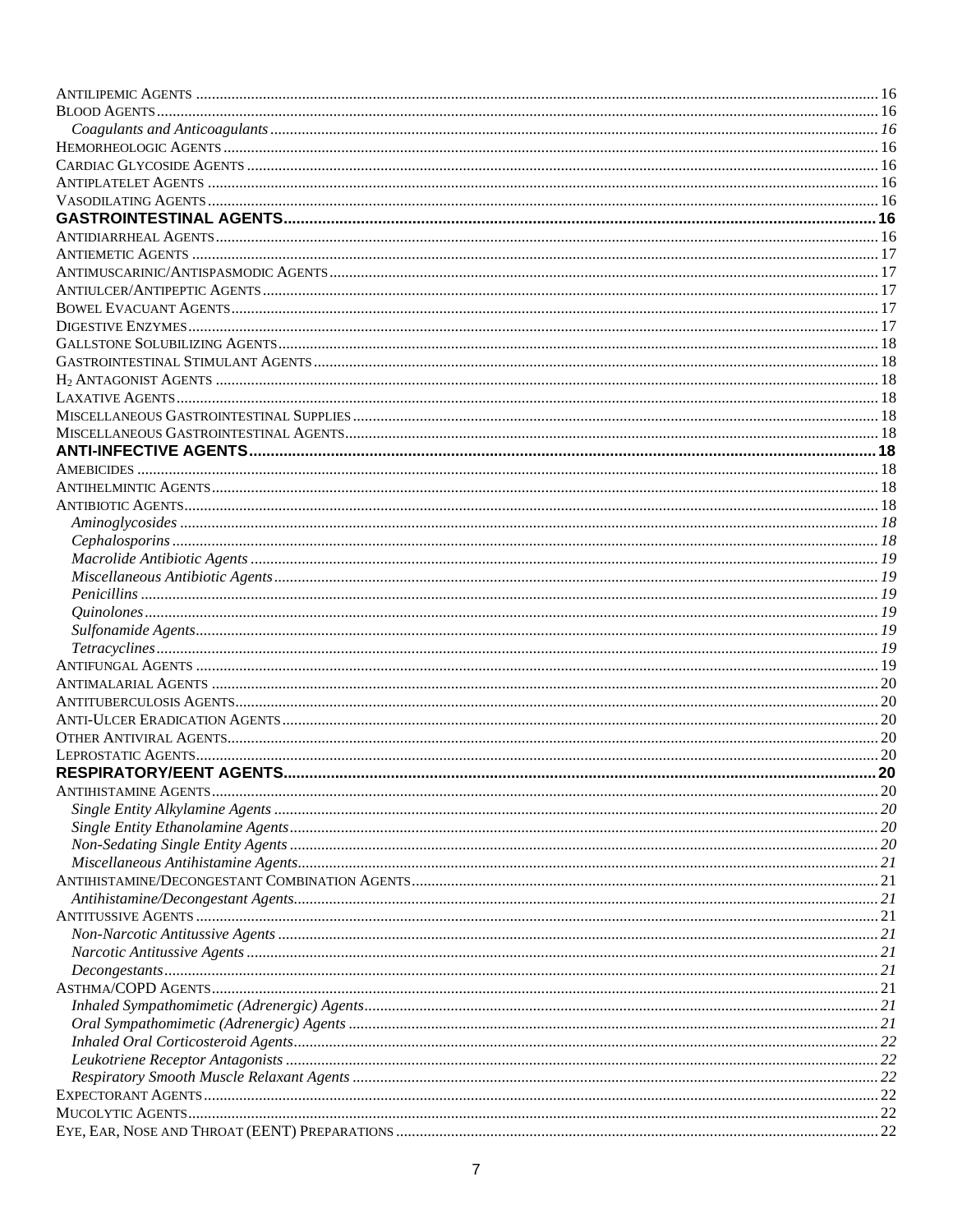Antilipemic Agents ........ 16
Blood Agents ........ 16
  *Coagulants and Anticoagulants ........ 16*
Hemorheologic Agents ........ 16
Cardiac Glycoside Agents ........ 16
Antiplatelet Agents ........ 16
Vasodilating Agents ........ 16

**GASTROINTESTINAL AGENTS ........ 16**

Antidiarrheal Agents ........ 16
Antiemetic Agents ........ 17
Antimuscarinic/Antispasmodic Agents ........ 17
Antiulcer/Antipeptic Agents ........ 17
Bowel Evacuant Agents ........ 17
Digestive Enzymes ........ 17
Gallstone Solubilizing Agents ........ 18
Gastrointestinal Stimulant Agents ........ 18
$H_2$ Antagonist Agents ........ 18
Laxative Agents ........ 18
Miscellaneous Gastrointestinal Supplies ........ 18
Miscellaneous Gastrointestinal Agents ........ 18

**ANTI-INFECTIVE AGENTS ........ 18**

Amebicides ........ 18
Antihelmintic Agents ........ 18
Antibiotic Agents ........ 18
  *Aminoglycosides ........ 18*
  *Cephalosporins ........ 18*
  *Macrolide Antibiotic Agents ........ 19*
  *Miscellaneous Antibiotic Agents ........ 19*
  *Penicillins ........ 19*
  *Quinolones ........ 19*
  *Sulfonamide Agents ........ 19*
  *Tetracyclines ........ 19*
Antifungal Agents ........ 19
Antimalarial Agents ........ 20
Antituberculosis Agents ........ 20
Anti-Ulcer Eradication Agents ........ 20
Other Antiviral Agents ........ 20
Leprostatic Agents ........ 20

**RESPIRATORY/EENT AGENTS ........ 20**

Antihistamine Agents ........ 20
  *Single Entity Alkylamine Agents ........ 20*
  *Single Entity Ethanolamine Agents ........ 20*
  *Non-Sedating Single Entity Agents ........ 20*
  *Miscellaneous Antihistamine Agents ........ 21*
Antihistamine/Decongestant Combination Agents ........ 21
  *Antihistamine/Decongestant Agents ........ 21*
Antitussive Agents ........ 21
  *Non-Narcotic Antitussive Agents ........ 21*
  *Narcotic Antitussive Agents ........ 21*
  *Decongestants ........ 21*
Asthma/COPD Agents ........ 21
  *Inhaled Sympathomimetic (Adrenergic) Agents ........ 21*
  *Oral Sympathomimetic (Adrenergic) Agents ........ 21*
  *Inhaled Oral Corticosteroid Agents ........ 22*
  *Leukotriene Receptor Antagonists ........ 22*
  *Respiratory Smooth Muscle Relaxant Agents ........ 22*
Expectorant Agents ........ 22
Mucolytic Agents ........ 22
Eye, Ear, Nose and Throat (EENT) Preparations ........ 22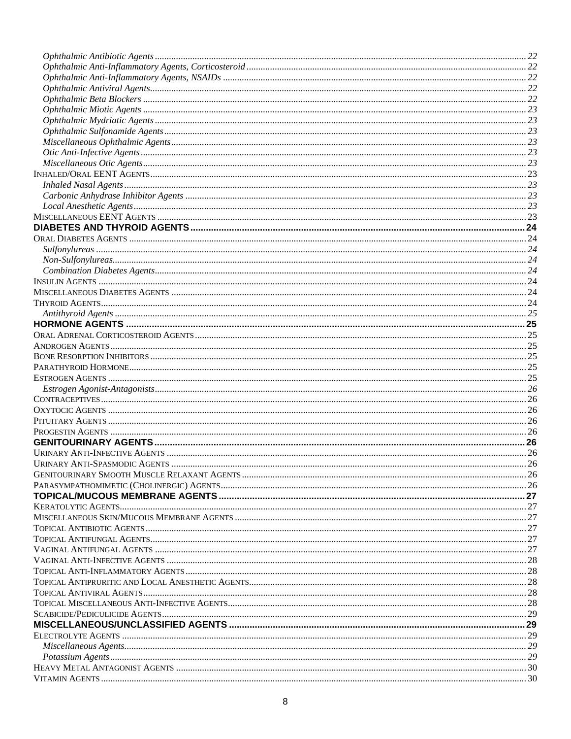*Ophthalmic Antibiotic Agents* ... *22*
*Ophthalmic Anti-Inflammatory Agents, Corticosteroid* ... *22*
*Ophthalmic Anti-Inflammatory Agents, NSAIDs* ... *22*
*Ophthalmic Antiviral Agents* ... *22*
*Ophthalmic Beta Blockers* ... *22*
*Ophthalmic Miotic Agents* ... *23*
*Ophthalmic Mydriatic Agents* ... *23*
*Ophthalmic Sulfonamide Agents* ... *23*
*Miscellaneous Ophthalmic Agents* ... *23*
*Otic Anti-Infective Agents* ... *23*
*Miscellaneous Otic Agents* ... *23*
INHALED/ORAL EENT AGENTS ... 23
*Inhaled Nasal Agents* ... *23*
*Carbonic Anhydrase Inhibitor Agents* ... *23*
*Local Anesthetic Agents* ... *23*
MISCELLANEOUS EENT AGENTS ... 23
**DIABETES AND THYROID AGENTS ... 24**
ORAL DIABETES AGENTS ... 24
*Sulfonylureas* ... *24*
*Non-Sulfonylureas* ... *24*
*Combination Diabetes Agents* ... *24*
INSULIN AGENTS ... 24
MISCELLANEOUS DIABETES AGENTS ... 24
THYROID AGENTS ... 24
*Antithyroid Agents* ... *25*
**HORMONE AGENTS ... 25**
ORAL ADRENAL CORTICOSTEROID AGENTS ... 25
ANDROGEN AGENTS ... 25
BONE RESORPTION INHIBITORS ... 25
PARATHYROID HORMONE ... 25
ESTROGEN AGENTS ... 25
*Estrogen Agonist-Antagonists* ... *26*
CONTRACEPTIVES ... 26
OXYTOCIC AGENTS ... 26
PITUITARY AGENTS ... 26
PROGESTIN AGENTS ... 26
**GENITOURINARY AGENTS ... 26**
URINARY ANTI-INFECTIVE AGENTS ... 26
URINARY ANTI-SPASMODIC AGENTS ... 26
GENITOURINARY SMOOTH MUSCLE RELAXANT AGENTS ... 26
PARASYMPATHOMIMETIC (CHOLINERGIC) AGENTS ... 26
**TOPICAL/MUCOUS MEMBRANE AGENTS ... 27**
KERATOLYTIC AGENTS ... 27
MISCELLANEOUS SKIN/MUCOUS MEMBRANE AGENTS ... 27
TOPICAL ANTIBIOTIC AGENTS ... 27
TOPICAL ANTIFUNGAL AGENTS ... 27
VAGINAL ANTIFUNGAL AGENTS ... 27
VAGINAL ANTI-INFECTIVE AGENTS ... 28
TOPICAL ANTI-INFLAMMATORY AGENTS ... 28
TOPICAL ANTIPRURITIC AND LOCAL ANESTHETIC AGENTS ... 28
TOPICAL ANTIVIRAL AGENTS ... 28
TOPICAL MISCELLANEOUS ANTI-INFECTIVE AGENTS ... 28
SCABICIDE/PEDICULICIDE AGENTS ... 29
**MISCELLANEOUS/UNCLASSIFIED AGENTS ... 29**
ELECTROLYTE AGENTS ... 29
*Miscellaneous Agents* ... *29*
*Potassium Agents* ... *29*
HEAVY METAL ANTAGONIST AGENTS ... 30
VITAMIN AGENTS ... 30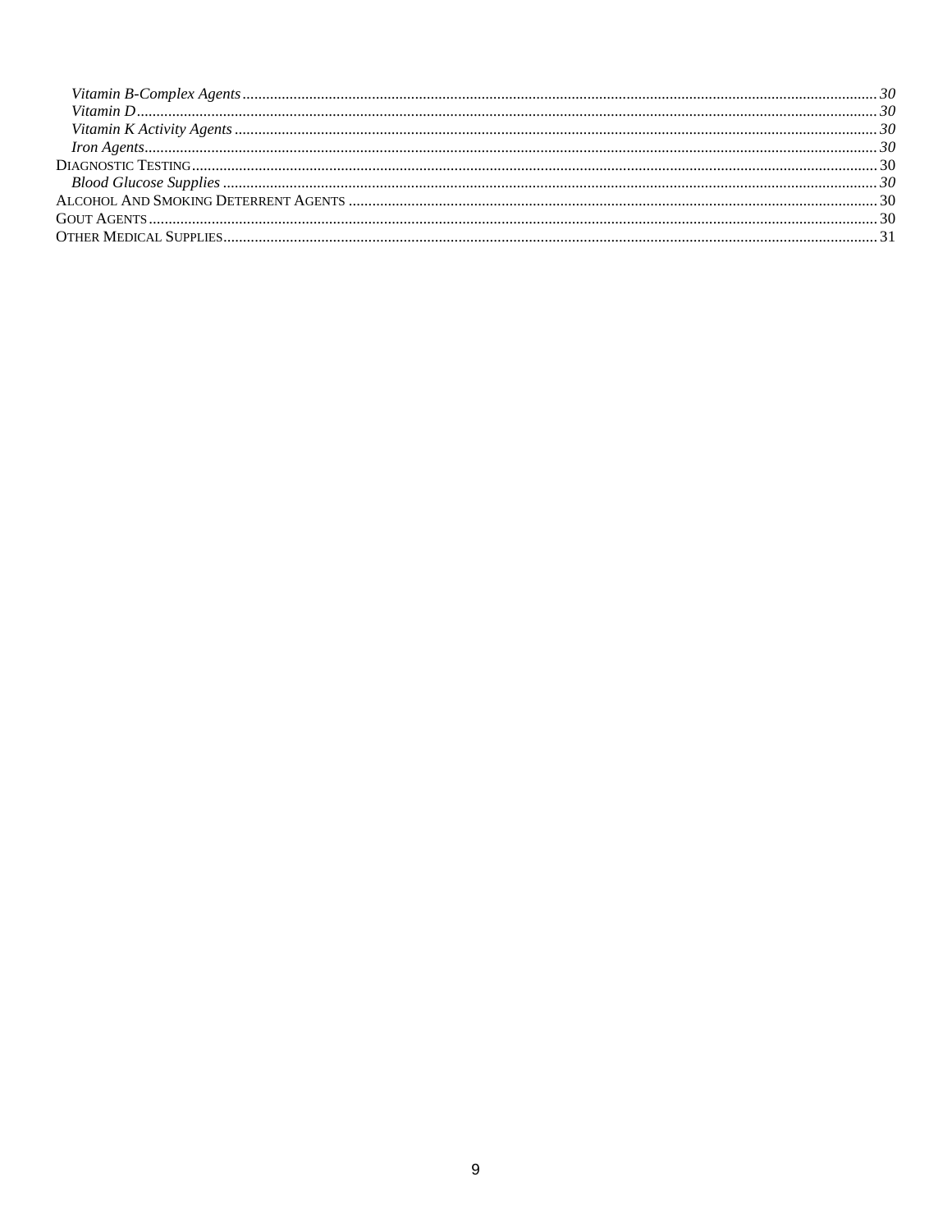*Vitamin B-Complex Agents* ........ 30
*Vitamin D* ........ 30
*Vitamin K Activity Agents* ........ 30
*Iron Agents* ........ 30
DIAGNOSTIC TESTING ........ 30
*Blood Glucose Supplies* ........ 30
ALCOHOL AND SMOKING DETERRENT AGENTS ........ 30
GOUT AGENTS ........ 30
OTHER MEDICAL SUPPLIES ........ 31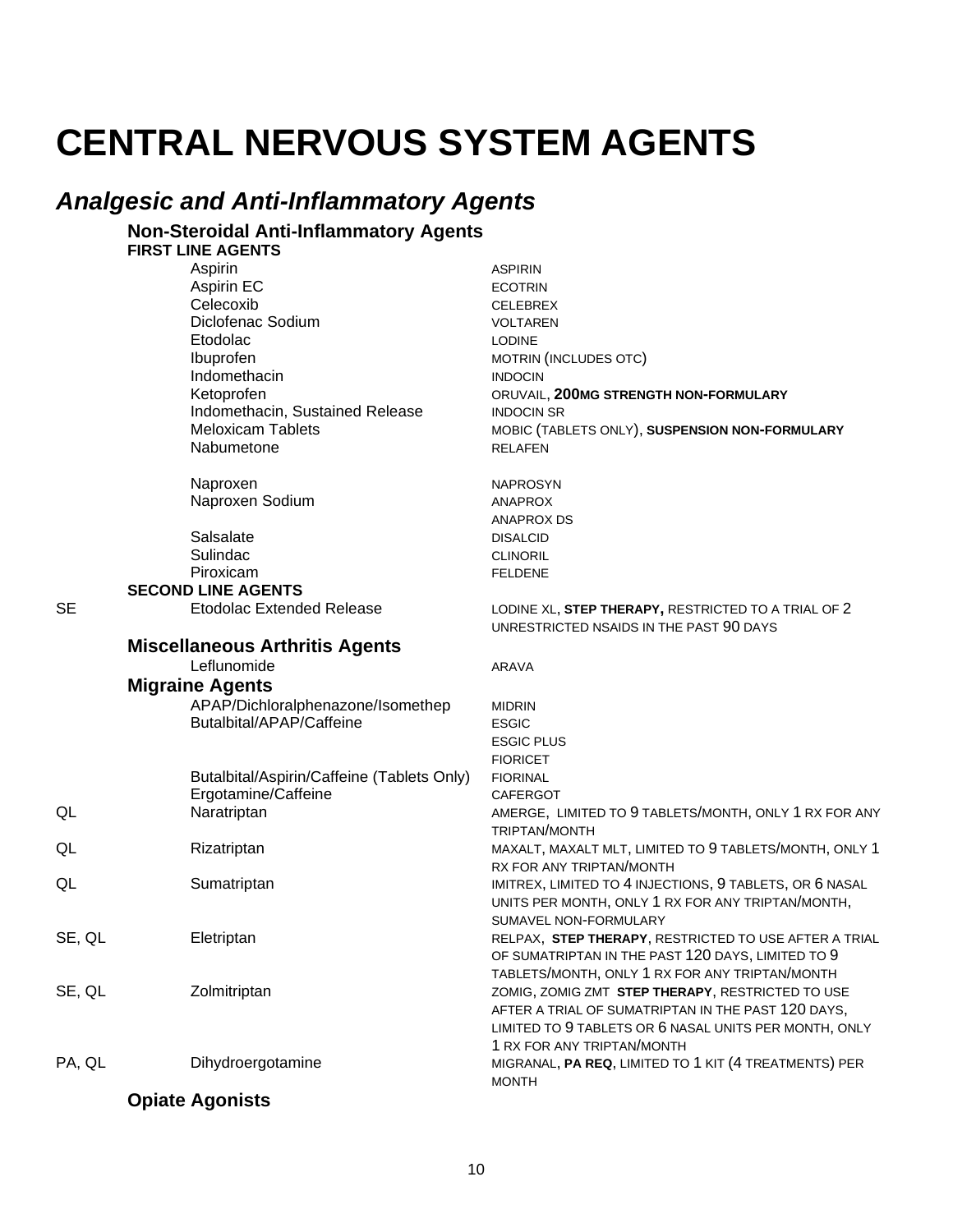# CENTRAL NERVOUS SYSTEM AGENTS

## *Analgesic and Anti-Inflammatory Agents*

### Non-Steroidal Anti-Inflammatory Agents

**FIRST LINE AGENTS**

| | Drug | Brand / Notes |
|---|---|---|
| | Aspirin | ASPIRIN |
| | Aspirin EC | ECOTRIN |
| | Celecoxib | CELEBREX |
| | Diclofenac Sodium | VOLTAREN |
| | Etodolac | LODINE |
| | Ibuprofen | MOTRIN (INCLUDES OTC) |
| | Indomethacin | INDOCIN |
| | Ketoprofen | ORUVAIL, **200MG STRENGTH NON-FORMULARY** |
| | Indomethacin, Sustained Release | INDOCIN SR |
| | Meloxicam Tablets | MOBIC (TABLETS ONLY), **SUSPENSION NON-FORMULARY** |
| | Nabumetone | RELAFEN |
| | Naproxen | NAPROSYN |
| | Naproxen Sodium | ANAPROX<br>ANAPROX DS |
| | Salsalate | DISALCID |
| | Sulindac | CLINORIL |
| | Piroxicam | FELDENE |

**SECOND LINE AGENTS**

| | Drug | Brand / Notes |
|---|---|---|
| SE | Etodolac Extended Release | LODINE XL, **STEP THERAPY,** RESTRICTED TO A TRIAL OF 2 UNRESTRICTED NSAIDS IN THE PAST 90 DAYS |

### Miscellaneous Arthritis Agents

| | Drug | Brand / Notes |
|---|---|---|
| | Leflunomide | ARAVA |

### Migraine Agents

| | Drug | Brand / Notes |
|---|---|---|
| | APAP/Dichloralphenazone/Isomethep | MIDRIN |
| | Butalbital/APAP/Caffeine | ESGIC<br>ESGIC PLUS<br>FIORICET |
| | Butalbital/Aspirin/Caffeine (Tablets Only) | FIORINAL |
| | Ergotamine/Caffeine | CAFERGOT |
| QL | Naratriptan | AMERGE, LIMITED TO 9 TABLETS/MONTH, ONLY 1 RX FOR ANY TRIPTAN/MONTH |
| QL | Rizatriptan | MAXALT, MAXALT MLT, LIMITED TO 9 TABLETS/MONTH, ONLY 1 RX FOR ANY TRIPTAN/MONTH |
| QL | Sumatriptan | IMITREX, LIMITED TO 4 INJECTIONS, 9 TABLETS, OR 6 NASAL UNITS PER MONTH, ONLY 1 RX FOR ANY TRIPTAN/MONTH, SUMAVEL NON-FORMULARY |
| SE, QL | Eletriptan | RELPAX, **STEP THERAPY**, RESTRICTED TO USE AFTER A TRIAL OF SUMATRIPTAN IN THE PAST 120 DAYS, LIMITED TO 9 TABLETS/MONTH, ONLY 1 RX FOR ANY TRIPTAN/MONTH |
| SE, QL | Zolmitriptan | ZOMIG, ZOMIG ZMT **STEP THERAPY**, RESTRICTED TO USE AFTER A TRIAL OF SUMATRIPTAN IN THE PAST 120 DAYS, LIMITED TO 9 TABLETS OR 6 NASAL UNITS PER MONTH, ONLY 1 RX FOR ANY TRIPTAN/MONTH |
| PA, QL | Dihydroergotamine | MIGRANAL, **PA REQ**, LIMITED TO 1 KIT (4 TREATMENTS) PER MONTH |

### Opiate Agonists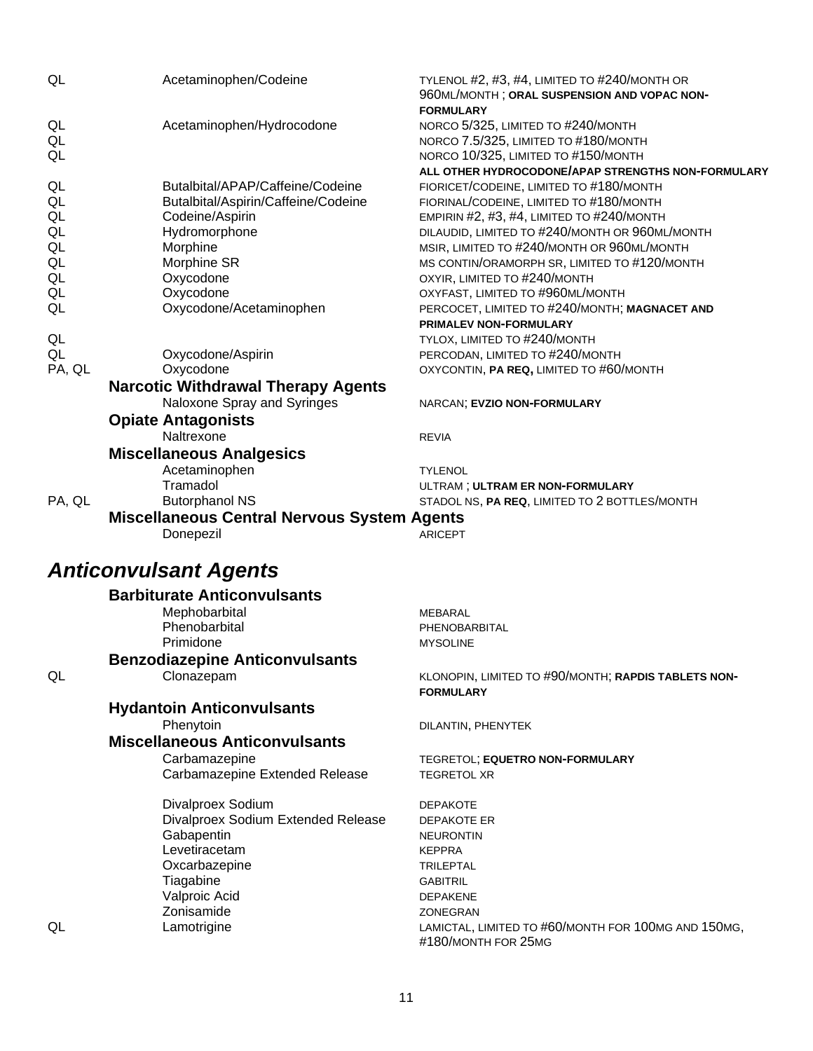| | | |
|---|---|---|
| QL | Acetaminophen/Codeine | TYLENOL #2, #3, #4, LIMITED TO #240/MONTH OR 960ML/MONTH ; **ORAL SUSPENSION AND VOPAC NON-FORMULARY** |
| QL | Acetaminophen/Hydrocodone | NORCO 5/325, LIMITED TO #240/MONTH |
| QL | | NORCO 7.5/325, LIMITED TO #180/MONTH |
| QL | | NORCO 10/325, LIMITED TO #150/MONTH **ALL OTHER HYDROCODONE/APAP STRENGTHS NON-FORMULARY** |
| QL | Butalbital/APAP/Caffeine/Codeine | FIORICET/CODEINE, LIMITED TO #180/MONTH |
| QL | Butalbital/Aspirin/Caffeine/Codeine | FIORINAL/CODEINE, LIMITED TO #180/MONTH |
| QL | Codeine/Aspirin | EMPIRIN #2, #3, #4, LIMITED TO #240/MONTH |
| QL | Hydromorphone | DILAUDID, LIMITED TO #240/MONTH OR 960ML/MONTH |
| QL | Morphine | MSIR, LIMITED TO #240/MONTH OR 960ML/MONTH |
| QL | Morphine SR | MS CONTIN/ORAMORPH SR, LIMITED TO #120/MONTH |
| QL | Oxycodone | OXYIR, LIMITED TO #240/MONTH |
| QL | Oxycodone | OXYFAST, LIMITED TO #960ML/MONTH |
| QL | Oxycodone/Acetaminophen | PERCOCET, LIMITED TO #240/MONTH; **MAGNACET AND PRIMALEV NON-FORMULARY** |
| QL | | TYLOX, LIMITED TO #240/MONTH |
| QL | Oxycodone/Aspirin | PERCODAN, LIMITED TO #240/MONTH |
| PA, QL | Oxycodone | OXYCONTIN, **PA REQ,** LIMITED TO #60/MONTH |

### Narcotic Withdrawal Therapy Agents

| | | |
|---|---|---|
| | Naloxone Spray and Syringes | NARCAN; **EVZIO NON-FORMULARY** |

### Opiate Antagonists

| | | |
|---|---|---|
| | Naltrexone | REVIA |

### Miscellaneous Analgesics

| | | |
|---|---|---|
| | Acetaminophen | TYLENOL |
| | Tramadol | ULTRAM ; **ULTRAM ER NON-FORMULARY** |
| PA, QL | Butorphanol NS | STADOL NS, **PA REQ**, LIMITED TO 2 BOTTLES/MONTH |

### Miscellaneous Central Nervous System Agents

| | | |
|---|---|---|
| | Donepezil | ARICEPT |

## *Anticonvulsant Agents*

### Barbiturate Anticonvulsants

| | | |
|---|---|---|
| | Mephobarbital | MEBARAL |
| | Phenobarbital | PHENOBARBITAL |
| | Primidone | MYSOLINE |

### Benzodiazepine Anticonvulsants

| | | |
|---|---|---|
| QL | Clonazepam | KLONOPIN, LIMITED TO #90/MONTH; **RAPDIS TABLETS NON-FORMULARY** |

### Hydantoin Anticonvulsants

| | | |
|---|---|---|
| | Phenytoin | DILANTIN, PHENYTEK |

### Miscellaneous Anticonvulsants

| | | |
|---|---|---|
| | Carbamazepine | TEGRETOL; **EQUETRO NON-FORMULARY** |
| | Carbamazepine Extended Release | TEGRETOL XR |
| | Divalproex Sodium | DEPAKOTE |
| | Divalproex Sodium Extended Release | DEPAKOTE ER |
| | Gabapentin | NEURONTIN |
| | Levetiracetam | KEPPRA |
| | Oxcarbazepine | TRILEPTAL |
| | Tiagabine | GABITRIL |
| | Valproic Acid | DEPAKENE |
| | Zonisamide | ZONEGRAN |
| QL | Lamotrigine | LAMICTAL, LIMITED TO #60/MONTH FOR 100MG AND 150MG, #180/MONTH FOR 25MG |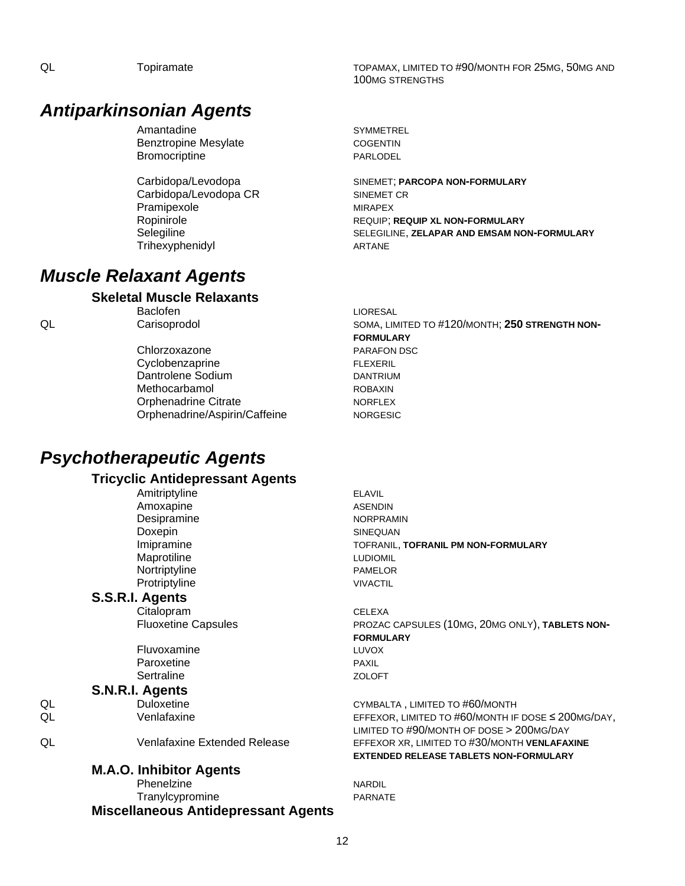| | | |
|---|---|---|
| QL | Topiramate | TOPAMAX, LIMITED TO #90/MONTH FOR 25MG, 50MG AND 100MG STRENGTHS |

## *Antiparkinsonian Agents*

| | | |
|---|---|---|
| | Amantadine | SYMMETREL |
| | Benztropine Mesylate | COGENTIN |
| | Bromocriptine | PARLODEL |
| | Carbidopa/Levodopa | SINEMET; **PARCOPA NON-FORMULARY** |
| | Carbidopa/Levodopa CR | SINEMET CR |
| | Pramipexole | MIRAPEX |
| | Ropinirole | REQUIP; **REQUIP XL NON-FORMULARY** |
| | Selegiline | SELEGILINE, **ZELAPAR AND EMSAM NON-FORMULARY** |
| | Trihexyphenidyl | ARTANE |

## *Muscle Relaxant Agents*

### Skeletal Muscle Relaxants

| | | |
|---|---|---|
| | Baclofen | LIORESAL |
| QL | Carisoprodol | SOMA, LIMITED TO #120/MONTH; **250 STRENGTH NON-FORMULARY** |
| | Chlorzoxazone | PARAFON DSC |
| | Cyclobenzaprine | FLEXERIL |
| | Dantrolene Sodium | DANTRIUM |
| | Methocarbamol | ROBAXIN |
| | Orphenadrine Citrate | NORFLEX |
| | Orphenadrine/Aspirin/Caffeine | NORGESIC |

## *Psychotherapeutic Agents*

### Tricyclic Antidepressant Agents

| | | |
|---|---|---|
| | Amitriptyline | ELAVIL |
| | Amoxapine | ASENDIN |
| | Desipramine | NORPRAMIN |
| | Doxepin | SINEQUAN |
| | Imipramine | TOFRANIL, **TOFRANIL PM NON-FORMULARY** |
| | Maprotiline | LUDIOMIL |
| | Nortriptyline | PAMELOR |
| | Protriptyline | VIVACTIL |

### S.S.R.I. Agents

| | | |
|---|---|---|
| | Citalopram | CELEXA |
| | Fluoxetine Capsules | PROZAC CAPSULES (10MG, 20MG ONLY), **TABLETS NON-FORMULARY** |
| | Fluvoxamine | LUVOX |
| | Paroxetine | PAXIL |
| | Sertraline | ZOLOFT |

### S.N.R.I. Agents

| | | |
|---|---|---|
| QL | Duloxetine | CYMBALTA , LIMITED TO #60/MONTH |
| QL | Venlafaxine | EFFEXOR, LIMITED TO #60/MONTH IF DOSE ≤ 200MG/DAY, LIMITED TO #90/MONTH OF DOSE > 200MG/DAY |
| QL | Venlafaxine Extended Release | EFFEXOR XR, LIMITED TO #30/MONTH **VENLAFAXINE EXTENDED RELEASE TABLETS NON-FORMULARY** |

### M.A.O. Inhibitor Agents

| | | |
|---|---|---|
| | Phenelzine | NARDIL |
| | Tranylcypromine | PARNATE |

### Miscellaneous Antidepressant Agents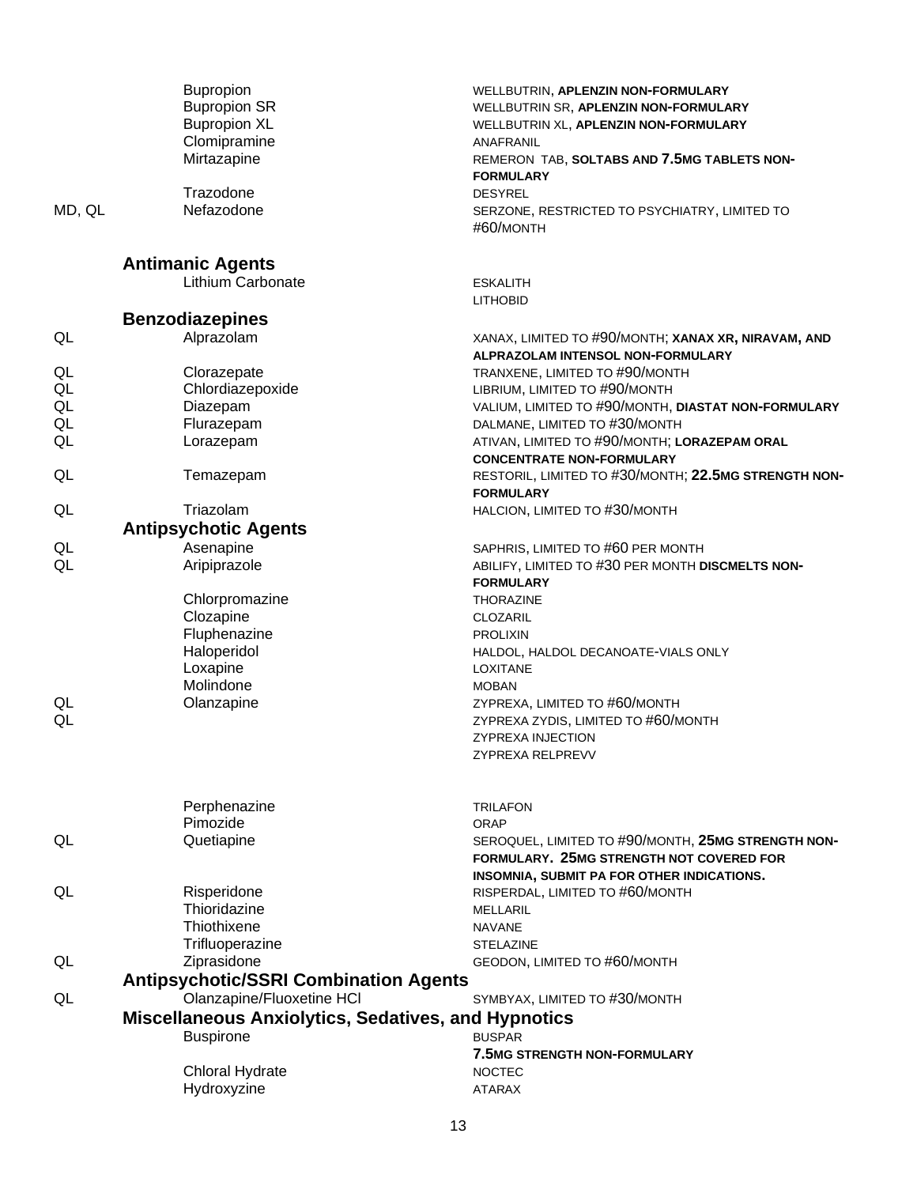| | Drug | Brand / Notes |
|---|---|---|
| | Bupropion | WELLBUTRIN, **APLENZIN NON-FORMULARY** |
| | Bupropion SR | WELLBUTRIN SR, **APLENZIN NON-FORMULARY** |
| | Bupropion XL | WELLBUTRIN XL, **APLENZIN NON-FORMULARY** |
| | Clomipramine | ANAFRANIL |
| | Mirtazapine | REMERON TAB, **SOLTABS AND 7.5MG TABLETS NON-FORMULARY** |
| | Trazodone | DESYREL |
| MD, QL | Nefazodone | SERZONE, RESTRICTED TO PSYCHIATRY, LIMITED TO #60/MONTH |

### Antimanic Agents

| | Drug | Brand / Notes |
|---|---|---|
| | Lithium Carbonate | ESKALITH |
| | | LITHOBID |

### Benzodiazepines

| | Drug | Brand / Notes |
|---|---|---|
| QL | Alprazolam | XANAX, LIMITED TO #90/MONTH; **XANAX XR, NIRAVAM, AND ALPRAZOLAM INTENSOL NON-FORMULARY** |
| QL | Clorazepate | TRANXENE, LIMITED TO #90/MONTH |
| QL | Chlordiazepoxide | LIBRIUM, LIMITED TO #90/MONTH |
| QL | Diazepam | VALIUM, LIMITED TO #90/MONTH, **DIASTAT NON-FORMULARY** |
| QL | Flurazepam | DALMANE, LIMITED TO #30/MONTH |
| QL | Lorazepam | ATIVAN, LIMITED TO #90/MONTH; **LORAZEPAM ORAL CONCENTRATE NON-FORMULARY** |
| QL | Temazepam | RESTORIL, LIMITED TO #30/MONTH; **22.5MG STRENGTH NON-FORMULARY** |
| QL | Triazolam | HALCION, LIMITED TO #30/MONTH |

### Antipsychotic Agents

| | Drug | Brand / Notes |
|---|---|---|
| QL | Asenapine | SAPHRIS, LIMITED TO #60 PER MONTH |
| QL | Aripiprazole | ABILIFY, LIMITED TO #30 PER MONTH **DISCMELTS NON-FORMULARY** |
| | Chlorpromazine | THORAZINE |
| | Clozapine | CLOZARIL |
| | Fluphenazine | PROLIXIN |
| | Haloperidol | HALDOL, HALDOL DECANOATE-VIALS ONLY |
| | Loxapine | LOXITANE |
| | Molindone | MOBAN |
| QL | Olanzapine | ZYPREXA, LIMITED TO #60/MONTH |
| QL | | ZYPREXA ZYDIS, LIMITED TO #60/MONTH |
| | | ZYPREXA INJECTION |
| | | ZYPREXA RELPREVV |
| | Perphenazine | TRILAFON |
| | Pimozide | ORAP |
| QL | Quetiapine | SEROQUEL, LIMITED TO #90/MONTH, **25MG STRENGTH NON-FORMULARY. 25MG STRENGTH NOT COVERED FOR INSOMNIA, SUBMIT PA FOR OTHER INDICATIONS.** |
| QL | Risperidone | RISPERDAL, LIMITED TO #60/MONTH |
| | Thioridazine | MELLARIL |
| | Thiothixene | NAVANE |
| | Trifluoperazine | STELAZINE |
| QL | Ziprasidone | GEODON, LIMITED TO #60/MONTH |

### Antipsychotic/SSRI Combination Agents

| | Drug | Brand / Notes |
|---|---|---|
| QL | Olanzapine/Fluoxetine HCl | SYMBYAX, LIMITED TO #30/MONTH |

### Miscellaneous Anxiolytics, Sedatives, and Hypnotics

| | Drug | Brand / Notes |
|---|---|---|
| | Buspirone | BUSPAR **7.5MG STRENGTH NON-FORMULARY** |
| | Chloral Hydrate | NOCTEC |
| | Hydroxyzine | ATARAX |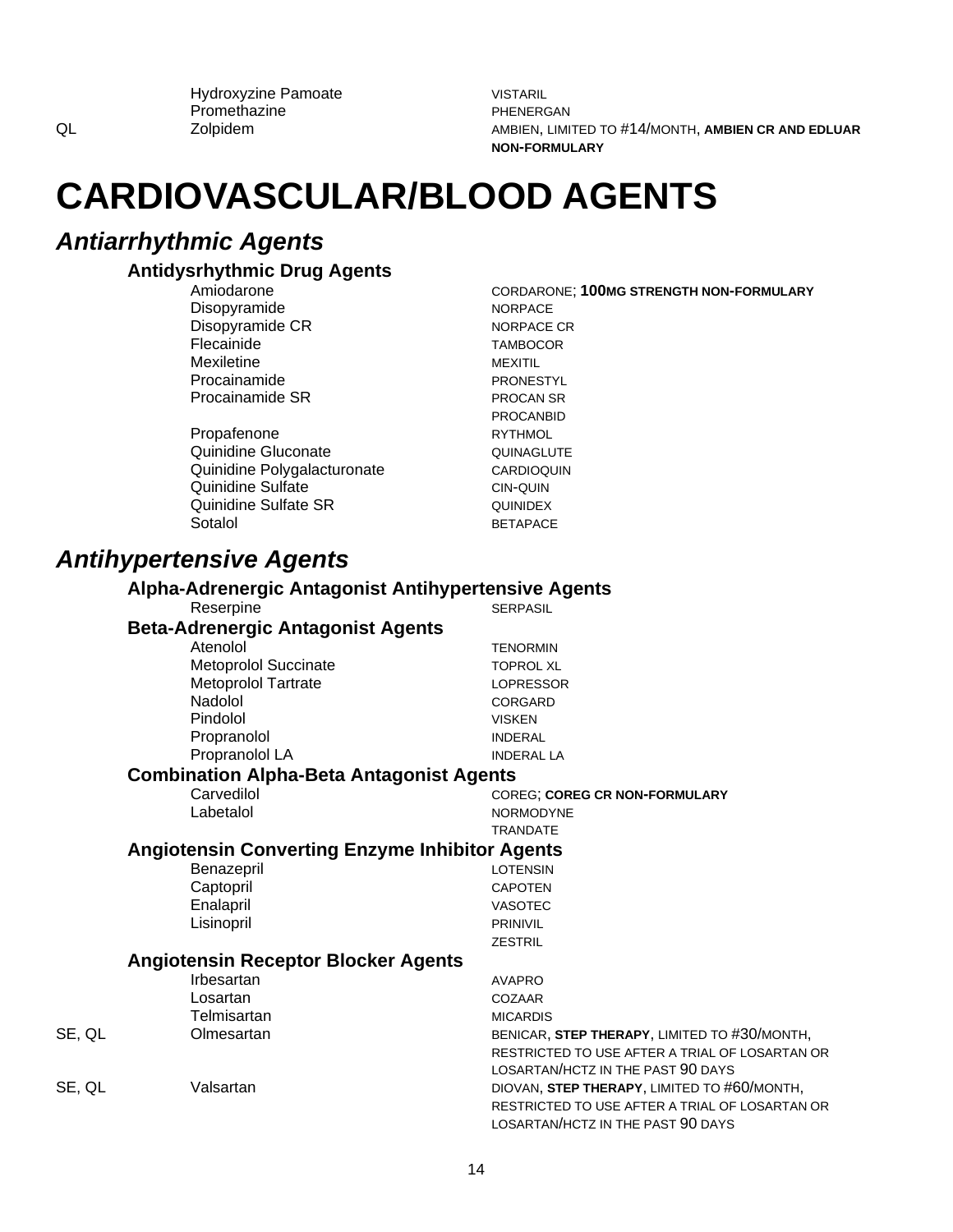| | | |
|---|---|---|
| | Hydroxyzine Pamoate | VISTARIL |
| | Promethazine | PHENERGAN |
| QL | Zolpidem | AMBIEN, LIMITED TO #14/MONTH, **AMBIEN CR AND EDLUAR NON-FORMULARY** |

# CARDIOVASCULAR/BLOOD AGENTS

## *Antiarrhythmic Agents*

### Antidysrhythmic Drug Agents

| | | |
|---|---|---|
| | Amiodarone | CORDARONE; **100MG STRENGTH NON-FORMULARY** |
| | Disopyramide | NORPACE |
| | Disopyramide CR | NORPACE CR |
| | Flecainide | TAMBOCOR |
| | Mexiletine | MEXITIL |
| | Procainamide | PRONESTYL |
| | Procainamide SR | PROCAN SR<br>PROCANBID |
| | Propafenone | RYTHMOL |
| | Quinidine Gluconate | QUINAGLUTE |
| | Quinidine Polygalacturonate | CARDIOQUIN |
| | Quinidine Sulfate | CIN-QUIN |
| | Quinidine Sulfate SR | QUINIDEX |
| | Sotalol | BETAPACE |

## *Antihypertensive Agents*

### Alpha-Adrenergic Antagonist Antihypertensive Agents

| | | |
|---|---|---|
| | Reserpine | SERPASIL |

### Beta-Adrenergic Antagonist Agents

| | | |
|---|---|---|
| | Atenolol | TENORMIN |
| | Metoprolol Succinate | TOPROL XL |
| | Metoprolol Tartrate | LOPRESSOR |
| | Nadolol | CORGARD |
| | Pindolol | VISKEN |
| | Propranolol | INDERAL |
| | Propranolol LA | INDERAL LA |

### Combination Alpha-Beta Antagonist Agents

| | | |
|---|---|---|
| | Carvedilol | COREG; **COREG CR NON-FORMULARY** |
| | Labetalol | NORMODYNE<br>TRANDATE |

### Angiotensin Converting Enzyme Inhibitor Agents

| | | |
|---|---|---|
| | Benazepril | LOTENSIN |
| | Captopril | CAPOTEN |
| | Enalapril | VASOTEC |
| | Lisinopril | PRINIVIL<br>ZESTRIL |

### Angiotensin Receptor Blocker Agents

| | | |
|---|---|---|
| | Irbesartan | AVAPRO |
| | Losartan | COZAAR |
| | Telmisartan | MICARDIS |
| SE, QL | Olmesartan | BENICAR, **STEP THERAPY**, LIMITED TO #30/MONTH, RESTRICTED TO USE AFTER A TRIAL OF LOSARTAN OR LOSARTAN/HCTZ IN THE PAST 90 DAYS |
| SE, QL | Valsartan | DIOVAN, **STEP THERAPY**, LIMITED TO #60/MONTH, RESTRICTED TO USE AFTER A TRIAL OF LOSARTAN OR LOSARTAN/HCTZ IN THE PAST 90 DAYS |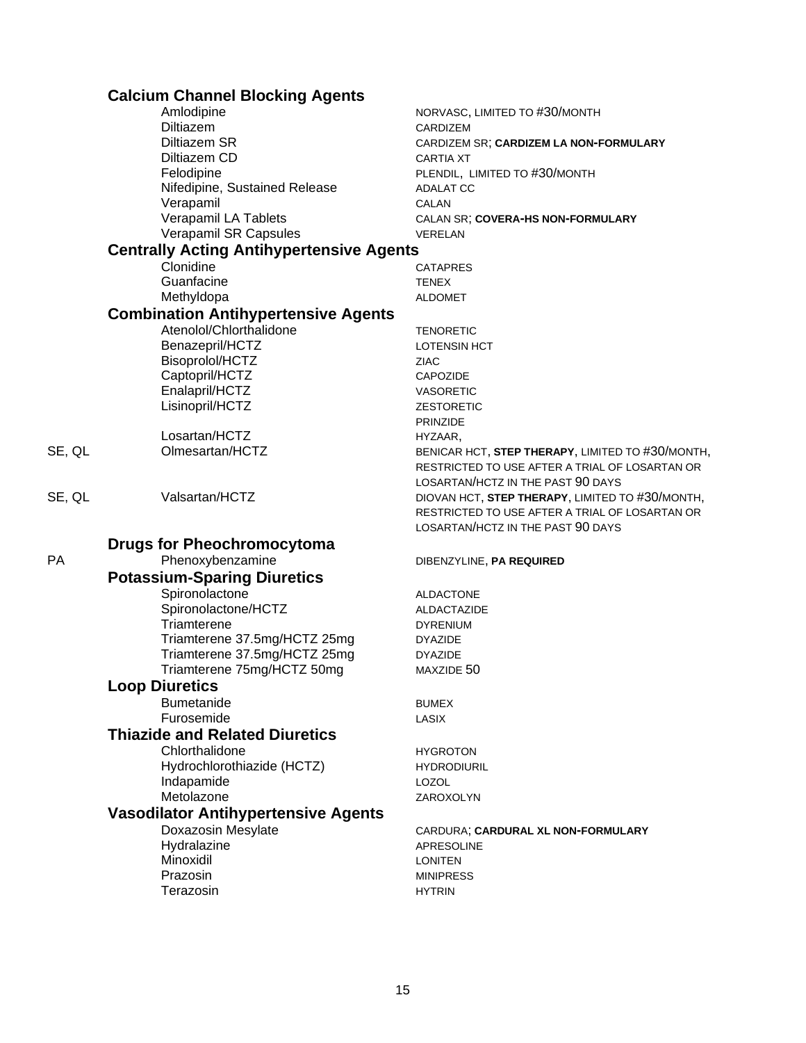## Calcium Channel Blocking Agents

| | Drug | Brand / Notes |
|---|---|---|
| | Amlodipine | NORVASC, LIMITED TO #30/MONTH |
| | Diltiazem | CARDIZEM |
| | Diltiazem SR | CARDIZEM SR; **CARDIZEM LA NON-FORMULARY** |
| | Diltiazem CD | CARTIA XT |
| | Felodipine | PLENDIL, LIMITED TO #30/MONTH |
| | Nifedipine, Sustained Release | ADALAT CC |
| | Verapamil | CALAN |
| | Verapamil LA Tablets | CALAN SR; **COVERA-HS NON-FORMULARY** |
| | Verapamil SR Capsules | VERELAN |

## Centrally Acting Antihypertensive Agents

| | Drug | Brand / Notes |
|---|---|---|
| | Clonidine | CATAPRES |
| | Guanfacine | TENEX |
| | Methyldopa | ALDOMET |

## Combination Antihypertensive Agents

| | Drug | Brand / Notes |
|---|---|---|
| | Atenolol/Chlorthalidone | TENORETIC |
| | Benazepril/HCTZ | LOTENSIN HCT |
| | Bisoprolol/HCTZ | ZIAC |
| | Captopril/HCTZ | CAPOZIDE |
| | Enalapril/HCTZ | VASORETIC |
| | Lisinopril/HCTZ | ZESTORETIC<br>PRINZIDE |
| | Losartan/HCTZ | HYZAAR, |
| SE, QL | Olmesartan/HCTZ | BENICAR HCT, **STEP THERAPY**, LIMITED TO #30/MONTH, RESTRICTED TO USE AFTER A TRIAL OF LOSARTAN OR LOSARTAN/HCTZ IN THE PAST 90 DAYS |
| SE, QL | Valsartan/HCTZ | DIOVAN HCT, **STEP THERAPY**, LIMITED TO #30/MONTH, RESTRICTED TO USE AFTER A TRIAL OF LOSARTAN OR LOSARTAN/HCTZ IN THE PAST 90 DAYS |

## Drugs for Pheochromocytoma

| | Drug | Brand / Notes |
|---|---|---|
| PA | Phenoxybenzamine | DIBENZYLINE, **PA REQUIRED** |

## Potassium-Sparing Diuretics

| | Drug | Brand / Notes |
|---|---|---|
| | Spironolactone | ALDACTONE |
| | Spironolactone/HCTZ | ALDACTAZIDE |
| | Triamterene | DYRENIUM |
| | Triamterene 37.5mg/HCTZ 25mg | DYAZIDE |
| | Triamterene 37.5mg/HCTZ 25mg | DYAZIDE |
| | Triamterene 75mg/HCTZ 50mg | MAXZIDE 50 |

## Loop Diuretics

| | Drug | Brand / Notes |
|---|---|---|
| | Bumetanide | BUMEX |
| | Furosemide | LASIX |

## Thiazide and Related Diuretics

| | Drug | Brand / Notes |
|---|---|---|
| | Chlorthalidone | HYGROTON |
| | Hydrochlorothiazide (HCTZ) | HYDRODIURIL |
| | Indapamide | LOZOL |
| | Metolazone | ZAROXOLYN |

## Vasodilator Antihypertensive Agents

| | Drug | Brand / Notes |
|---|---|---|
| | Doxazosin Mesylate | CARDURA; **CARDURAL XL NON-FORMULARY** |
| | Hydralazine | APRESOLINE |
| | Minoxidil | LONITEN |
| | Prazosin | MINIPRESS |
| | Terazosin | HYTRIN |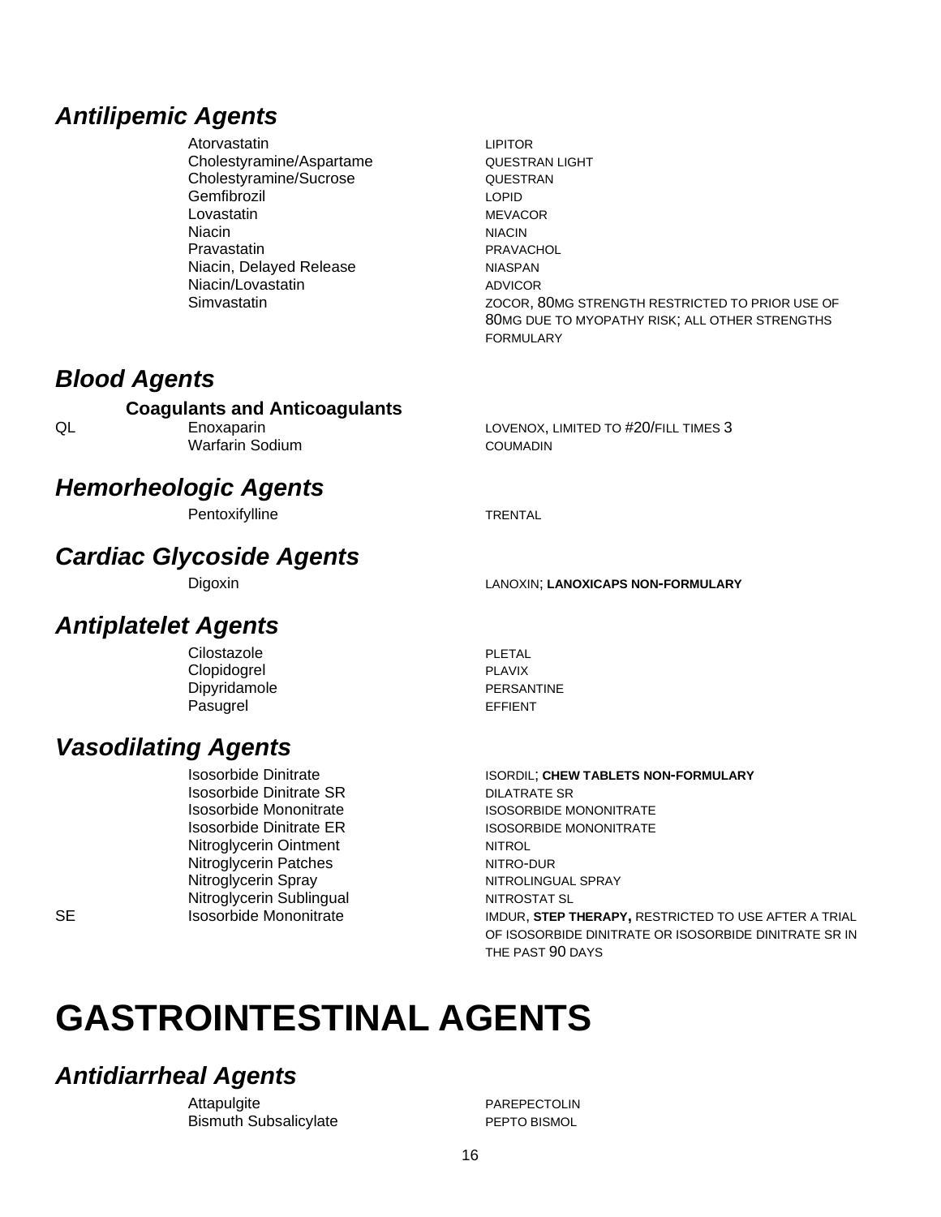## *Antilipemic Agents*

| | | |
|---|---|---|
| | Atorvastatin | LIPITOR |
| | Cholestyramine/Aspartame | QUESTRAN LIGHT |
| | Cholestyramine/Sucrose | QUESTRAN |
| | Gemfibrozil | LOPID |
| | Lovastatin | MEVACOR |
| | Niacin | NIACIN |
| | Pravastatin | PRAVACHOL |
| | Niacin, Delayed Release | NIASPAN |
| | Niacin/Lovastatin | ADVICOR |
| | Simvastatin | ZOCOR, 80MG STRENGTH RESTRICTED TO PRIOR USE OF 80MG DUE TO MYOPATHY RISK; ALL OTHER STRENGTHS FORMULARY |

## *Blood Agents*

### Coagulants and Anticoagulants

| | | |
|---|---|---|
| QL | Enoxaparin | LOVENOX, LIMITED TO #20/FILL TIMES 3 |
| | Warfarin Sodium | COUMADIN |

## *Hemorheologic Agents*

| | | |
|---|---|---|
| | Pentoxifylline | TRENTAL |

## *Cardiac Glycoside Agents*

| | | |
|---|---|---|
| | Digoxin | LANOXIN; **LANOXICAPS NON-FORMULARY** |

## *Antiplatelet Agents*

| | | |
|---|---|---|
| | Cilostazole | PLETAL |
| | Clopidogrel | PLAVIX |
| | Dipyridamole | PERSANTINE |
| | Pasugrel | EFFIENT |

## *Vasodilating Agents*

| | | |
|---|---|---|
| | Isosorbide Dinitrate | ISORDIL; **CHEW TABLETS NON-FORMULARY** |
| | Isosorbide Dinitrate SR | DILATRATE SR |
| | Isosorbide Mononitrate | ISOSORBIDE MONONITRATE |
| | Isosorbide Dinitrate ER | ISOSORBIDE MONONITRATE |
| | Nitroglycerin Ointment | NITROL |
| | Nitroglycerin Patches | NITRO-DUR |
| | Nitroglycerin Spray | NITROLINGUAL SPRAY |
| | Nitroglycerin Sublingual | NITROSTAT SL |
| SE | Isosorbide Mononitrate | IMDUR, **STEP THERAPY,** RESTRICTED TO USE AFTER A TRIAL OF ISOSORBIDE DINITRATE OR ISOSORBIDE DINITRATE SR IN THE PAST 90 DAYS |

# GASTROINTESTINAL AGENTS

## *Antidiarrheal Agents*

| | | |
|---|---|---|
| | Attapulgite | PAREPECTOLIN |
| | Bismuth Subsalicylate | PEPTO BISMOL |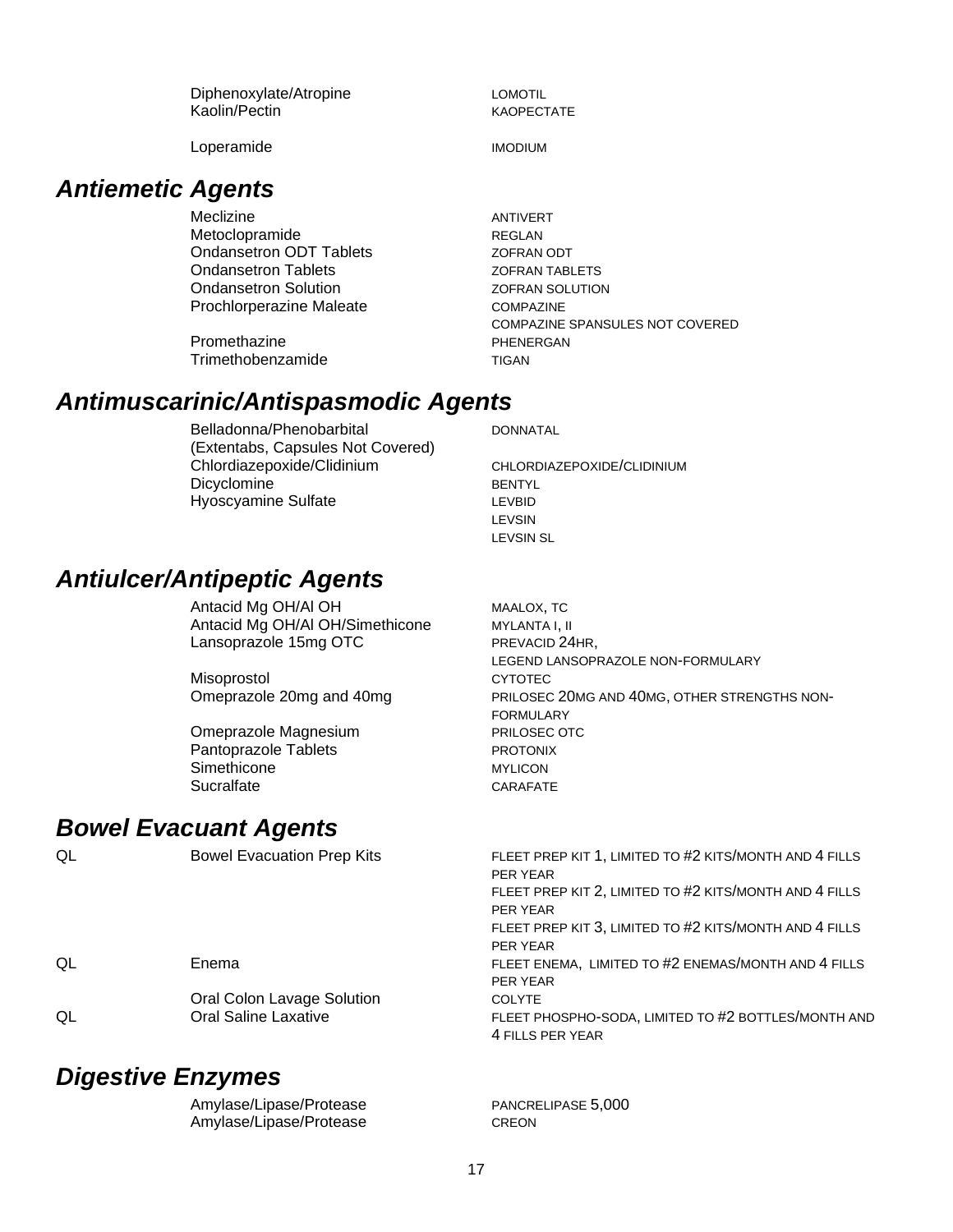| | | |
|---|---|---|
| | Diphenoxylate/Atropine | LOMOTIL |
| | Kaolin/Pectin | KAOPECTATE |
| | Loperamide | IMODIUM |

## *Antiemetic Agents*

| | | |
|---|---|---|
| | Meclizine | ANTIVERT |
| | Metoclopramide | REGLAN |
| | Ondansetron ODT Tablets | ZOFRAN ODT |
| | Ondansetron Tablets | ZOFRAN TABLETS |
| | Ondansetron Solution | ZOFRAN SOLUTION |
| | Prochlorperazine Maleate | COMPAZINE<br>COMPAZINE SPANSULES NOT COVERED |
| | Promethazine | PHENERGAN |
| | Trimethobenzamide | TIGAN |

## *Antimuscarinic/Antispasmodic Agents*

| | | |
|---|---|---|
| | Belladonna/Phenobarbital<br>(Extentabs, Capsules Not Covered) | DONNATAL |
| | Chlordiazepoxide/Clidinium | CHLORDIAZEPOXIDE/CLIDINIUM |
| | Dicyclomine | BENTYL |
| | Hyoscyamine Sulfate | LEVBID<br>LEVSIN<br>LEVSIN SL |

## *Antiulcer/Antipeptic Agents*

| | | |
|---|---|---|
| | Antacid Mg OH/Al OH | MAALOX, TC |
| | Antacid Mg OH/Al OH/Simethicone | MYLANTA I, II |
| | Lansoprazole 15mg OTC | PREVACID 24HR,<br>LEGEND LANSOPRAZOLE NON-FORMULARY |
| | Misoprostol | CYTOTEC |
| | Omeprazole 20mg and 40mg | PRILOSEC 20MG AND 40MG, OTHER STRENGTHS NON-FORMULARY |
| | Omeprazole Magnesium | PRILOSEC OTC |
| | Pantoprazole Tablets | PROTONIX |
| | Simethicone | MYLICON |
| | Sucralfate | CARAFATE |

## *Bowel Evacuant Agents*

| | | |
|---|---|---|
| QL | Bowel Evacuation Prep Kits | FLEET PREP KIT 1, LIMITED TO #2 KITS/MONTH AND 4 FILLS PER YEAR<br>FLEET PREP KIT 2, LIMITED TO #2 KITS/MONTH AND 4 FILLS PER YEAR<br>FLEET PREP KIT 3, LIMITED TO #2 KITS/MONTH AND 4 FILLS PER YEAR |
| QL | Enema | FLEET ENEMA, LIMITED TO #2 ENEMAS/MONTH AND 4 FILLS PER YEAR |
| | Oral Colon Lavage Solution | COLYTE |
| QL | Oral Saline Laxative | FLEET PHOSPHO-SODA, LIMITED TO #2 BOTTLES/MONTH AND 4 FILLS PER YEAR |

## *Digestive Enzymes*

| | | |
|---|---|---|
| | Amylase/Lipase/Protease | PANCRELIPASE 5,000 |
| | Amylase/Lipase/Protease | CREON |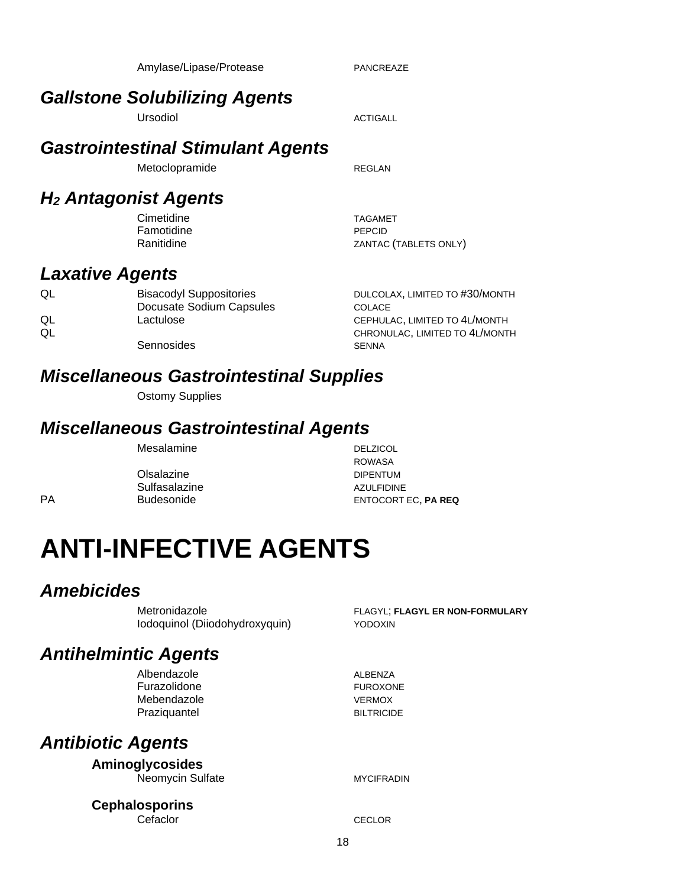| | | |
|---|---|---|
| | Amylase/Lipase/Protease | PANCREAZE |

## *Gallstone Solubilizing Agents*

| | | |
|---|---|---|
| | Ursodiol | ACTIGALL |

## *Gastrointestinal Stimulant Agents*

| | | |
|---|---|---|
| | Metoclopramide | REGLAN |

## *$H_2$ Antagonist Agents*

| | | |
|---|---|---|
| | Cimetidine | TAGAMET |
| | Famotidine | PEPCID |
| | Ranitidine | ZANTAC (TABLETS ONLY) |

## *Laxative Agents*

| | | |
|---|---|---|
| QL | Bisacodyl Suppositories | DULCOLAX, LIMITED TO #30/MONTH |
| | Docusate Sodium Capsules | COLACE |
| QL | Lactulose | CEPHULAC, LIMITED TO 4L/MONTH |
| QL | | CHRONULAC, LIMITED TO 4L/MONTH |
| | Sennosides | SENNA |

## *Miscellaneous Gastrointestinal Supplies*

| | | |
|---|---|---|
| | Ostomy Supplies | |

## *Miscellaneous Gastrointestinal Agents*

| | | |
|---|---|---|
| | Mesalamine | DELZICOL |
| | | ROWASA |
| | Olsalazine | DIPENTUM |
| | Sulfasalazine | AZULFIDINE |
| PA | Budesonide | ENTOCORT EC, **PA REQ** |

# ANTI-INFECTIVE AGENTS

## *Amebicides*

| | | |
|---|---|---|
| | Metronidazole | FLAGYL; **FLAGYL ER NON-FORMULARY** |
| | Iodoquinol (Diiodohydroxyquin) | YODOXIN |

## *Antihelmintic Agents*

| | | |
|---|---|---|
| | Albendazole | ALBENZA |
| | Furazolidone | FUROXONE |
| | Mebendazole | VERMOX |
| | Praziquantel | BILTRICIDE |

## *Antibiotic Agents*

### Aminoglycosides

| | | |
|---|---|---|
| | Neomycin Sulfate | MYCIFRADIN |

### Cephalosporins

| | | |
|---|---|---|
| | Cefaclor | CECLOR |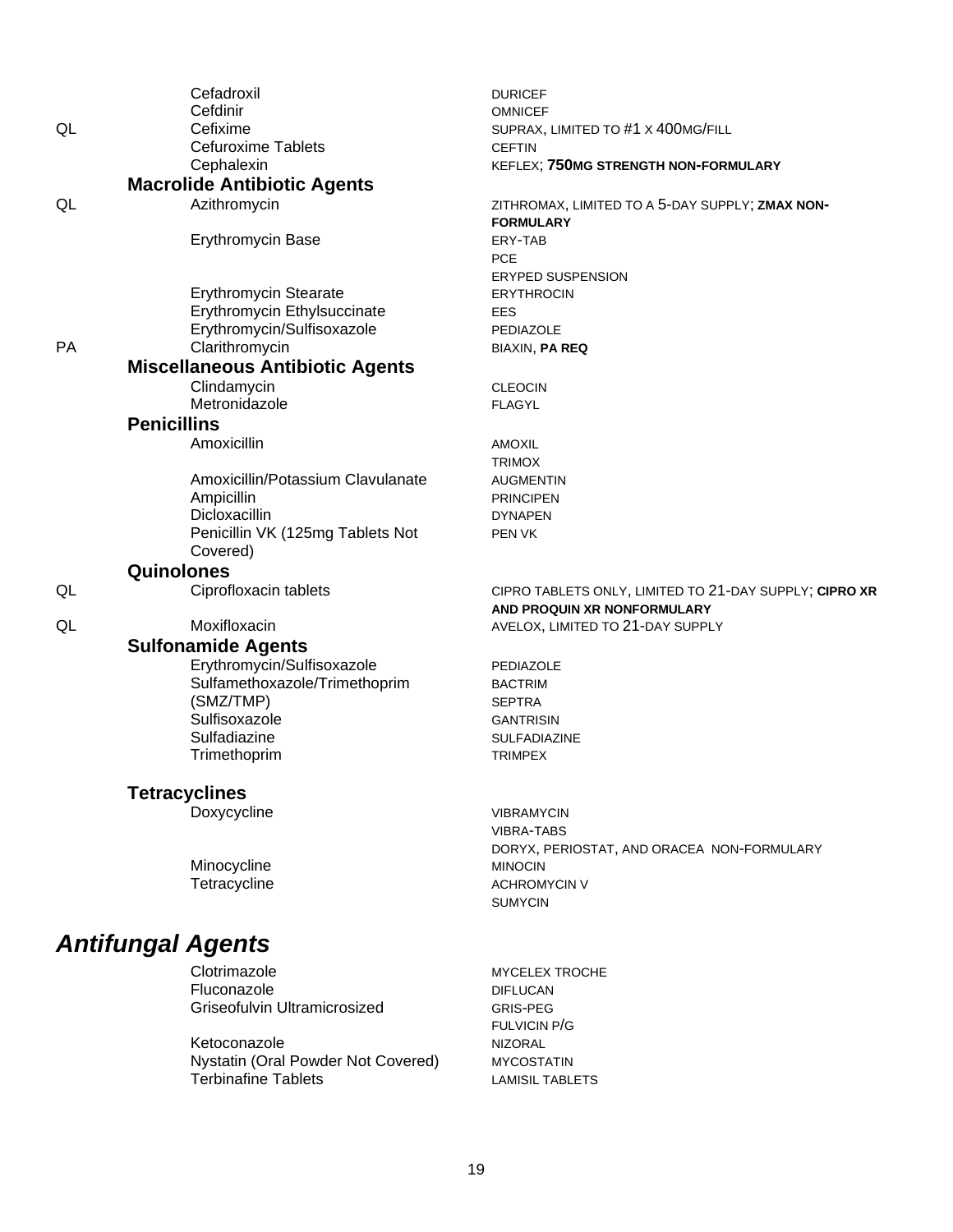| | Drug | Brand/Notes |
|---|---|---|
| | Cefadroxil | DURICEF |
| | Cefdinir | OMNICEF |
| QL | Cefixime | SUPRAX, LIMITED TO #1 X 400MG/FILL |
| | Cefuroxime Tablets | CEFTIN |
| | Cephalexin | KEFLEX; **750MG STRENGTH NON-FORMULARY** |

### Macrolide Antibiotic Agents

| | Drug | Brand/Notes |
|---|---|---|
| QL | Azithromycin | ZITHROMAX, LIMITED TO A 5-DAY SUPPLY; **ZMAX NON-FORMULARY** |
| | Erythromycin Base | ERY-TAB<br>PCE<br>ERYPED SUSPENSION |
| | Erythromycin Stearate | ERYTHROCIN |
| | Erythromycin Ethylsuccinate | EES |
| | Erythromycin/Sulfisoxazole | PEDIAZOLE |
| PA | Clarithromycin | BIAXIN, **PA REQ** |

### Miscellaneous Antibiotic Agents

| | Drug | Brand/Notes |
|---|---|---|
| | Clindamycin | CLEOCIN |
| | Metronidazole | FLAGYL |

### Penicillins

| | Drug | Brand/Notes |
|---|---|---|
| | Amoxicillin | AMOXIL<br>TRIMOX |
| | Amoxicillin/Potassium Clavulanate | AUGMENTIN |
| | Ampicillin | PRINCIPEN |
| | Dicloxacillin | DYNAPEN |
| | Penicillin VK (125mg Tablets Not Covered) | PEN VK |

### Quinolones

| | Drug | Brand/Notes |
|---|---|---|
| QL | Ciprofloxacin tablets | CIPRO TABLETS ONLY, LIMITED TO 21-DAY SUPPLY; **CIPRO XR AND PROQUIN XR NONFORMULARY** |
| QL | Moxifloxacin | AVELOX, LIMITED TO 21-DAY SUPPLY |

### Sulfonamide Agents

| | Drug | Brand/Notes |
|---|---|---|
| | Erythromycin/Sulfisoxazole | PEDIAZOLE |
| | Sulfamethoxazole/Trimethoprim (SMZ/TMP) | BACTRIM<br>SEPTRA |
| | Sulfisoxazole | GANTRISIN |
| | Sulfadiazine | SULFADIAZINE |
| | Trimethoprim | TRIMPEX |

### Tetracyclines

| | Drug | Brand/Notes |
|---|---|---|
| | Doxycycline | VIBRAMYCIN<br>VIBRA-TABS<br>DORYX, PERIOSTAT, AND ORACEA NON-FORMULARY |
| | Minocycline | MINOCIN |
| | Tetracycline | ACHROMYCIN V<br>SUMYCIN |

## *Antifungal Agents*

| | Drug | Brand/Notes |
|---|---|---|
| | Clotrimazole | MYCELEX TROCHE |
| | Fluconazole | DIFLUCAN |
| | Griseofulvin Ultramicrosized | GRIS-PEG<br>FULVICIN P/G |
| | Ketoconazole | NIZORAL |
| | Nystatin (Oral Powder Not Covered) | MYCOSTATIN |
| | Terbinafine Tablets | LAMISIL TABLETS |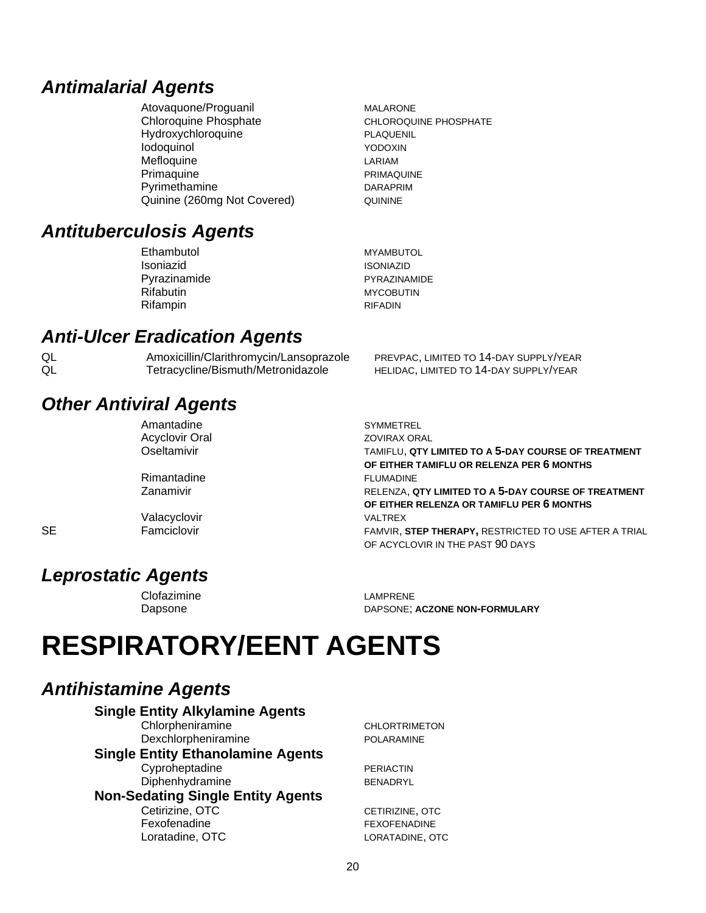## *Antimalarial Agents*

| | Generic | Brand |
|---|---|---|
| | Atovaquone/Proguanil | MALARONE |
| | Chloroquine Phosphate | CHLOROQUINE PHOSPHATE |
| | Hydroxychloroquine | PLAQUENIL |
| | Iodoquinol | YODOXIN |
| | Mefloquine | LARIAM |
| | Primaquine | PRIMAQUINE |
| | Pyrimethamine | DARAPRIM |
| | Quinine (260mg Not Covered) | QUININE |

## *Antituberculosis Agents*

| | Generic | Brand |
|---|---|---|
| | Ethambutol | MYAMBUTOL |
| | Isoniazid | ISONIAZID |
| | Pyrazinamide | PYRAZINAMIDE |
| | Rifabutin | MYCOBUTIN |
| | Rifampin | RIFADIN |

## *Anti-Ulcer Eradication Agents*

| | Generic | Brand |
|---|---|---|
| QL | Amoxicillin/Clarithromycin/Lansoprazole | PREVPAC, LIMITED TO 14-DAY SUPPLY/YEAR |
| QL | Tetracycline/Bismuth/Metronidazole | HELIDAC, LIMITED TO 14-DAY SUPPLY/YEAR |

## *Other Antiviral Agents*

| | Generic | Brand |
|---|---|---|
| | Amantadine | SYMMETREL |
| | Acyclovir Oral | ZOVIRAX ORAL |
| | Oseltamivir | TAMIFLU, **QTY LIMITED TO A 5-DAY COURSE OF TREATMENT OF EITHER TAMIFLU OR RELENZA PER 6 MONTHS** |
| | Rimantadine | FLUMADINE |
| | Zanamivir | RELENZA, **QTY LIMITED TO A 5-DAY COURSE OF TREATMENT OF EITHER RELENZA OR TAMIFLU PER 6 MONTHS** |
| | Valacyclovir | VALTREX |
| SE | Famciclovir | FAMVIR, **STEP THERAPY,** RESTRICTED TO USE AFTER A TRIAL OF ACYCLOVIR IN THE PAST 90 DAYS |

## *Leprostatic Agents*

| | Generic | Brand |
|---|---|---|
| | Clofazimine | LAMPRENE |
| | Dapsone | DAPSONE; **ACZONE NON-FORMULARY** |

# RESPIRATORY/EENT AGENTS

## *Antihistamine Agents*

### Single Entity Alkylamine Agents

| Generic | Brand |
|---|---|
| Chlorpheniramine | CHLORTRIMETON |
| Dexchlorpheniramine | POLARAMINE |

### Single Entity Ethanolamine Agents

| Generic | Brand |
|---|---|
| Cyproheptadine | PERIACTIN |
| Diphenhydramine | BENADRYL |

### Non-Sedating Single Entity Agents

| Generic | Brand |
|---|---|
| Cetirizine, OTC | CETIRIZINE, OTC |
| Fexofenadine | FEXOFENADINE |
| Loratadine, OTC | LORATADINE, OTC |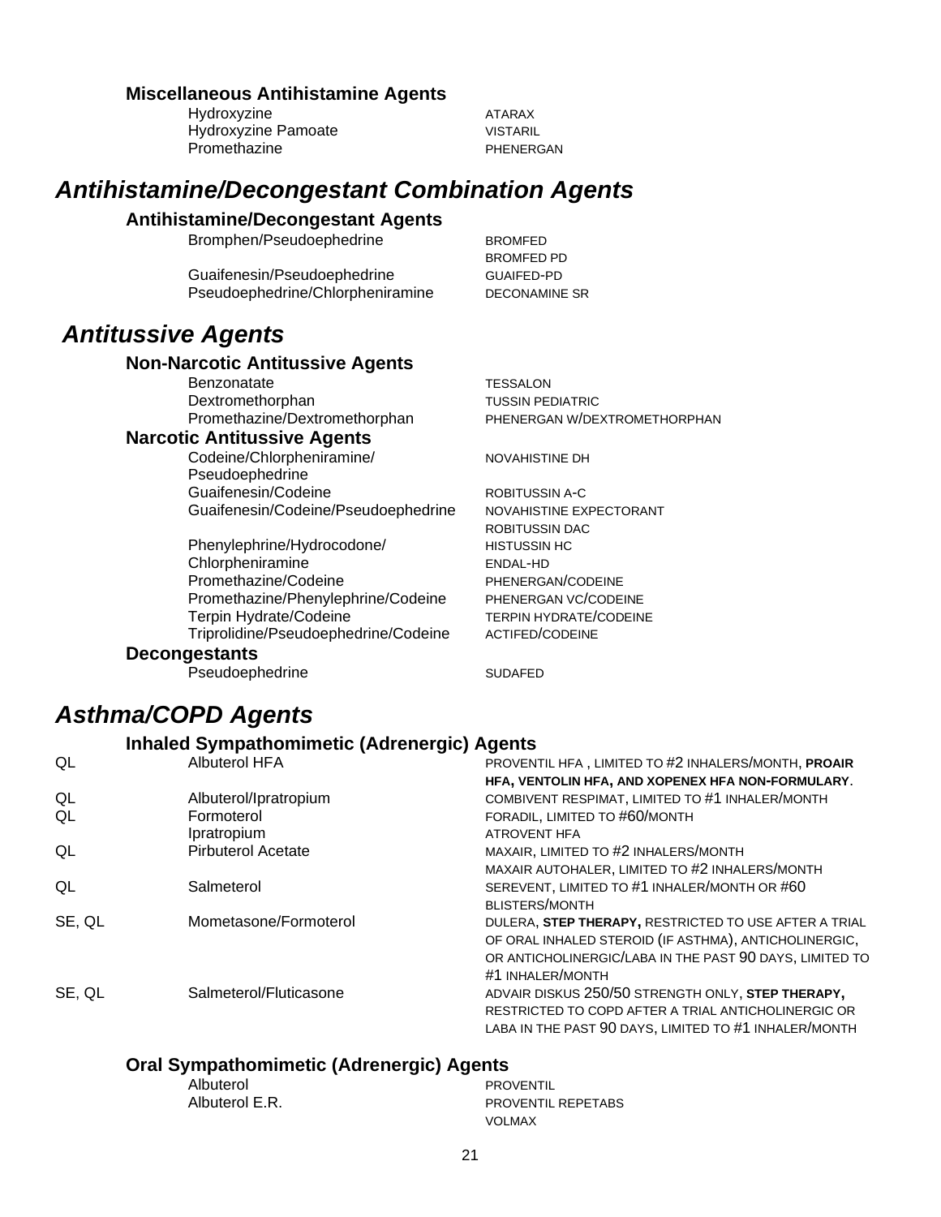### Miscellaneous Antihistamine Agents

| | Drug | Brand |
|---|---|---|
| | Hydroxyzine | ATARAX |
| | Hydroxyzine Pamoate | VISTARIL |
| | Promethazine | PHENERGAN |

## *Antihistamine/Decongestant Combination Agents*

### Antihistamine/Decongestant Agents

| | Drug | Brand |
|---|---|---|
| | Bromphen/Pseudoephedrine | BROMFED<br>BROMFED PD |
| | Guaifenesin/Pseudoephedrine | GUAIFED-PD |
| | Pseudoephedrine/Chlorpheniramine | DECONAMINE SR |

## *Antitussive Agents*

### Non-Narcotic Antitussive Agents

| | Drug | Brand |
|---|---|---|
| | Benzonatate | TESSALON |
| | Dextromethorphan | TUSSIN PEDIATRIC |
| | Promethazine/Dextromethorphan | PHENERGAN W/DEXTROMETHORPHAN |

### Narcotic Antitussive Agents

| | Drug | Brand |
|---|---|---|
| | Codeine/Chlorpheniramine/ Pseudoephedrine | NOVAHISTINE DH |
| | Guaifenesin/Codeine | ROBITUSSIN A-C |
| | Guaifenesin/Codeine/Pseudoephedrine | NOVAHISTINE EXPECTORANT<br>ROBITUSSIN DAC |
| | Phenylephrine/Hydrocodone/ Chlorpheniramine | HISTUSSIN HC<br>ENDAL-HD |
| | Promethazine/Codeine | PHENERGAN/CODEINE |
| | Promethazine/Phenylephrine/Codeine | PHENERGAN VC/CODEINE |
| | Terpin Hydrate/Codeine | TERPIN HYDRATE/CODEINE |
| | Triprolidine/Pseudoephedrine/Codeine | ACTIFED/CODEINE |

### Decongestants

| | Drug | Brand |
|---|---|---|
| | Pseudoephedrine | SUDAFED |

## *Asthma/COPD Agents*

### Inhaled Sympathomimetic (Adrenergic) Agents

| | Drug | Brand |
|---|---|---|
| QL | Albuterol HFA | PROVENTIL HFA , LIMITED TO #2 INHALERS/MONTH, **PROAIR HFA, VENTOLIN HFA, AND XOPENEX HFA NON-FORMULARY**. |
| QL | Albuterol/Ipratropium | COMBIVENT RESPIMAT, LIMITED TO #1 INHALER/MONTH |
| QL | Formoterol | FORADIL, LIMITED TO #60/MONTH |
| | Ipratropium | ATROVENT HFA |
| QL | Pirbuterol Acetate | MAXAIR, LIMITED TO #2 INHALERS/MONTH<br>MAXAIR AUTOHALER, LIMITED TO #2 INHALERS/MONTH |
| QL | Salmeterol | SEREVENT, LIMITED TO #1 INHALER/MONTH OR #60 BLISTERS/MONTH |
| SE, QL | Mometasone/Formoterol | DULERA, **STEP THERAPY,** RESTRICTED TO USE AFTER A TRIAL OF ORAL INHALED STEROID (IF ASTHMA), ANTICHOLINERGIC, OR ANTICHOLINERGIC/LABA IN THE PAST 90 DAYS, LIMITED TO #1 INHALER/MONTH |
| SE, QL | Salmeterol/Fluticasone | ADVAIR DISKUS 250/50 STRENGTH ONLY, **STEP THERAPY,** RESTRICTED TO COPD AFTER A TRIAL ANTICHOLINERGIC OR LABA IN THE PAST 90 DAYS, LIMITED TO #1 INHALER/MONTH |

### Oral Sympathomimetic (Adrenergic) Agents

| | Drug | Brand |
|---|---|---|
| | Albuterol | PROVENTIL |
| | Albuterol E.R. | PROVENTIL REPETABS<br>VOLMAX |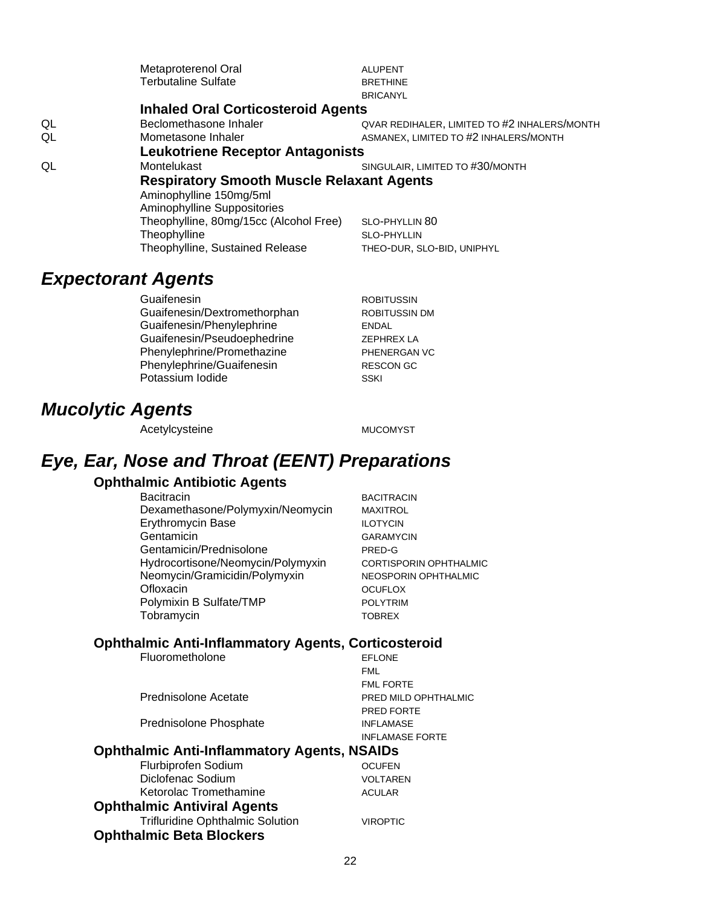| | | |
|---|---|---|
| | Metaproterenol Oral | ALUPENT |
| | Terbutaline Sulfate | BRETHINE |
| | | BRICANYL |

**Inhaled Oral Corticosteroid Agents**

| | | |
|---|---|---|
| QL | Beclomethasone Inhaler | QVAR REDIHALER, LIMITED TO #2 INHALERS/MONTH |
| QL | Mometasone Inhaler | ASMANEX, LIMITED TO #2 INHALERS/MONTH |

**Leukotriene Receptor Antagonists**

| | | |
|---|---|---|
| QL | Montelukast | SINGULAIR, LIMITED TO #30/MONTH |

**Respiratory Smooth Muscle Relaxant Agents**

| | |
|---|---|
| Aminophylline 150mg/5ml | |
| Aminophylline Suppositories | |
| Theophylline, 80mg/15cc (Alcohol Free) | SLO-PHYLLIN 80 |
| Theophylline | SLO-PHYLLIN |
| Theophylline, Sustained Release | THEO-DUR, SLO-BID, UNIPHYL |

## *Expectorant Agents*

| | |
|---|---|
| Guaifenesin | ROBITUSSIN |
| Guaifenesin/Dextromethorphan | ROBITUSSIN DM |
| Guaifenesin/Phenylephrine | ENDAL |
| Guaifenesin/Pseudoephedrine | ZEPHREX LA |
| Phenylephrine/Promethazine | PHENERGAN VC |
| Phenylephrine/Guaifenesin | RESCON GC |
| Potassium Iodide | SSKI |

## *Mucolytic Agents*

| | |
|---|---|
| Acetylcysteine | MUCOMYST |

## *Eye, Ear, Nose and Throat (EENT) Preparations*

### Ophthalmic Antibiotic Agents

| | |
|---|---|
| Bacitracin | BACITRACIN |
| Dexamethasone/Polymyxin/Neomycin | MAXITROL |
| Erythromycin Base | ILOTYCIN |
| Gentamicin | GARAMYCIN |
| Gentamicin/Prednisolone | PRED-G |
| Hydrocortisone/Neomycin/Polymyxin | CORTISPORIN OPHTHALMIC |
| Neomycin/Gramicidin/Polymyxin | NEOSPORIN OPHTHALMIC |
| Ofloxacin | OCUFLOX |
| Polymixin B Sulfate/TMP | POLYTRIM |
| Tobramycin | TOBREX |

### Ophthalmic Anti-Inflammatory Agents, Corticosteroid

| | |
|---|---|
| Fluorometholone | EFLONE |
| | FML |
| | FML FORTE |
| Prednisolone Acetate | PRED MILD OPHTHALMIC |
| | PRED FORTE |
| Prednisolone Phosphate | INFLAMASE |
| | INFLAMASE FORTE |

### Ophthalmic Anti-Inflammatory Agents, NSAIDs

| | |
|---|---|
| Flurbiprofen Sodium | OCUFEN |
| Diclofenac Sodium | VOLTAREN |
| Ketorolac Tromethamine | ACULAR |

### Ophthalmic Antiviral Agents

| | |
|---|---|
| Trifluridine Ophthalmic Solution | VIROPTIC |

### Ophthalmic Beta Blockers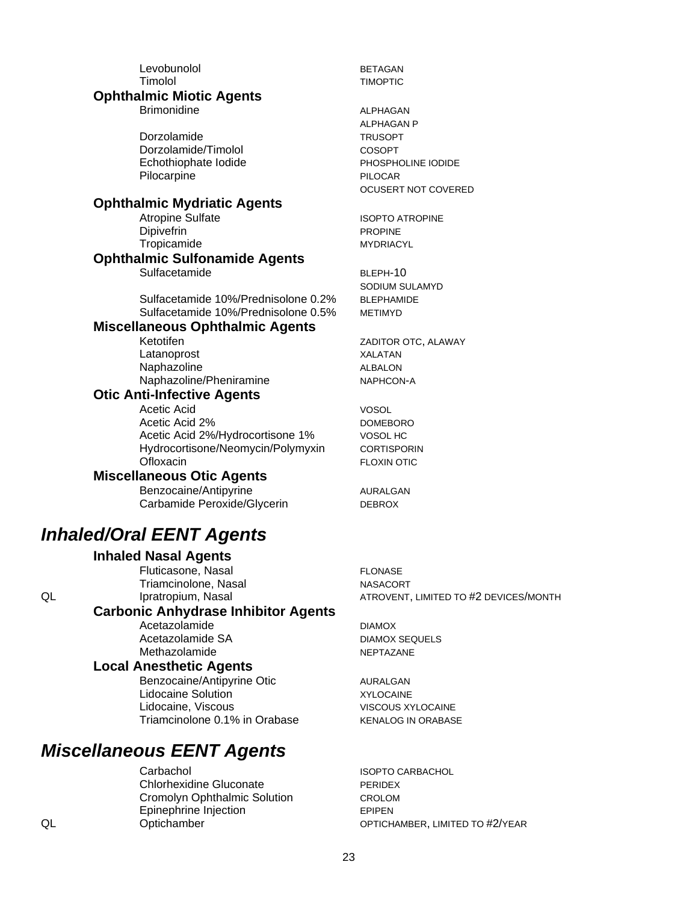| | | |
|---|---|---|
| | Levobunolol | BETAGAN |
| | Timolol | TIMOPTIC |

### Ophthalmic Miotic Agents

| | | |
|---|---|---|
| | Brimonidine | ALPHAGAN |
| | | ALPHAGAN P |
| | Dorzolamide | TRUSOPT |
| | Dorzolamide/Timolol | COSOPT |
| | Echothiophate Iodide | PHOSPHOLINE IODIDE |
| | Pilocarpine | PILOCAR |
| | | OCUSERT NOT COVERED |

### Ophthalmic Mydriatic Agents

| | | |
|---|---|---|
| | Atropine Sulfate | ISOPTO ATROPINE |
| | Dipivefrin | PROPINE |
| | Tropicamide | MYDRIACYL |

### Ophthalmic Sulfonamide Agents

| | | |
|---|---|---|
| | Sulfacetamide | BLEPH-10 |
| | | SODIUM SULAMYD |
| | Sulfacetamide 10%/Prednisolone 0.2% | BLEPHAMIDE |
| | Sulfacetamide 10%/Prednisolone 0.5% | METIMYD |

### Miscellaneous Ophthalmic Agents

| | | |
|---|---|---|
| | Ketotifen | ZADITOR OTC, ALAWAY |
| | Latanoprost | XALATAN |
| | Naphazoline | ALBALON |
| | Naphazoline/Pheniramine | NAPHCON-A |

### Otic Anti-Infective Agents

| | | |
|---|---|---|
| | Acetic Acid | VOSOL |
| | Acetic Acid 2% | DOMEBORO |
| | Acetic Acid 2%/Hydrocortisone 1% | VOSOL HC |
| | Hydrocortisone/Neomycin/Polymyxin | CORTISPORIN |
| | Ofloxacin | FLOXIN OTIC |

### Miscellaneous Otic Agents

| | | |
|---|---|---|
| | Benzocaine/Antipyrine | AURALGAN |
| | Carbamide Peroxide/Glycerin | DEBROX |

## *Inhaled/Oral EENT Agents*

### Inhaled Nasal Agents

| | | |
|---|---|---|
| | Fluticasone, Nasal | FLONASE |
| | Triamcinolone, Nasal | NASACORT |
| QL | Ipratropium, Nasal | ATROVENT, LIMITED TO #2 DEVICES/MONTH |

### Carbonic Anhydrase Inhibitor Agents

| | | |
|---|---|---|
| | Acetazolamide | DIAMOX |
| | Acetazolamide SA | DIAMOX SEQUELS |
| | Methazolamide | NEPTAZANE |

### Local Anesthetic Agents

| | | |
|---|---|---|
| | Benzocaine/Antipyrine Otic | AURALGAN |
| | Lidocaine Solution | XYLOCAINE |
| | Lidocaine, Viscous | VISCOUS XYLOCAINE |
| | Triamcinolone 0.1% in Orabase | KENALOG IN ORABASE |

## *Miscellaneous EENT Agents*

| | | |
|---|---|---|
| | Carbachol | ISOPTO CARBACHOL |
| | Chlorhexidine Gluconate | PERIDEX |
| | Cromolyn Ophthalmic Solution | CROLOM |
| | Epinephrine Injection | EPIPEN |
| QL | Optichamber | OPTICHAMBER, LIMITED TO #2/YEAR |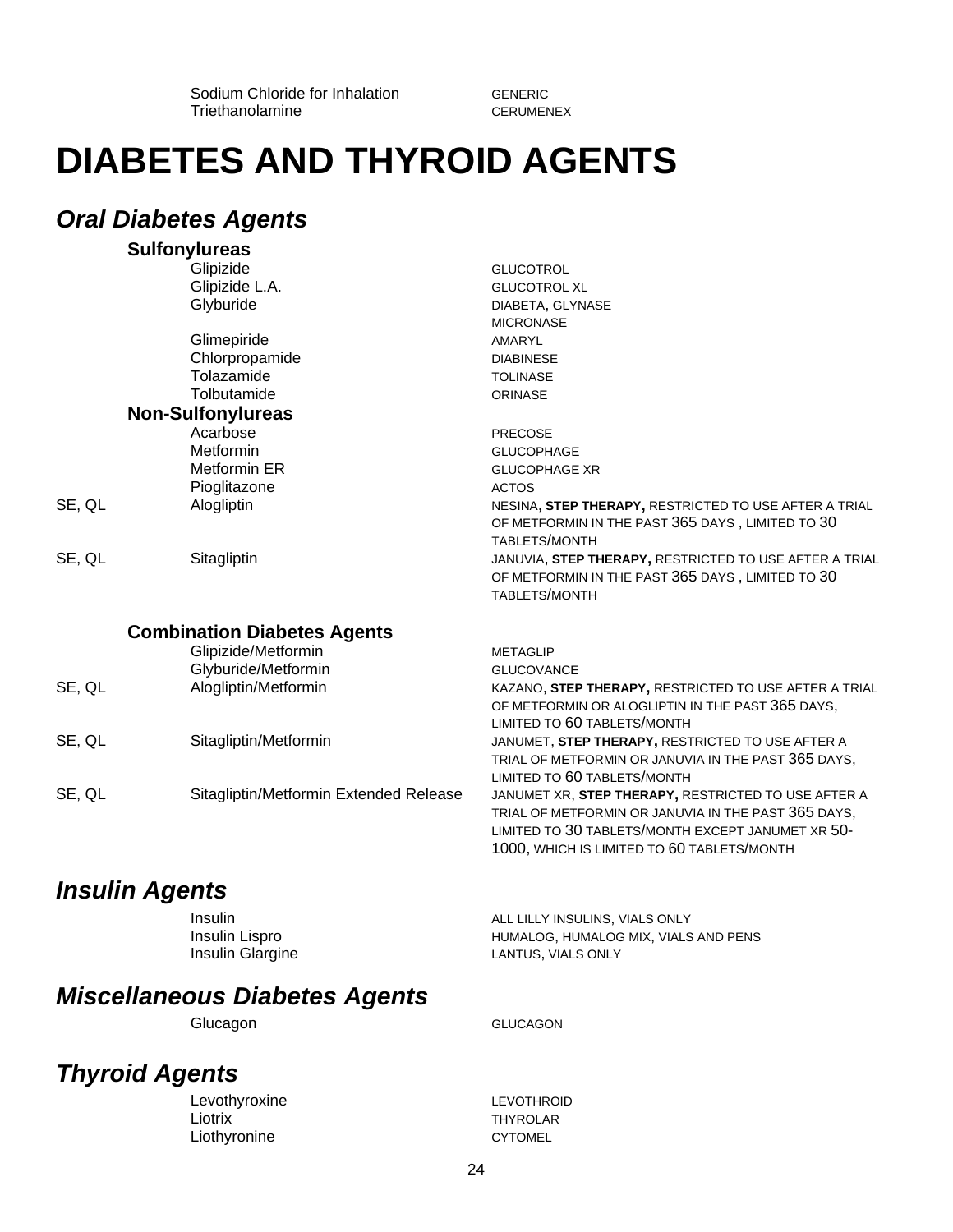| | | |
|---|---|---|
| | Sodium Chloride for Inhalation | GENERIC |
| | Triethanolamine | CERUMENEX |

# DIABETES AND THYROID AGENTS

## *Oral Diabetes Agents*

### Sulfonylureas

| | | |
|---|---|---|
| | Glipizide | GLUCOTROL |
| | Glipizide L.A. | GLUCOTROL XL |
| | Glyburide | DIABETA, GLYNASE MICRONASE |
| | Glimepiride | AMARYL |
| | Chlorpropamide | DIABINESE |
| | Tolazamide | TOLINASE |
| | Tolbutamide | ORINASE |

### Non-Sulfonylureas

| | | |
|---|---|---|
| | Acarbose | PRECOSE |
| | Metformin | GLUCOPHAGE |
| | Metformin ER | GLUCOPHAGE XR |
| | Pioglitazone | ACTOS |
| SE, QL | Alogliptin | NESINA, **STEP THERAPY,** RESTRICTED TO USE AFTER A TRIAL OF METFORMIN IN THE PAST 365 DAYS , LIMITED TO 30 TABLETS/MONTH |
| SE, QL | Sitagliptin | JANUVIA, **STEP THERAPY,** RESTRICTED TO USE AFTER A TRIAL OF METFORMIN IN THE PAST 365 DAYS , LIMITED TO 30 TABLETS/MONTH |

### Combination Diabetes Agents

| | | |
|---|---|---|
| | Glipizide/Metformin | METAGLIP |
| | Glyburide/Metformin | GLUCOVANCE |
| SE, QL | Alogliptin/Metformin | KAZANO, **STEP THERAPY,** RESTRICTED TO USE AFTER A TRIAL OF METFORMIN OR ALOGLIPTIN IN THE PAST 365 DAYS, LIMITED TO 60 TABLETS/MONTH |
| SE, QL | Sitagliptin/Metformin | JANUMET, **STEP THERAPY,** RESTRICTED TO USE AFTER A TRIAL OF METFORMIN OR JANUVIA IN THE PAST 365 DAYS, LIMITED TO 60 TABLETS/MONTH |
| SE, QL | Sitagliptin/Metformin Extended Release | JANUMET XR, **STEP THERAPY,** RESTRICTED TO USE AFTER A TRIAL OF METFORMIN OR JANUVIA IN THE PAST 365 DAYS, LIMITED TO 30 TABLETS/MONTH EXCEPT JANUMET XR 50-1000, WHICH IS LIMITED TO 60 TABLETS/MONTH |

## *Insulin Agents*

| | |
|---|---|
| Insulin | ALL LILLY INSULINS, VIALS ONLY |
| Insulin Lispro | HUMALOG, HUMALOG MIX, VIALS AND PENS |
| Insulin Glargine | LANTUS, VIALS ONLY |

## *Miscellaneous Diabetes Agents*

| | |
|---|---|
| Glucagon | GLUCAGON |

## *Thyroid Agents*

| | |
|---|---|
| Levothyroxine | LEVOTHROID |
| Liotrix | THYROLAR |
| Liothyronine | CYTOMEL |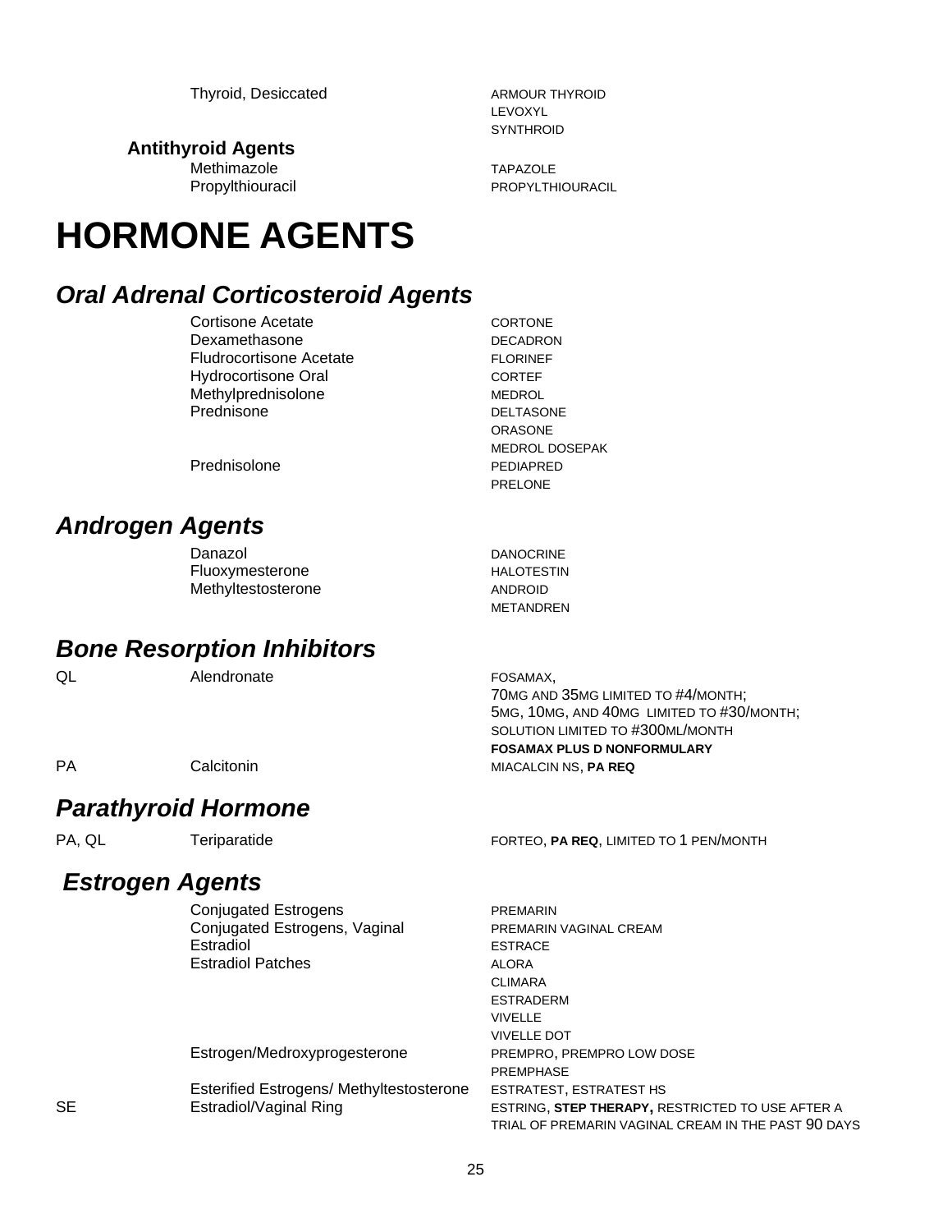| | | |
|---|---|---|
| | Thyroid, Desiccated | ARMOUR THYROID<br>LEVOXYL<br>SYNTHROID |

**Antithyroid Agents**

| | | |
|---|---|---|
| | Methimazole | TAPAZOLE |
| | Propylthiouracil | PROPYLTHIOURACIL |

# HORMONE AGENTS

## *Oral Adrenal Corticosteroid Agents*

| | | |
|---|---|---|
| | Cortisone Acetate | CORTONE |
| | Dexamethasone | DECADRON |
| | Fludrocortisone Acetate | FLORINEF |
| | Hydrocortisone Oral | CORTEF |
| | Methylprednisolone | MEDROL |
| | Prednisone | DELTASONE<br>ORASONE<br>MEDROL DOSEPAK |
| | Prednisolone | PEDIAPRED<br>PRELONE |

## *Androgen Agents*

| | | |
|---|---|---|
| | Danazol | DANOCRINE |
| | Fluoxymesterone | HALOTESTIN |
| | Methyltestosterone | ANDROID<br>METANDREN |

## *Bone Resorption Inhibitors*

| | | |
|---|---|---|
| QL | Alendronate | FOSAMAX,<br>70MG AND 35MG LIMITED TO #4/MONTH;<br>5MG, 10MG, AND 40MG LIMITED TO #30/MONTH;<br>SOLUTION LIMITED TO #300ML/MONTH<br>**FOSAMAX PLUS D NONFORMULARY** |
| PA | Calcitonin | MIACALCIN NS, **PA REQ** |

## *Parathyroid Hormone*

| | | |
|---|---|---|
| PA, QL | Teriparatide | FORTEO, **PA REQ**, LIMITED TO 1 PEN/MONTH |

## *Estrogen Agents*

| | | |
|---|---|---|
| | Conjugated Estrogens | PREMARIN |
| | Conjugated Estrogens, Vaginal | PREMARIN VAGINAL CREAM |
| | Estradiol | ESTRACE |
| | Estradiol Patches | ALORA<br>CLIMARA<br>ESTRADERM<br>VIVELLE<br>VIVELLE DOT |
| | Estrogen/Medroxyprogesterone | PREMPRO, PREMPRO LOW DOSE<br>PREMPHASE |
| | Esterified Estrogens/ Methyltestosterone | ESTRATEST, ESTRATEST HS |
| SE | Estradiol/Vaginal Ring | ESTRING, **STEP THERAPY,** RESTRICTED TO USE AFTER A TRIAL OF PREMARIN VAGINAL CREAM IN THE PAST 90 DAYS |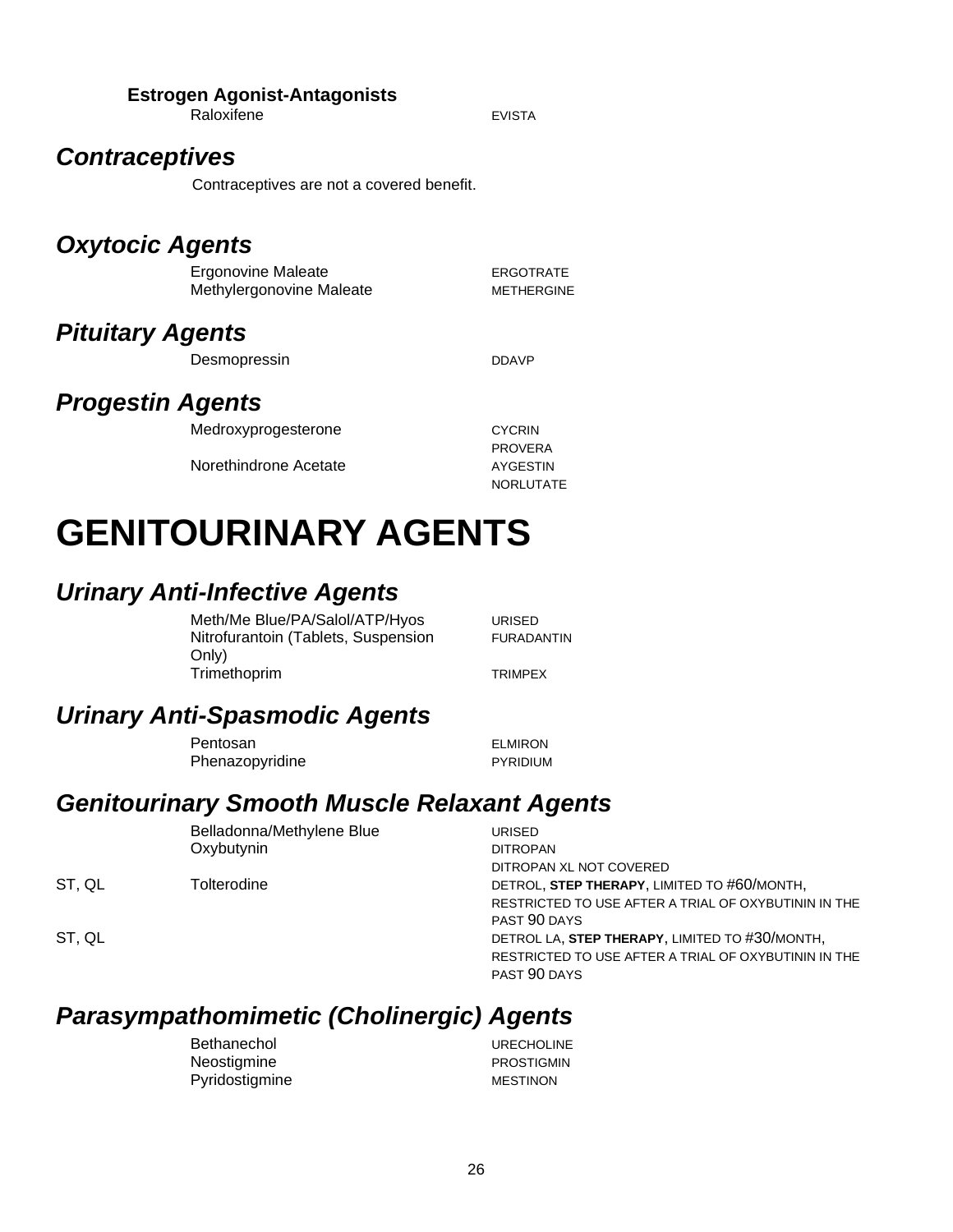**Estrogen Agonist-Antagonists**

| | | |
|---|---|---|
| | Raloxifene | EVISTA |

## *Contraceptives*

Contraceptives are not a covered benefit.

## *Oxytocic Agents*

| | | |
|---|---|---|
| | Ergonovine Maleate | ERGOTRATE |
| | Methylergonovine Maleate | METHERGINE |

## *Pituitary Agents*

| | | |
|---|---|---|
| | Desmopressin | DDAVP |

## *Progestin Agents*

| | | |
|---|---|---|
| | Medroxyprogesterone | CYCRIN |
| | | PROVERA |
| | Norethindrone Acetate | AYGESTIN |
| | | NORLUTATE |

# GENITOURINARY AGENTS

## *Urinary Anti-Infective Agents*

| | | |
|---|---|---|
| | Meth/Me Blue/PA/Salol/ATP/Hyos | URISED |
| | Nitrofurantoin (Tablets, Suspension Only) | FURADANTIN |
| | Trimethoprim | TRIMPEX |

## *Urinary Anti-Spasmodic Agents*

| | | |
|---|---|---|
| | Pentosan | ELMIRON |
| | Phenazopyridine | PYRIDIUM |

## *Genitourinary Smooth Muscle Relaxant Agents*

| | | |
|---|---|---|
| | Belladonna/Methylene Blue | URISED |
| | Oxybutynin | DITROPAN |
| | | DITROPAN XL NOT COVERED |
| ST, QL | Tolterodine | DETROL, **STEP THERAPY**, LIMITED TO #60/MONTH, RESTRICTED TO USE AFTER A TRIAL OF OXYBUTININ IN THE PAST 90 DAYS |
| ST, QL | | DETROL LA, **STEP THERAPY**, LIMITED TO #30/MONTH, RESTRICTED TO USE AFTER A TRIAL OF OXYBUTININ IN THE PAST 90 DAYS |

## *Parasympathomimetic (Cholinergic) Agents*

| | | |
|---|---|---|
| | Bethanechol | URECHOLINE |
| | Neostigmine | PROSTIGMIN |
| | Pyridostigmine | MESTINON |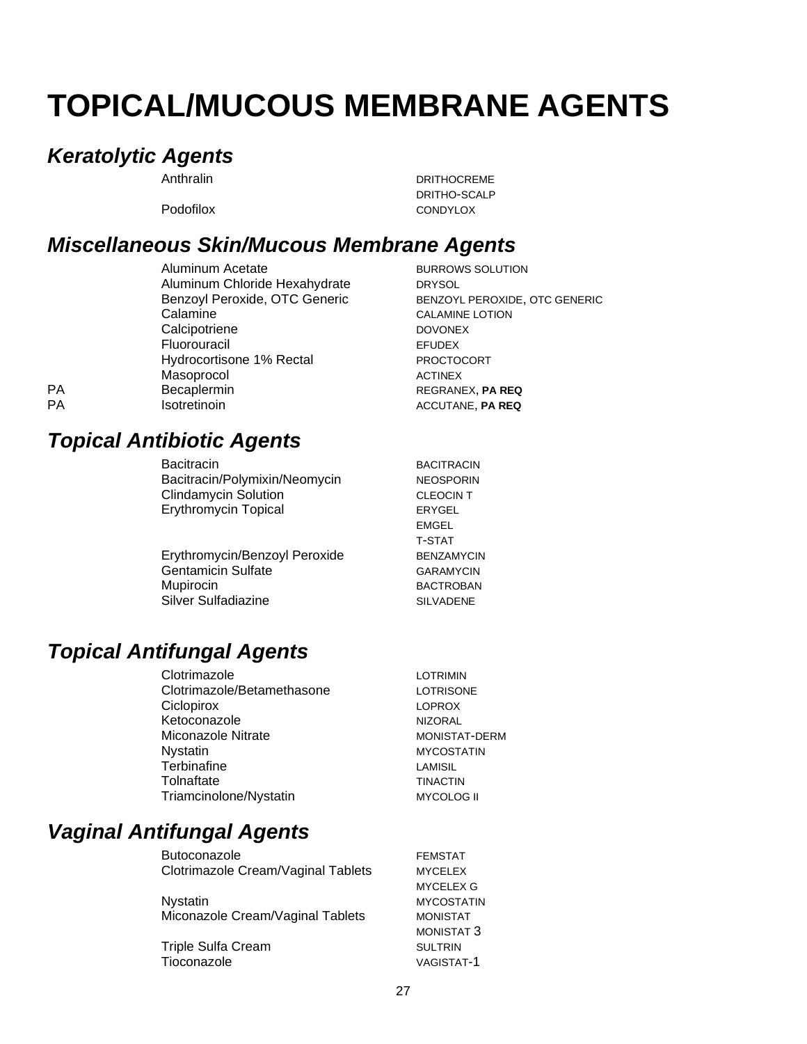# TOPICAL/MUCOUS MEMBRANE AGENTS

## *Keratolytic Agents*

| | Drug | Brand |
|---|---|---|
| | Anthralin | DRITHOCREME |
| | | DRITHO-SCALP |
| | Podofilox | CONDYLOX |

## *Miscellaneous Skin/Mucous Membrane Agents*

| | Drug | Brand |
|---|---|---|
| | Aluminum Acetate | BURROWS SOLUTION |
| | Aluminum Chloride Hexahydrate | DRYSOL |
| | Benzoyl Peroxide, OTC Generic | BENZOYL PEROXIDE, OTC GENERIC |
| | Calamine | CALAMINE LOTION |
| | Calcipotriene | DOVONEX |
| | Fluorouracil | EFUDEX |
| | Hydrocortisone 1% Rectal | PROCTOCORT |
| | Masoprocol | ACTINEX |
| PA | Becaplermin | REGRANEX, **PA REQ** |
| PA | Isotretinoin | ACCUTANE, **PA REQ** |

## *Topical Antibiotic Agents*

| | Drug | Brand |
|---|---|---|
| | Bacitracin | BACITRACIN |
| | Bacitracin/Polymixin/Neomycin | NEOSPORIN |
| | Clindamycin Solution | CLEOCIN T |
| | Erythromycin Topical | ERYGEL |
| | | EMGEL |
| | | T-STAT |
| | Erythromycin/Benzoyl Peroxide | BENZAMYCIN |
| | Gentamicin Sulfate | GARAMYCIN |
| | Mupirocin | BACTROBAN |
| | Silver Sulfadiazine | SILVADENE |

## *Topical Antifungal Agents*

| | Drug | Brand |
|---|---|---|
| | Clotrimazole | LOTRIMIN |
| | Clotrimazole/Betamethasone | LOTRISONE |
| | Ciclopirox | LOPROX |
| | Ketoconazole | NIZORAL |
| | Miconazole Nitrate | MONISTAT-DERM |
| | Nystatin | MYCOSTATIN |
| | Terbinafine | LAMISIL |
| | Tolnaftate | TINACTIN |
| | Triamcinolone/Nystatin | MYCOLOG II |

## *Vaginal Antifungal Agents*

| | Drug | Brand |
|---|---|---|
| | Butoconazole | FEMSTAT |
| | Clotrimazole Cream/Vaginal Tablets | MYCELEX |
| | | MYCELEX G |
| | Nystatin | MYCOSTATIN |
| | Miconazole Cream/Vaginal Tablets | MONISTAT |
| | | MONISTAT 3 |
| | Triple Sulfa Cream | SULTRIN |
| | Tioconazole | VAGISTAT-1 |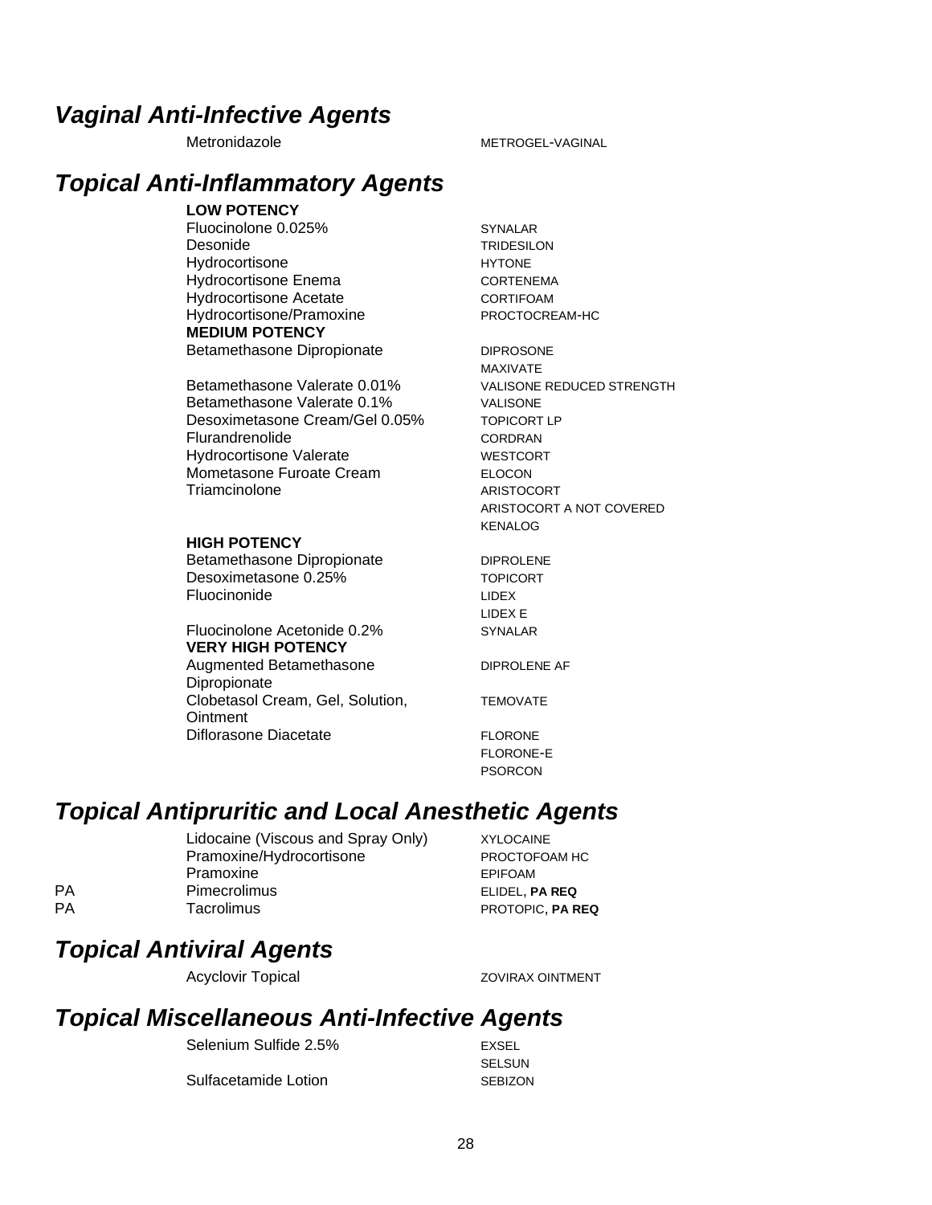## *Vaginal Anti-Infective Agents*

| | Generic | Brand |
|---|---|---|
| | Metronidazole | METROGEL-VAGINAL |

## *Topical Anti-Inflammatory Agents*

| | Generic | Brand |
|---|---|---|
| | **LOW POTENCY** | |
| | Fluocinolone 0.025% | SYNALAR |
| | Desonide | TRIDESILON |
| | Hydrocortisone | HYTONE |
| | Hydrocortisone Enema | CORTENEMA |
| | Hydrocortisone Acetate | CORTIFOAM |
| | Hydrocortisone/Pramoxine | PROCTOCREAM-HC |
| | **MEDIUM POTENCY** | |
| | Betamethasone Dipropionate | DIPROSONE |
| | | MAXIVATE |
| | Betamethasone Valerate 0.01% | VALISONE REDUCED STRENGTH |
| | Betamethasone Valerate 0.1% | VALISONE |
| | Desoximetasone Cream/Gel 0.05% | TOPICORT LP |
| | Flurandrenolide | CORDRAN |
| | Hydrocortisone Valerate | WESTCORT |
| | Mometasone Furoate Cream | ELOCON |
| | Triamcinolone | ARISTOCORT |
| | | ARISTOCORT A NOT COVERED |
| | | KENALOG |
| | **HIGH POTENCY** | |
| | Betamethasone Dipropionate | DIPROLENE |
| | Desoximetasone 0.25% | TOPICORT |
| | Fluocinonide | LIDEX |
| | | LIDEX E |
| | Fluocinolone Acetonide 0.2% | SYNALAR |
| | **VERY HIGH POTENCY** | |
| | Augmented Betamethasone Dipropionate | DIPROLENE AF |
| | Clobetasol Cream, Gel, Solution, Ointment | TEMOVATE |
| | Diflorasone Diacetate | FLORONE |
| | | FLORONE-E |
| | | PSORCON |

## *Topical Antipruritic and Local Anesthetic Agents*

| | Generic | Brand |
|---|---|---|
| | Lidocaine (Viscous and Spray Only) | XYLOCAINE |
| | Pramoxine/Hydrocortisone | PROCTOFOAM HC |
| | Pramoxine | EPIFOAM |
| PA | Pimecrolimus | ELIDEL, **PA REQ** |
| PA | Tacrolimus | PROTOPIC, **PA REQ** |

## *Topical Antiviral Agents*

| | Generic | Brand |
|---|---|---|
| | Acyclovir Topical | ZOVIRAX OINTMENT |

## *Topical Miscellaneous Anti-Infective Agents*

| | Generic | Brand |
|---|---|---|
| | Selenium Sulfide 2.5% | EXSEL |
| | | SELSUN |
| | Sulfacetamide Lotion | SEBIZON |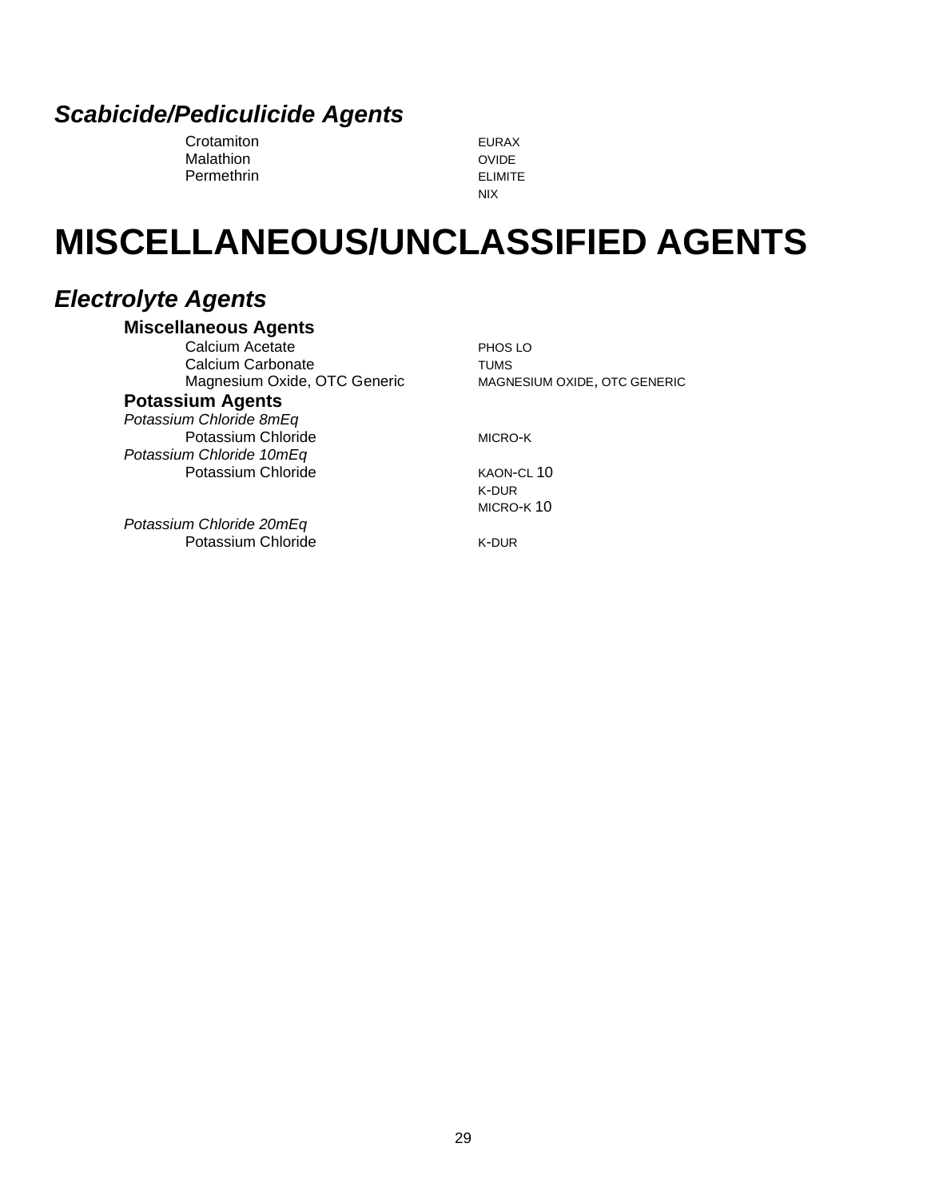### *Scabicide/Pediculicide Agents*

| Generic | Brand |
|---|---|
| Crotamiton | EURAX |
| Malathion | OVIDE |
| Permethrin | ELIMITE |
| | NIX |

# MISCELLANEOUS/UNCLASSIFIED AGENTS

### *Electrolyte Agents*

#### Miscellaneous Agents

| Generic | Brand |
|---|---|
| Calcium Acetate | PHOS LO |
| Calcium Carbonate | TUMS |
| Magnesium Oxide, OTC Generic | MAGNESIUM OXIDE, OTC GENERIC |

#### Potassium Agents

*Potassium Chloride 8mEq*

| Generic | Brand |
|---|---|
| Potassium Chloride | MICRO-K |

*Potassium Chloride 10mEq*

| Generic | Brand |
|---|---|
| Potassium Chloride | KAON-CL 10 |
| | K-DUR |
| | MICRO-K 10 |

*Potassium Chloride 20mEq*

| Generic | Brand |
|---|---|
| Potassium Chloride | K-DUR |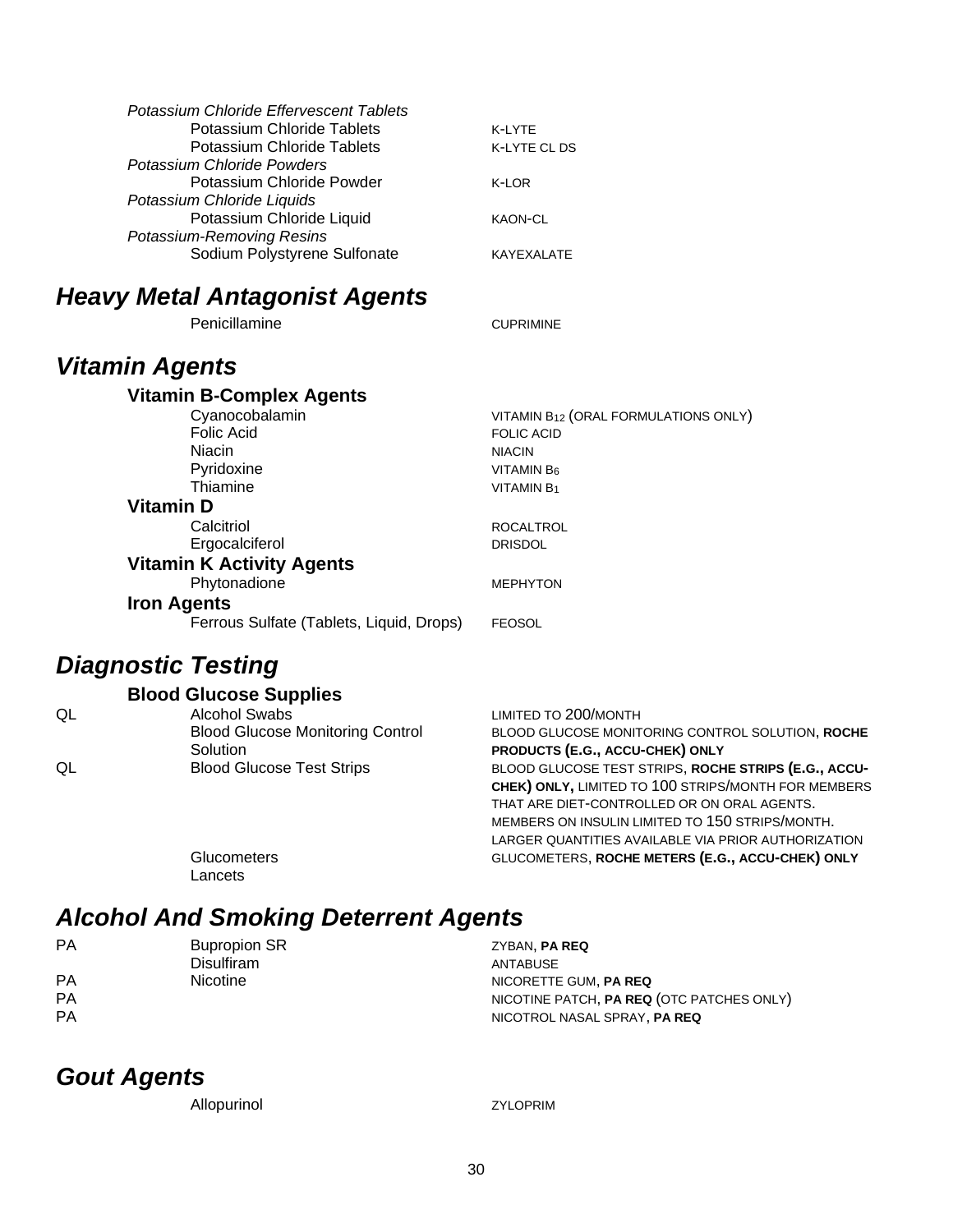*Potassium Chloride Effervescent Tablets*

| | | |
|---|---|---|
| | Potassium Chloride Tablets | K-LYTE |
| | Potassium Chloride Tablets | K-LYTE CL DS |

*Potassium Chloride Powders*

| | | |
|---|---|---|
| | Potassium Chloride Powder | K-LOR |

*Potassium Chloride Liquids*

| | | |
|---|---|---|
| | Potassium Chloride Liquid | KAON-CL |

*Potassium-Removing Resins*

| | | |
|---|---|---|
| | Sodium Polystyrene Sulfonate | KAYEXALATE |

## *Heavy Metal Antagonist Agents*

| | | |
|---|---|---|
| | Penicillamine | CUPRIMINE |

## *Vitamin Agents*

### Vitamin B-Complex Agents

| | | |
|---|---|---|
| | Cyanocobalamin | VITAMIN $B_{12}$ (ORAL FORMULATIONS ONLY) |
| | Folic Acid | FOLIC ACID |
| | Niacin | NIACIN |
| | Pyridoxine | VITAMIN $B_6$ |
| | Thiamine | VITAMIN $B_1$ |

### Vitamin D

| | | |
|---|---|---|
| | Calcitriol | ROCALTROL |
| | Ergocalciferol | DRISDOL |

### Vitamin K Activity Agents

| | | |
|---|---|---|
| | Phytonadione | MEPHYTON |

### Iron Agents

| | | |
|---|---|---|
| | Ferrous Sulfate (Tablets, Liquid, Drops) | FEOSOL |

## *Diagnostic Testing*

### Blood Glucose Supplies

| | | |
|---|---|---|
| QL | Alcohol Swabs | LIMITED TO 200/MONTH |
| | Blood Glucose Monitoring Control Solution | BLOOD GLUCOSE MONITORING CONTROL SOLUTION, **ROCHE PRODUCTS (E.G., ACCU-CHEK) ONLY** |
| QL | Blood Glucose Test Strips | BLOOD GLUCOSE TEST STRIPS, **ROCHE STRIPS (E.G., ACCU-CHEK) ONLY,** LIMITED TO 100 STRIPS/MONTH FOR MEMBERS THAT ARE DIET-CONTROLLED OR ON ORAL AGENTS. MEMBERS ON INSULIN LIMITED TO 150 STRIPS/MONTH. LARGER QUANTITIES AVAILABLE VIA PRIOR AUTHORIZATION |
| | Glucometers | GLUCOMETERS, **ROCHE METERS (E.G., ACCU-CHEK) ONLY** |
| | Lancets | |

## *Alcohol And Smoking Deterrent Agents*

| | | |
|---|---|---|
| PA | Bupropion SR | ZYBAN, **PA REQ** |
| | Disulfiram | ANTABUSE |
| PA | Nicotine | NICORETTE GUM, **PA REQ** |
| PA | | NICOTINE PATCH, **PA REQ** (OTC PATCHES ONLY) |
| PA | | NICOTROL NASAL SPRAY, **PA REQ** |

## *Gout Agents*

| | | |
|---|---|---|
| | Allopurinol | ZYLOPRIM |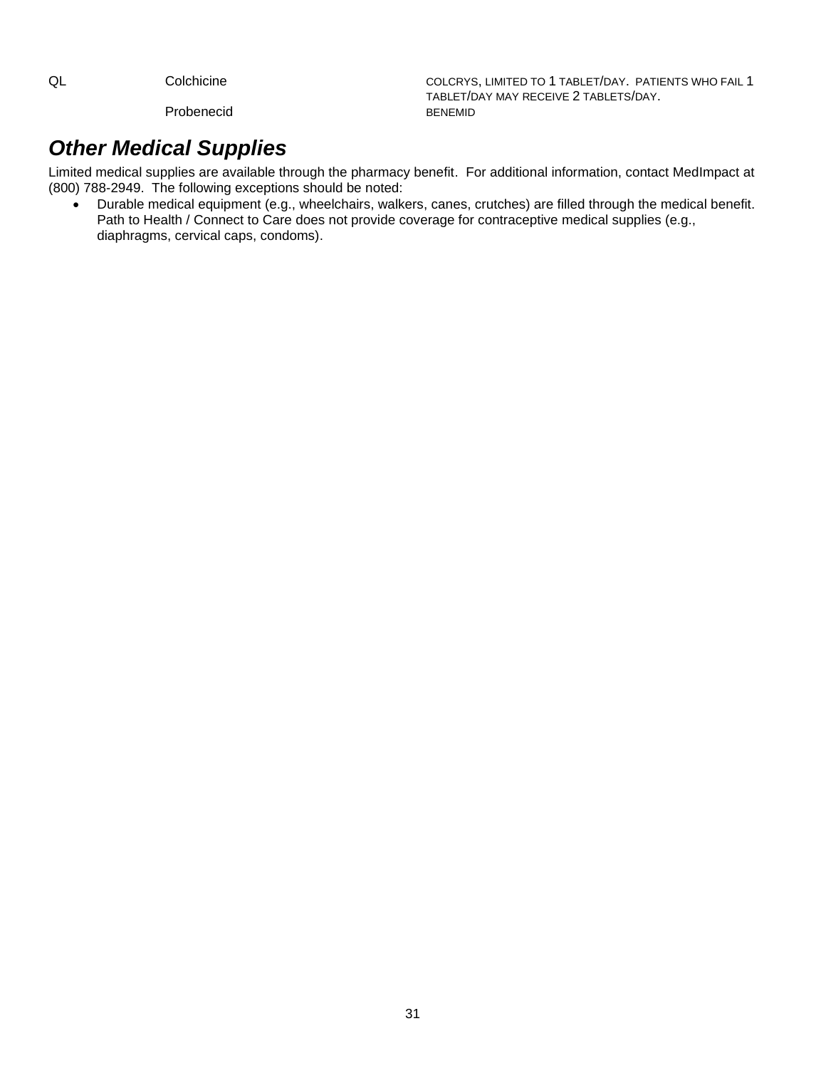| | | |
|---|---|---|
| QL | Colchicine | COLCRYS, LIMITED TO 1 TABLET/DAY. PATIENTS WHO FAIL 1 TABLET/DAY MAY RECEIVE 2 TABLETS/DAY. |
| | Probenecid | BENEMID |

## *Other Medical Supplies*

Limited medical supplies are available through the pharmacy benefit. For additional information, contact MedImpact at (800) 788-2949. The following exceptions should be noted:

- Durable medical equipment (e.g., wheelchairs, walkers, canes, crutches) are filled through the medical benefit. Path to Health / Connect to Care does not provide coverage for contraceptive medical supplies (e.g., diaphragms, cervical caps, condoms).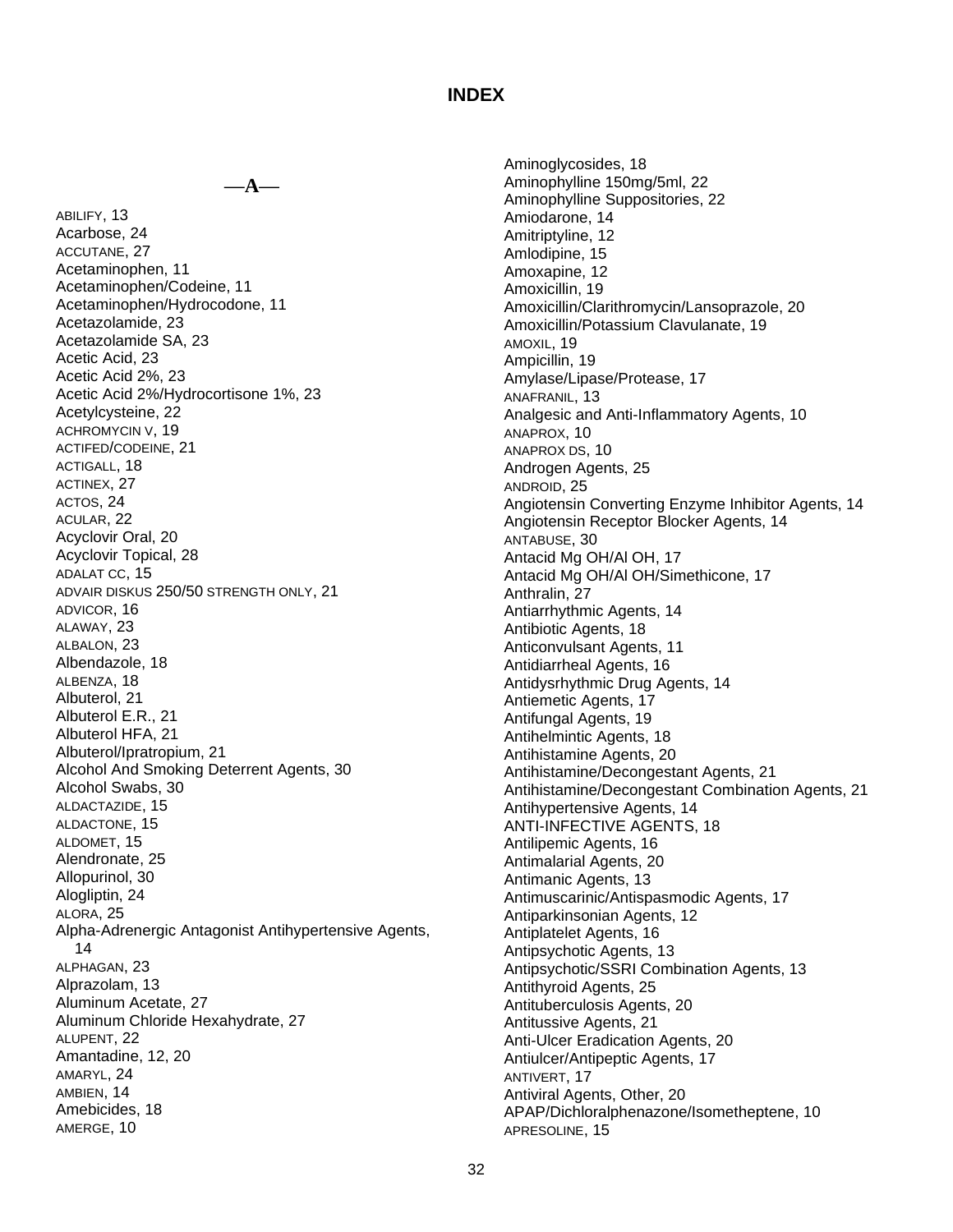# INDEX

## —A—

ABILIFY, 13
Acarbose, 24
ACCUTANE, 27
Acetaminophen, 11
Acetaminophen/Codeine, 11
Acetaminophen/Hydrocodone, 11
Acetazolamide, 23
Acetazolamide SA, 23
Acetic Acid, 23
Acetic Acid 2%, 23
Acetic Acid 2%/Hydrocortisone 1%, 23
Acetylcysteine, 22
ACHROMYCIN V, 19
ACTIFED/CODEINE, 21
ACTIGALL, 18
ACTINEX, 27
ACTOS, 24
ACULAR, 22
Acyclovir Oral, 20
Acyclovir Topical, 28
ADALAT CC, 15
ADVAIR DISKUS 250/50 STRENGTH ONLY, 21
ADVICOR, 16
ALAWAY, 23
ALBALON, 23
Albendazole, 18
ALBENZA, 18
Albuterol, 21
Albuterol E.R., 21
Albuterol HFA, 21
Albuterol/Ipratropium, 21
Alcohol And Smoking Deterrent Agents, 30
Alcohol Swabs, 30
ALDACTAZIDE, 15
ALDACTONE, 15
ALDOMET, 15
Alendronate, 25
Allopurinol, 30
Alogliptin, 24
ALORA, 25
Alpha-Adrenergic Antagonist Antihypertensive Agents, 14
ALPHAGAN, 23
Alprazolam, 13
Aluminum Acetate, 27
Aluminum Chloride Hexahydrate, 27
ALUPENT, 22
Amantadine, 12, 20
AMARYL, 24
AMBIEN, 14
Amebicides, 18
AMERGE, 10
Aminoglycosides, 18
Aminophylline 150mg/5ml, 22
Aminophylline Suppositories, 22
Amiodarone, 14
Amitriptyline, 12
Amlodipine, 15
Amoxapine, 12
Amoxicillin, 19
Amoxicillin/Clarithromycin/Lansoprazole, 20
Amoxicillin/Potassium Clavulanate, 19
AMOXIL, 19
Ampicillin, 19
Amylase/Lipase/Protease, 17
ANAFRANIL, 13
Analgesic and Anti-Inflammatory Agents, 10
ANAPROX, 10
ANAPROX DS, 10
Androgen Agents, 25
ANDROID, 25
Angiotensin Converting Enzyme Inhibitor Agents, 14
Angiotensin Receptor Blocker Agents, 14
ANTABUSE, 30
Antacid Mg OH/Al OH, 17
Antacid Mg OH/Al OH/Simethicone, 17
Anthralin, 27
Antiarrhythmic Agents, 14
Antibiotic Agents, 18
Anticonvulsant Agents, 11
Antidiarrheal Agents, 16
Antidysrhythmic Drug Agents, 14
Antiemetic Agents, 17
Antifungal Agents, 19
Antihelmintic Agents, 18
Antihistamine Agents, 20
Antihistamine/Decongestant Agents, 21
Antihistamine/Decongestant Combination Agents, 21
Antihypertensive Agents, 14
ANTI-INFECTIVE AGENTS, 18
Antilipemic Agents, 16
Antimalarial Agents, 20
Antimanic Agents, 13
Antimuscarinic/Antispasmodic Agents, 17
Antiparkinsonian Agents, 12
Antiplatelet Agents, 16
Antipsychotic Agents, 13
Antipsychotic/SSRI Combination Agents, 13
Antithyroid Agents, 25
Antituberculosis Agents, 20
Antitussive Agents, 21
Anti-Ulcer Eradication Agents, 20
Antiulcer/Antipeptic Agents, 17
ANTIVERT, 17
Antiviral Agents, Other, 20
APAP/Dichloralphenazone/Isometheptene, 10
APRESOLINE, 15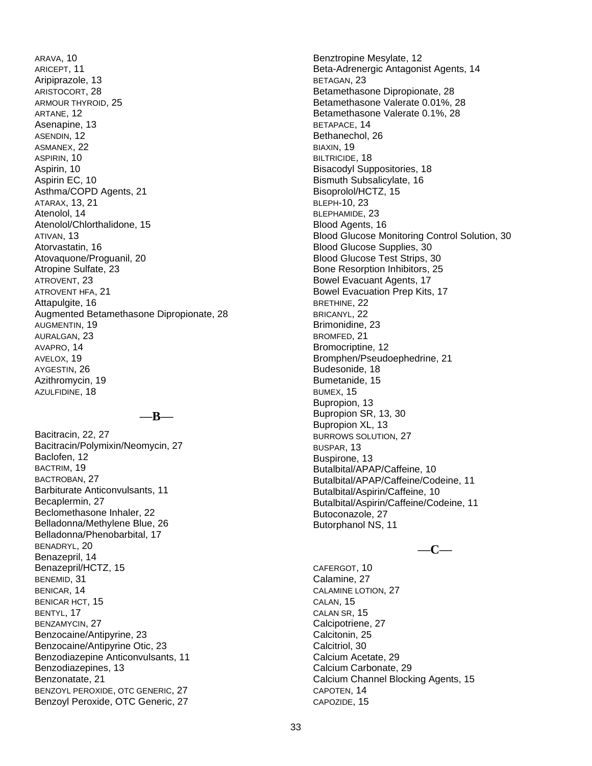ARAVA, 10
ARICEPT, 11
Aripiprazole, 13
ARISTOCORT, 28
ARMOUR THYROID, 25
ARTANE, 12
Asenapine, 13
ASENDIN, 12
ASMANEX, 22
ASPIRIN, 10
Aspirin, 10
Aspirin EC, 10
Asthma/COPD Agents, 21
ATARAX, 13, 21
Atenolol, 14
Atenolol/Chlorthalidone, 15
ATIVAN, 13
Atorvastatin, 16
Atovaquone/Proguanil, 20
Atropine Sulfate, 23
ATROVENT, 23
ATROVENT HFA, 21
Attapulgite, 16
Augmented Betamethasone Dipropionate, 28
AUGMENTIN, 19
AURALGAN, 23
AVAPRO, 14
AVELOX, 19
AYGESTIN, 26
Azithromycin, 19
AZULFIDINE, 18

## —B—

Bacitracin, 22, 27
Bacitracin/Polymixin/Neomycin, 27
Baclofen, 12
BACTRIM, 19
BACTROBAN, 27
Barbiturate Anticonvulsants, 11
Becaplermin, 27
Beclomethasone Inhaler, 22
Belladonna/Methylene Blue, 26
Belladonna/Phenobarbital, 17
BENADRYL, 20
Benazepril, 14
Benazepril/HCTZ, 15
BENEMID, 31
BENICAR, 14
BENICAR HCT, 15
BENTYL, 17
BENZAMYCIN, 27
Benzocaine/Antipyrine, 23
Benzocaine/Antipyrine Otic, 23
Benzodiazepine Anticonvulsants, 11
Benzodiazepines, 13
Benzonatate, 21
BENZOYL PEROXIDE, OTC GENERIC, 27
Benzoyl Peroxide, OTC Generic, 27
Benztropine Mesylate, 12
Beta-Adrenergic Antagonist Agents, 14
BETAGAN, 23
Betamethasone Dipropionate, 28
Betamethasone Valerate 0.01%, 28
Betamethasone Valerate 0.1%, 28
BETAPACE, 14
Bethanechol, 26
BIAXIN, 19
BILTRICIDE, 18
Bisacodyl Suppositories, 18
Bismuth Subsalicylate, 16
Bisoprolol/HCTZ, 15
BLEPH-10, 23
BLEPHAMIDE, 23
Blood Agents, 16
Blood Glucose Monitoring Control Solution, 30
Blood Glucose Supplies, 30
Blood Glucose Test Strips, 30
Bone Resorption Inhibitors, 25
Bowel Evacuant Agents, 17
Bowel Evacuation Prep Kits, 17
BRETHINE, 22
BRICANYL, 22
Brimonidine, 23
BROMFED, 21
Bromocriptine, 12
Bromphen/Pseudoephedrine, 21
Budesonide, 18
Bumetanide, 15
BUMEX, 15
Bupropion, 13
Bupropion SR, 13, 30
Bupropion XL, 13
BURROWS SOLUTION, 27
BUSPAR, 13
Buspirone, 13
Butalbital/APAP/Caffeine, 10
Butalbital/APAP/Caffeine/Codeine, 11
Butalbital/Aspirin/Caffeine, 10
Butalbital/Aspirin/Caffeine/Codeine, 11
Butoconazole, 27
Butorphanol NS, 11

## —C—

CAFERGOT, 10
Calamine, 27
CALAMINE LOTION, 27
CALAN, 15
CALAN SR, 15
Calcipotriene, 27
Calcitonin, 25
Calcitriol, 30
Calcium Acetate, 29
Calcium Carbonate, 29
Calcium Channel Blocking Agents, 15
CAPOTEN, 14
CAPOZIDE, 15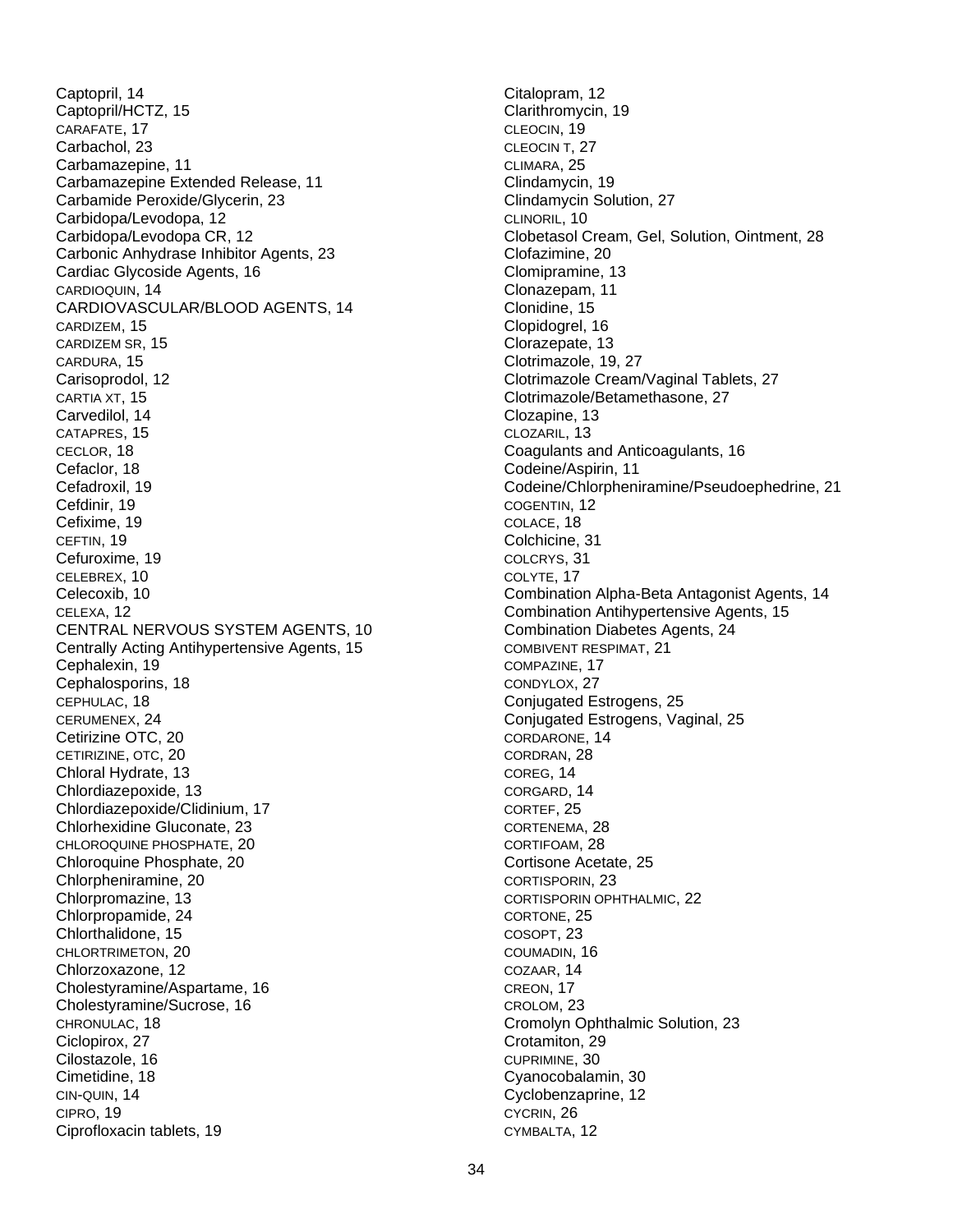Captopril, 14
Captopril/HCTZ, 15
CARAFATE, 17
Carbachol, 23
Carbamazepine, 11
Carbamazepine Extended Release, 11
Carbamide Peroxide/Glycerin, 23
Carbidopa/Levodopa, 12
Carbidopa/Levodopa CR, 12
Carbonic Anhydrase Inhibitor Agents, 23
Cardiac Glycoside Agents, 16
CARDIOQUIN, 14
CARDIOVASCULAR/BLOOD AGENTS, 14
CARDIZEM, 15
CARDIZEM SR, 15
CARDURA, 15
Carisoprodol, 12
CARTIA XT, 15
Carvedilol, 14
CATAPRES, 15
CECLOR, 18
Cefaclor, 18
Cefadroxil, 19
Cefdinir, 19
Cefixime, 19
CEFTIN, 19
Cefuroxime, 19
CELEBREX, 10
Celecoxib, 10
CELEXA, 12
CENTRAL NERVOUS SYSTEM AGENTS, 10
Centrally Acting Antihypertensive Agents, 15
Cephalexin, 19
Cephalosporins, 18
CEPHULAC, 18
CERUMENEX, 24
Cetirizine OTC, 20
CETIRIZINE, OTC, 20
Chloral Hydrate, 13
Chlordiazepoxide, 13
Chlordiazepoxide/Clidinium, 17
Chlorhexidine Gluconate, 23
CHLOROQUINE PHOSPHATE, 20
Chloroquine Phosphate, 20
Chlorpheniramine, 20
Chlorpromazine, 13
Chlorpropamide, 24
Chlorthalidone, 15
CHLORTRIMETON, 20
Chlorzoxazone, 12
Cholestyramine/Aspartame, 16
Cholestyramine/Sucrose, 16
CHRONULAC, 18
Ciclopirox, 27
Cilostazole, 16
Cimetidine, 18
CIN-QUIN, 14
CIPRO, 19
Ciprofloxacin tablets, 19
Citalopram, 12
Clarithromycin, 19
CLEOCIN, 19
CLEOCIN T, 27
CLIMARA, 25
Clindamycin, 19
Clindamycin Solution, 27
CLINORIL, 10
Clobetasol Cream, Gel, Solution, Ointment, 28
Clofazimine, 20
Clomipramine, 13
Clonazepam, 11
Clonidine, 15
Clopidogrel, 16
Clorazepate, 13
Clotrimazole, 19, 27
Clotrimazole Cream/Vaginal Tablets, 27
Clotrimazole/Betamethasone, 27
Clozapine, 13
CLOZARIL, 13
Coagulants and Anticoagulants, 16
Codeine/Aspirin, 11
Codeine/Chlorpheniramine/Pseudoephedrine, 21
COGENTIN, 12
COLACE, 18
Colchicine, 31
COLCRYS, 31
COLYTE, 17
Combination Alpha-Beta Antagonist Agents, 14
Combination Antihypertensive Agents, 15
Combination Diabetes Agents, 24
COMBIVENT RESPIMAT, 21
COMPAZINE, 17
CONDYLOX, 27
Conjugated Estrogens, 25
Conjugated Estrogens, Vaginal, 25
CORDARONE, 14
CORDRAN, 28
COREG, 14
CORGARD, 14
CORTEF, 25
CORTENEMA, 28
CORTIFOAM, 28
Cortisone Acetate, 25
CORTISPORIN, 23
CORTISPORIN OPHTHALMIC, 22
CORTONE, 25
COSOPT, 23
COUMADIN, 16
COZAAR, 14
CREON, 17
CROLOM, 23
Cromolyn Ophthalmic Solution, 23
Crotamiton, 29
CUPRIMINE, 30
Cyanocobalamin, 30
Cyclobenzaprine, 12
CYCRIN, 26
CYMBALTA, 12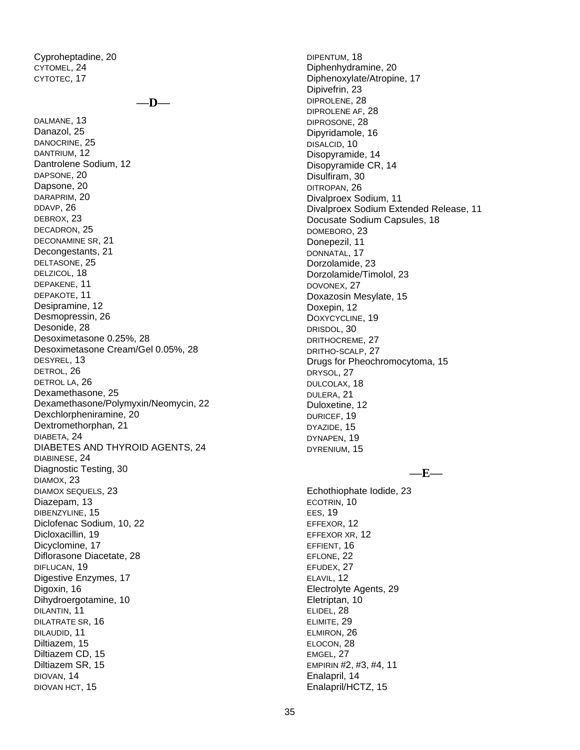Cyproheptadine, 20
CYTOMEL, 24
CYTOTEC, 17

## —D—

DALMANE, 13
Danazol, 25
DANOCRINE, 25
DANTRIUM, 12
Dantrolene Sodium, 12
DAPSONE, 20
Dapsone, 20
DARAPRIM, 20
DDAVP, 26
DEBROX, 23
DECADRON, 25
DECONAMINE SR, 21
Decongestants, 21
DELTASONE, 25
DELZICOL, 18
DEPAKENE, 11
DEPAKOTE, 11
Desipramine, 12
Desmopressin, 26
Desonide, 28
Desoximetasone 0.25%, 28
Desoximetasone Cream/Gel 0.05%, 28
DESYREL, 13
DETROL, 26
DETROL LA, 26
Dexamethasone, 25
Dexamethasone/Polymyxin/Neomycin, 22
Dexchlorpheniramine, 20
Dextromethorphan, 21
DIABETA, 24
DIABETES AND THYROID AGENTS, 24
DIABINESE, 24
Diagnostic Testing, 30
DIAMOX, 23
DIAMOX SEQUELS, 23
Diazepam, 13
DIBENZYLINE, 15
Diclofenac Sodium, 10, 22
Dicloxacillin, 19
Dicyclomine, 17
Diflorasone Diacetate, 28
DIFLUCAN, 19
Digestive Enzymes, 17
Digoxin, 16
Dihydroergotamine, 10
DILANTIN, 11
DILATRATE SR, 16
DILAUDID, 11
Diltiazem, 15
Diltiazem CD, 15
Diltiazem SR, 15
DIOVAN, 14
DIOVAN HCT, 15
DIPENTUM, 18
Diphenhydramine, 20
Diphenoxylate/Atropine, 17
Dipivefrin, 23
DIPROLENE, 28
DIPROLENE AF, 28
DIPROSONE, 28
Dipyridamole, 16
DISALCID, 10
Disopyramide, 14
Disopyramide CR, 14
Disulfiram, 30
DITROPAN, 26
Divalproex Sodium, 11
Divalproex Sodium Extended Release, 11
Docusate Sodium Capsules, 18
DOMEBORO, 23
Donepezil, 11
DONNATAL, 17
Dorzolamide, 23
Dorzolamide/Timolol, 23
DOVONEX, 27
Doxazosin Mesylate, 15
Doxepin, 12
DOXYCYCLINE, 19
DRISDOL, 30
DRITHOCREME, 27
DRITHO-SCALP, 27
Drugs for Pheochromocytoma, 15
DRYSOL, 27
DULCOLAX, 18
DULERA, 21
Duloxetine, 12
DURICEF, 19
DYAZIDE, 15
DYNAPEN, 19
DYRENIUM, 15

## —E—

Echothiophate Iodide, 23
ECOTRIN, 10
EES, 19
EFFEXOR, 12
EFFEXOR XR, 12
EFFIENT, 16
EFLONE, 22
EFUDEX, 27
ELAVIL, 12
Electrolyte Agents, 29
Eletriptan, 10
ELIDEL, 28
ELIMITE, 29
ELMIRON, 26
ELOCON, 28
EMGEL, 27
EMPIRIN #2, #3, #4, 11
Enalapril, 14
Enalapril/HCTZ, 15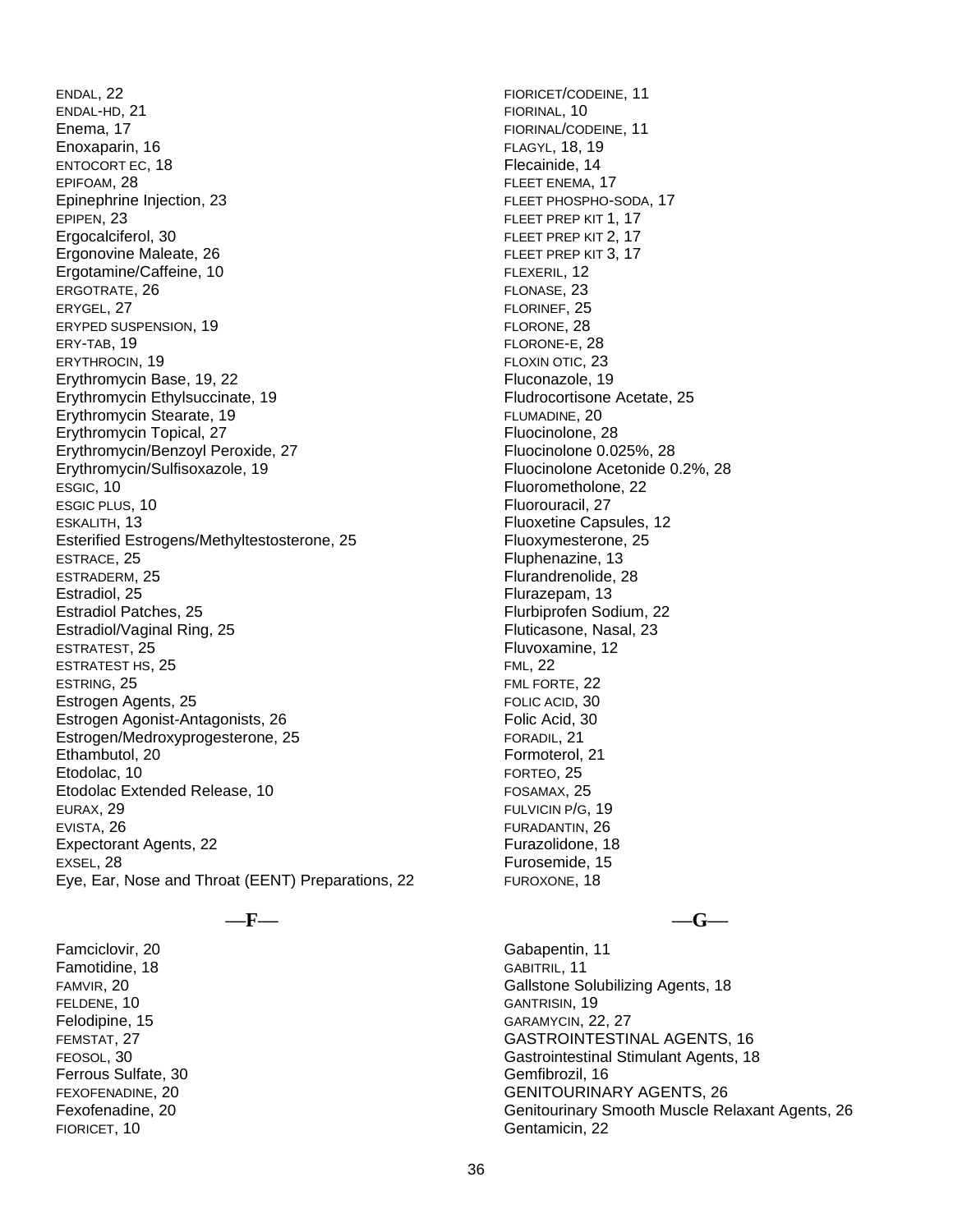ENDAL, 22
ENDAL-HD, 21
Enema, 17
Enoxaparin, 16
ENTOCORT EC, 18
EPIFOAM, 28
Epinephrine Injection, 23
EPIPEN, 23
Ergocalciferol, 30
Ergonovine Maleate, 26
Ergotamine/Caffeine, 10
ERGOTRATE, 26
ERYGEL, 27
ERYPED SUSPENSION, 19
ERY-TAB, 19
ERYTHROCIN, 19
Erythromycin Base, 19, 22
Erythromycin Ethylsuccinate, 19
Erythromycin Stearate, 19
Erythromycin Topical, 27
Erythromycin/Benzoyl Peroxide, 27
Erythromycin/Sulfisoxazole, 19
ESGIC, 10
ESGIC PLUS, 10
ESKALITH, 13
Esterified Estrogens/Methyltestosterone, 25
ESTRACE, 25
ESTRADERM, 25
Estradiol, 25
Estradiol Patches, 25
Estradiol/Vaginal Ring, 25
ESTRATEST, 25
ESTRATEST HS, 25
ESTRING, 25
Estrogen Agents, 25
Estrogen Agonist-Antagonists, 26
Estrogen/Medroxyprogesterone, 25
Ethambutol, 20
Etodolac, 10
Etodolac Extended Release, 10
EURAX, 29
EVISTA, 26
Expectorant Agents, 22
EXSEL, 28
Eye, Ear, Nose and Throat (EENT) Preparations, 22

## —F—

Famciclovir, 20
Famotidine, 18
FAMVIR, 20
FELDENE, 10
Felodipine, 15
FEMSTAT, 27
FEOSOL, 30
Ferrous Sulfate, 30
FEXOFENADINE, 20
Fexofenadine, 20
FIORICET, 10
FIORICET/CODEINE, 11
FIORINAL, 10
FIORINAL/CODEINE, 11
FLAGYL, 18, 19
Flecainide, 14
FLEET ENEMA, 17
FLEET PHOSPHO-SODA, 17
FLEET PREP KIT 1, 17
FLEET PREP KIT 2, 17
FLEET PREP KIT 3, 17
FLEXERIL, 12
FLONASE, 23
FLORINEF, 25
FLORONE, 28
FLORONE-E, 28
FLOXIN OTIC, 23
Fluconazole, 19
Fludrocortisone Acetate, 25
FLUMADINE, 20
Fluocinolone, 28
Fluocinolone 0.025%, 28
Fluocinolone Acetonide 0.2%, 28
Fluorometholone, 22
Fluorouracil, 27
Fluoxetine Capsules, 12
Fluoxymesterone, 25
Fluphenazine, 13
Flurandrenolide, 28
Flurazepam, 13
Flurbiprofen Sodium, 22
Fluticasone, Nasal, 23
Fluvoxamine, 12
FML, 22
FML FORTE, 22
FOLIC ACID, 30
Folic Acid, 30
FORADIL, 21
Formoterol, 21
FORTEO, 25
FOSAMAX, 25
FULVICIN P/G, 19
FURADANTIN, 26
Furazolidone, 18
Furosemide, 15
FUROXONE, 18

## —G—

Gabapentin, 11
GABITRIL, 11
Gallstone Solubilizing Agents, 18
GANTRISIN, 19
GARAMYCIN, 22, 27
GASTROINTESTINAL AGENTS, 16
Gastrointestinal Stimulant Agents, 18
Gemfibrozil, 16
GENITOURINARY AGENTS, 26
Genitourinary Smooth Muscle Relaxant Agents, 26
Gentamicin, 22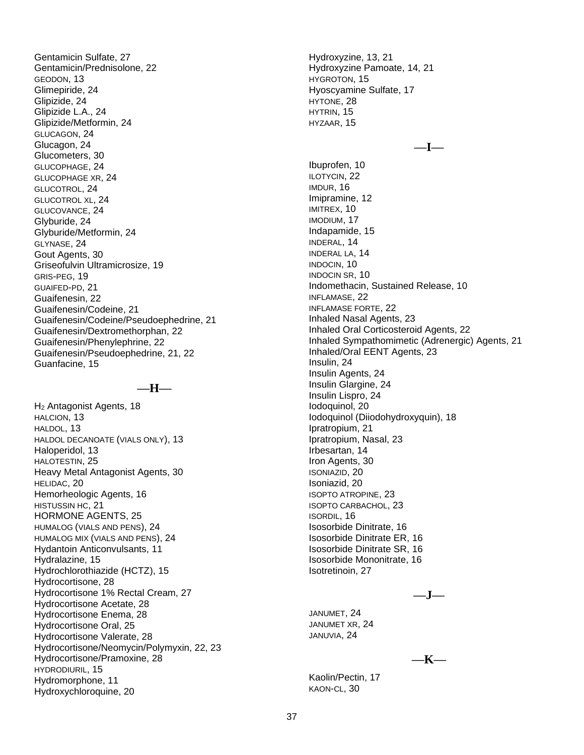Gentamicin Sulfate, 27
Gentamicin/Prednisolone, 22
GEODON, 13
Glimepiride, 24
Glipizide, 24
Glipizide L.A., 24
Glipizide/Metformin, 24
GLUCAGON, 24
Glucagon, 24
Glucometers, 30
GLUCOPHAGE, 24
GLUCOPHAGE XR, 24
GLUCOTROL, 24
GLUCOTROL XL, 24
GLUCOVANCE, 24
Glyburide, 24
Glyburide/Metformin, 24
GLYNASE, 24
Gout Agents, 30
Griseofulvin Ultramicrosize, 19
GRIS-PEG, 19
GUAIFED-PD, 21
Guaifenesin, 22
Guaifenesin/Codeine, 21
Guaifenesin/Codeine/Pseudoephedrine, 21
Guaifenesin/Dextromethorphan, 22
Guaifenesin/Phenylephrine, 22
Guaifenesin/Pseudoephedrine, 21, 22
Guanfacine, 15

## —H—

$H_2$ Antagonist Agents, 18
HALCION, 13
HALDOL, 13
HALDOL DECANOATE (VIALS ONLY), 13
Haloperidol, 13
HALOTESTIN, 25
Heavy Metal Antagonist Agents, 30
HELIDAC, 20
Hemorheologic Agents, 16
HISTUSSIN HC, 21
HORMONE AGENTS, 25
HUMALOG (VIALS AND PENS), 24
HUMALOG MIX (VIALS AND PENS), 24
Hydantoin Anticonvulsants, 11
Hydralazine, 15
Hydrochlorothiazide (HCTZ), 15
Hydrocortisone, 28
Hydrocortisone 1% Rectal Cream, 27
Hydrocortisone Acetate, 28
Hydrocortisone Enema, 28
Hydrocortisone Oral, 25
Hydrocortisone Valerate, 28
Hydrocortisone/Neomycin/Polymyxin, 22, 23
Hydrocortisone/Pramoxine, 28
HYDRODIURIL, 15
Hydromorphone, 11
Hydroxychloroquine, 20
Hydroxyzine, 13, 21
Hydroxyzine Pamoate, 14, 21
HYGROTON, 15
Hyoscyamine Sulfate, 17
HYTONE, 28
HYTRIN, 15
HYZAAR, 15

## —I—

Ibuprofen, 10
ILOTYCIN, 22
IMDUR, 16
Imipramine, 12
IMITREX, 10
IMODIUM, 17
Indapamide, 15
INDERAL, 14
INDERAL LA, 14
INDOCIN, 10
INDOCIN SR, 10
Indomethacin, Sustained Release, 10
INFLAMASE, 22
INFLAMASE FORTE, 22
Inhaled Nasal Agents, 23
Inhaled Oral Corticosteroid Agents, 22
Inhaled Sympathomimetic (Adrenergic) Agents, 21
Inhaled/Oral EENT Agents, 23
Insulin, 24
Insulin Agents, 24
Insulin Glargine, 24
Insulin Lispro, 24
Iodoquinol, 20
Iodoquinol (Diiodohydroxyquin), 18
Ipratropium, 21
Ipratropium, Nasal, 23
Irbesartan, 14
Iron Agents, 30
ISONIAZID, 20
Isoniazid, 20
ISOPTO ATROPINE, 23
ISOPTO CARBACHOL, 23
ISORDIL, 16
Isosorbide Dinitrate, 16
Isosorbide Dinitrate ER, 16
Isosorbide Dinitrate SR, 16
Isosorbide Mononitrate, 16
Isotretinoin, 27

## —J—

JANUMET, 24
JANUMET XR, 24
JANUVIA, 24

## —K—

Kaolin/Pectin, 17
KAON-CL, 30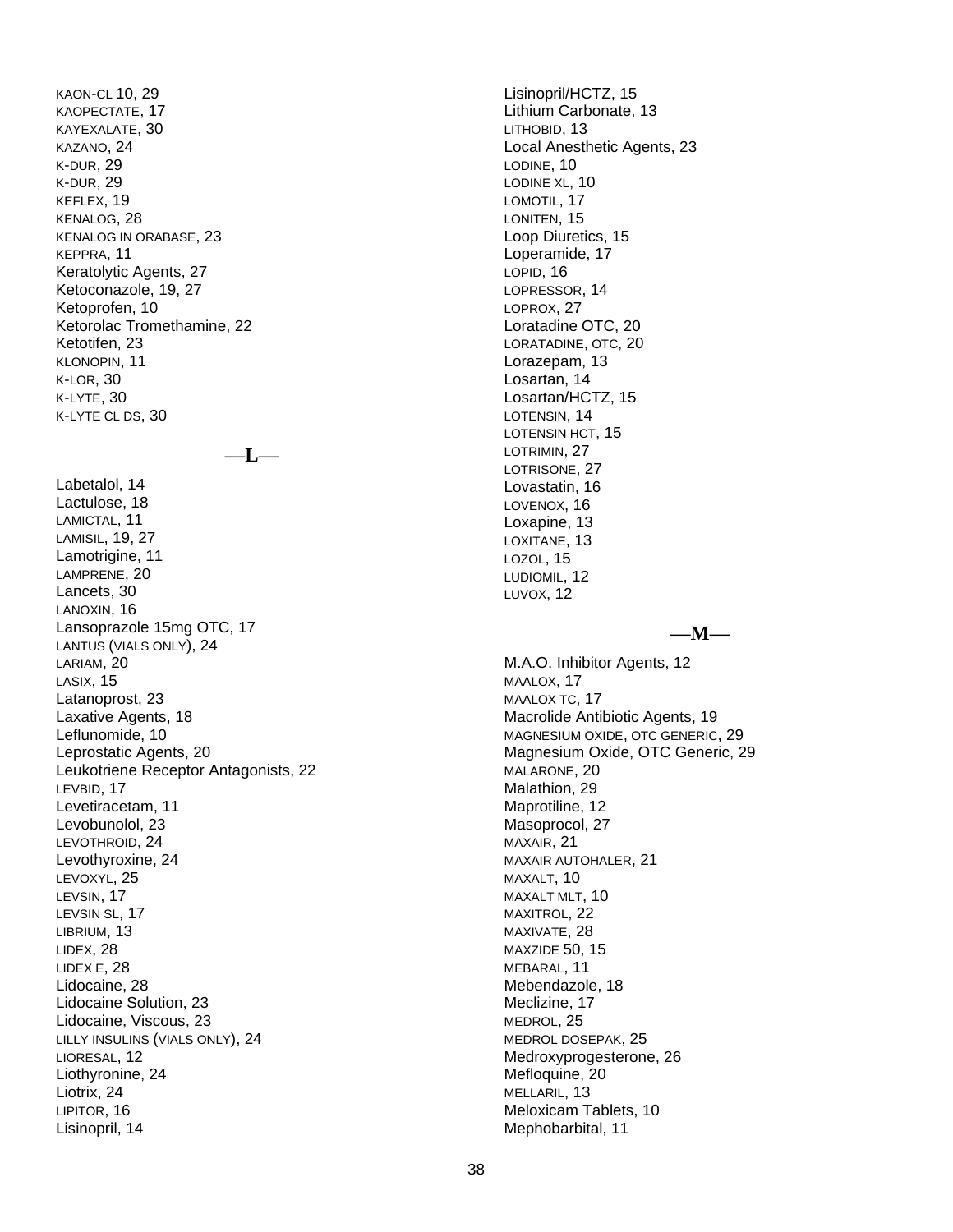KAON-CL 10, 29
KAOPECTATE, 17
KAYEXALATE, 30
KAZANO, 24
K-DUR, 29
K-DUR, 29
KEFLEX, 19
KENALOG, 28
KENALOG IN ORABASE, 23
KEPPRA, 11
Keratolytic Agents, 27
Ketoconazole, 19, 27
Ketoprofen, 10
Ketorolac Tromethamine, 22
Ketotifen, 23
KLONOPIN, 11
K-LOR, 30
K-LYTE, 30
K-LYTE CL DS, 30

## —L—

Labetalol, 14
Lactulose, 18
LAMICTAL, 11
LAMISIL, 19, 27
Lamotrigine, 11
LAMPRENE, 20
Lancets, 30
LANOXIN, 16
Lansoprazole 15mg OTC, 17
LANTUS (VIALS ONLY), 24
LARIAM, 20
LASIX, 15
Latanoprost, 23
Laxative Agents, 18
Leflunomide, 10
Leprostatic Agents, 20
Leukotriene Receptor Antagonists, 22
LEVBID, 17
Levetiracetam, 11
Levobunolol, 23
LEVOTHROID, 24
Levothyroxine, 24
LEVOXYL, 25
LEVSIN, 17
LEVSIN SL, 17
LIBRIUM, 13
LIDEX, 28
LIDEX E, 28
Lidocaine, 28
Lidocaine Solution, 23
Lidocaine, Viscous, 23
LILLY INSULINS (VIALS ONLY), 24
LIORESAL, 12
Liothyronine, 24
Liotrix, 24
LIPITOR, 16
Lisinopril, 14
Lisinopril/HCTZ, 15
Lithium Carbonate, 13
LITHOBID, 13
Local Anesthetic Agents, 23
LODINE, 10
LODINE XL, 10
LOMOTIL, 17
LONITEN, 15
Loop Diuretics, 15
Loperamide, 17
LOPID, 16
LOPRESSOR, 14
LOPROX, 27
Loratadine OTC, 20
LORATADINE, OTC, 20
Lorazepam, 13
Losartan, 14
Losartan/HCTZ, 15
LOTENSIN, 14
LOTENSIN HCT, 15
LOTRIMIN, 27
LOTRISONE, 27
Lovastatin, 16
LOVENOX, 16
Loxapine, 13
LOXITANE, 13
LOZOL, 15
LUDIOMIL, 12
LUVOX, 12

## —M—

M.A.O. Inhibitor Agents, 12
MAALOX, 17
MAALOX TC, 17
Macrolide Antibiotic Agents, 19
MAGNESIUM OXIDE, OTC GENERIC, 29
Magnesium Oxide, OTC Generic, 29
MALARONE, 20
Malathion, 29
Maprotiline, 12
Masoprocol, 27
MAXAIR, 21
MAXAIR AUTOHALER, 21
MAXALT, 10
MAXALT MLT, 10
MAXITROL, 22
MAXIVATE, 28
MAXZIDE 50, 15
MEBARAL, 11
Mebendazole, 18
Meclizine, 17
MEDROL, 25
MEDROL DOSEPAK, 25
Medroxyprogesterone, 26
Mefloquine, 20
MELLARIL, 13
Meloxicam Tablets, 10
Mephobarbital, 11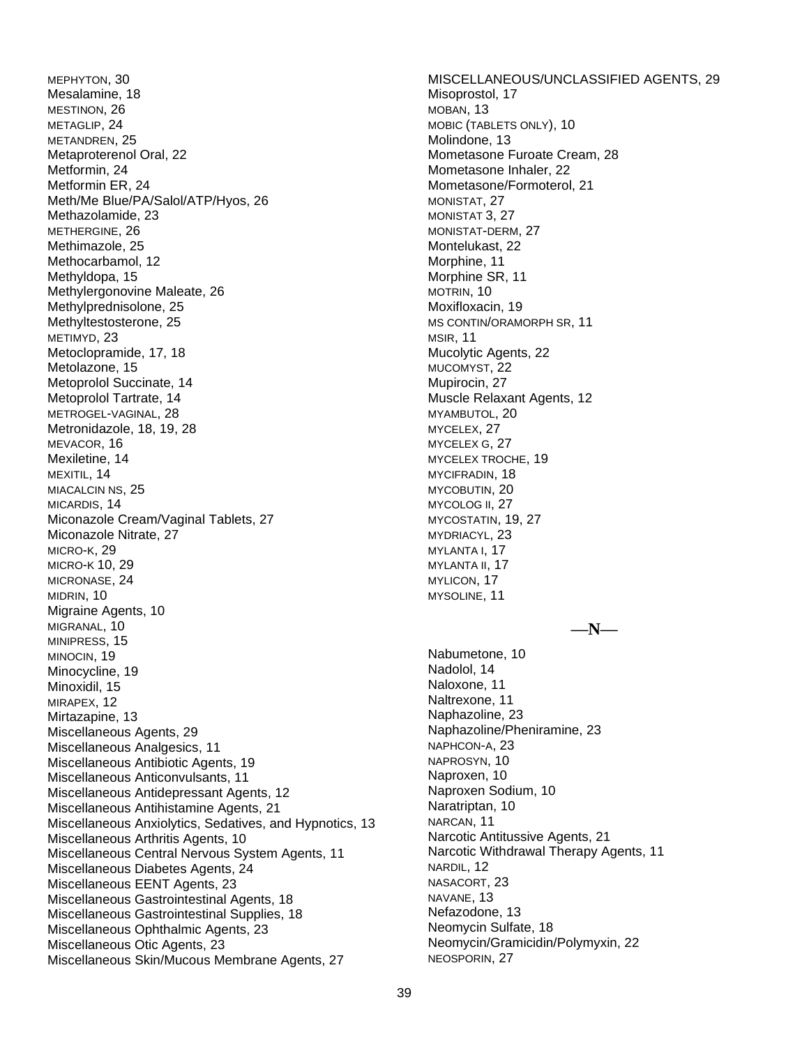MEPHYTON, 30
Mesalamine, 18
MESTINON, 26
METAGLIP, 24
METANDREN, 25
Metaproterenol Oral, 22
Metformin, 24
Metformin ER, 24
Meth/Me Blue/PA/Salol/ATP/Hyos, 26
Methazolamide, 23
METHERGINE, 26
Methimazole, 25
Methocarbamol, 12
Methyldopa, 15
Methylergonovine Maleate, 26
Methylprednisolone, 25
Methyltestosterone, 25
METIMYD, 23
Metoclopramide, 17, 18
Metolazone, 15
Metoprolol Succinate, 14
Metoprolol Tartrate, 14
METROGEL-VAGINAL, 28
Metronidazole, 18, 19, 28
MEVACOR, 16
Mexiletine, 14
MEXITIL, 14
MIACALCIN NS, 25
MICARDIS, 14
Miconazole Cream/Vaginal Tablets, 27
Miconazole Nitrate, 27
MICRO-K, 29
MICRO-K 10, 29
MICRONASE, 24
MIDRIN, 10
Migraine Agents, 10
MIGRANAL, 10
MINIPRESS, 15
MINOCIN, 19
Minocycline, 19
Minoxidil, 15
MIRAPEX, 12
Mirtazapine, 13
Miscellaneous Agents, 29
Miscellaneous Analgesics, 11
Miscellaneous Antibiotic Agents, 19
Miscellaneous Anticonvulsants, 11
Miscellaneous Antidepressant Agents, 12
Miscellaneous Antihistamine Agents, 21
Miscellaneous Anxiolytics, Sedatives, and Hypnotics, 13
Miscellaneous Arthritis Agents, 10
Miscellaneous Central Nervous System Agents, 11
Miscellaneous Diabetes Agents, 24
Miscellaneous EENT Agents, 23
Miscellaneous Gastrointestinal Agents, 18
Miscellaneous Gastrointestinal Supplies, 18
Miscellaneous Ophthalmic Agents, 23
Miscellaneous Otic Agents, 23
Miscellaneous Skin/Mucous Membrane Agents, 27
MISCELLANEOUS/UNCLASSIFIED AGENTS, 29
Misoprostol, 17
MOBAN, 13
MOBIC (TABLETS ONLY), 10
Molindone, 13
Mometasone Furoate Cream, 28
Mometasone Inhaler, 22
Mometasone/Formoterol, 21
MONISTAT, 27
MONISTAT 3, 27
MONISTAT-DERM, 27
Montelukast, 22
Morphine, 11
Morphine SR, 11
MOTRIN, 10
Moxifloxacin, 19
MS CONTIN/ORAMORPH SR, 11
MSIR, 11
Mucolytic Agents, 22
MUCOMYST, 22
Mupirocin, 27
Muscle Relaxant Agents, 12
MYAMBUTOL, 20
MYCELEX, 27
MYCELEX G, 27
MYCELEX TROCHE, 19
MYCIFRADIN, 18
MYCOBUTIN, 20
MYCOLOG II, 27
MYCOSTATIN, 19, 27
MYDRIACYL, 23
MYLANTA I, 17
MYLANTA II, 17
MYLICON, 17
MYSOLINE, 11

## —N—

Nabumetone, 10
Nadolol, 14
Naloxone, 11
Naltrexone, 11
Naphazoline, 23
Naphazoline/Pheniramine, 23
NAPHCON-A, 23
NAPROSYN, 10
Naproxen, 10
Naproxen Sodium, 10
Naratriptan, 10
NARCAN, 11
Narcotic Antitussive Agents, 21
Narcotic Withdrawal Therapy Agents, 11
NARDIL, 12
NASACORT, 23
NAVANE, 13
Nefazodone, 13
Neomycin Sulfate, 18
Neomycin/Gramicidin/Polymyxin, 22
NEOSPORIN, 27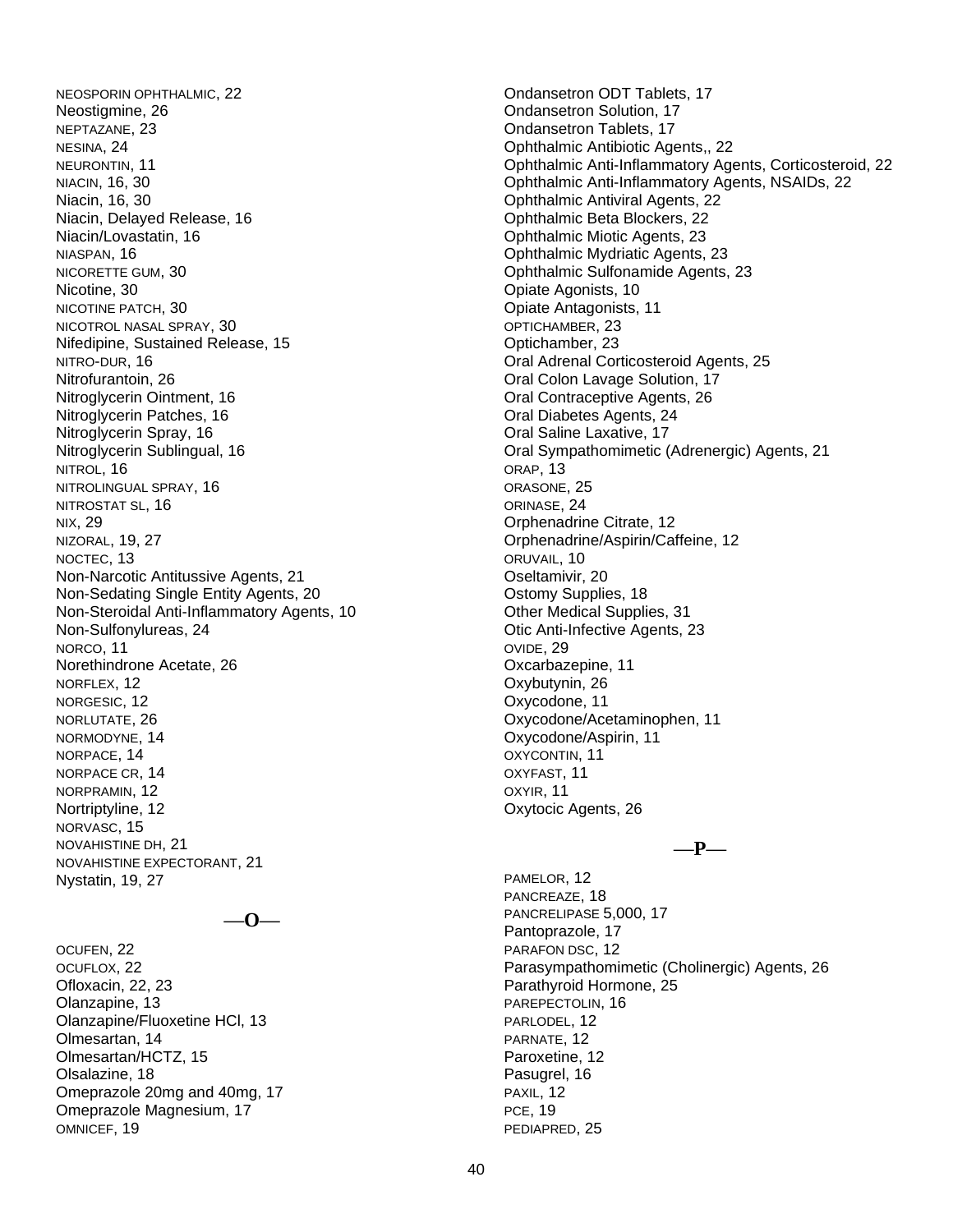NEOSPORIN OPHTHALMIC, 22
Neostigmine, 26
NEPTAZANE, 23
NESINA, 24
NEURONTIN, 11
NIACIN, 16, 30
Niacin, 16, 30
Niacin, Delayed Release, 16
Niacin/Lovastatin, 16
NIASPAN, 16
NICORETTE GUM, 30
Nicotine, 30
NICOTINE PATCH, 30
NICOTROL NASAL SPRAY, 30
Nifedipine, Sustained Release, 15
NITRO-DUR, 16
Nitrofurantoin, 26
Nitroglycerin Ointment, 16
Nitroglycerin Patches, 16
Nitroglycerin Spray, 16
Nitroglycerin Sublingual, 16
NITROL, 16
NITROLINGUAL SPRAY, 16
NITROSTAT SL, 16
NIX, 29
NIZORAL, 19, 27
NOCTEC, 13
Non-Narcotic Antitussive Agents, 21
Non-Sedating Single Entity Agents, 20
Non-Steroidal Anti-Inflammatory Agents, 10
Non-Sulfonylureas, 24
NORCO, 11
Norethindrone Acetate, 26
NORFLEX, 12
NORGESIC, 12
NORLUTATE, 26
NORMODYNE, 14
NORPACE, 14
NORPACE CR, 14
NORPRAMIN, 12
Nortriptyline, 12
NORVASC, 15
NOVAHISTINE DH, 21
NOVAHISTINE EXPECTORANT, 21
Nystatin, 19, 27

## —O—

OCUFEN, 22
OCUFLOX, 22
Ofloxacin, 22, 23
Olanzapine, 13
Olanzapine/Fluoxetine HCl, 13
Olmesartan, 14
Olmesartan/HCTZ, 15
Olsalazine, 18
Omeprazole 20mg and 40mg, 17
Omeprazole Magnesium, 17
OMNICEF, 19
Ondansetron ODT Tablets, 17
Ondansetron Solution, 17
Ondansetron Tablets, 17
Ophthalmic Antibiotic Agents,, 22
Ophthalmic Anti-Inflammatory Agents, Corticosteroid, 22
Ophthalmic Anti-Inflammatory Agents, NSAIDs, 22
Ophthalmic Antiviral Agents, 22
Ophthalmic Beta Blockers, 22
Ophthalmic Miotic Agents, 23
Ophthalmic Mydriatic Agents, 23
Ophthalmic Sulfonamide Agents, 23
Opiate Agonists, 10
Opiate Antagonists, 11
OPTICHAMBER, 23
Optichamber, 23
Oral Adrenal Corticosteroid Agents, 25
Oral Colon Lavage Solution, 17
Oral Contraceptive Agents, 26
Oral Diabetes Agents, 24
Oral Saline Laxative, 17
Oral Sympathomimetic (Adrenergic) Agents, 21
ORAP, 13
ORASONE, 25
ORINASE, 24
Orphenadrine Citrate, 12
Orphenadrine/Aspirin/Caffeine, 12
ORUVAIL, 10
Oseltamivir, 20
Ostomy Supplies, 18
Other Medical Supplies, 31
Otic Anti-Infective Agents, 23
OVIDE, 29
Oxcarbazepine, 11
Oxybutynin, 26
Oxycodone, 11
Oxycodone/Acetaminophen, 11
Oxycodone/Aspirin, 11
OXYCONTIN, 11
OXYFAST, 11
OXYIR, 11
Oxytocic Agents, 26

## —P—

PAMELOR, 12
PANCREAZE, 18
PANCRELIPASE 5,000, 17
Pantoprazole, 17
PARAFON DSC, 12
Parasympathomimetic (Cholinergic) Agents, 26
Parathyroid Hormone, 25
PAREPECTOLIN, 16
PARLODEL, 12
PARNATE, 12
Paroxetine, 12
Pasugrel, 16
PAXIL, 12
PCE, 19
PEDIAPRED, 25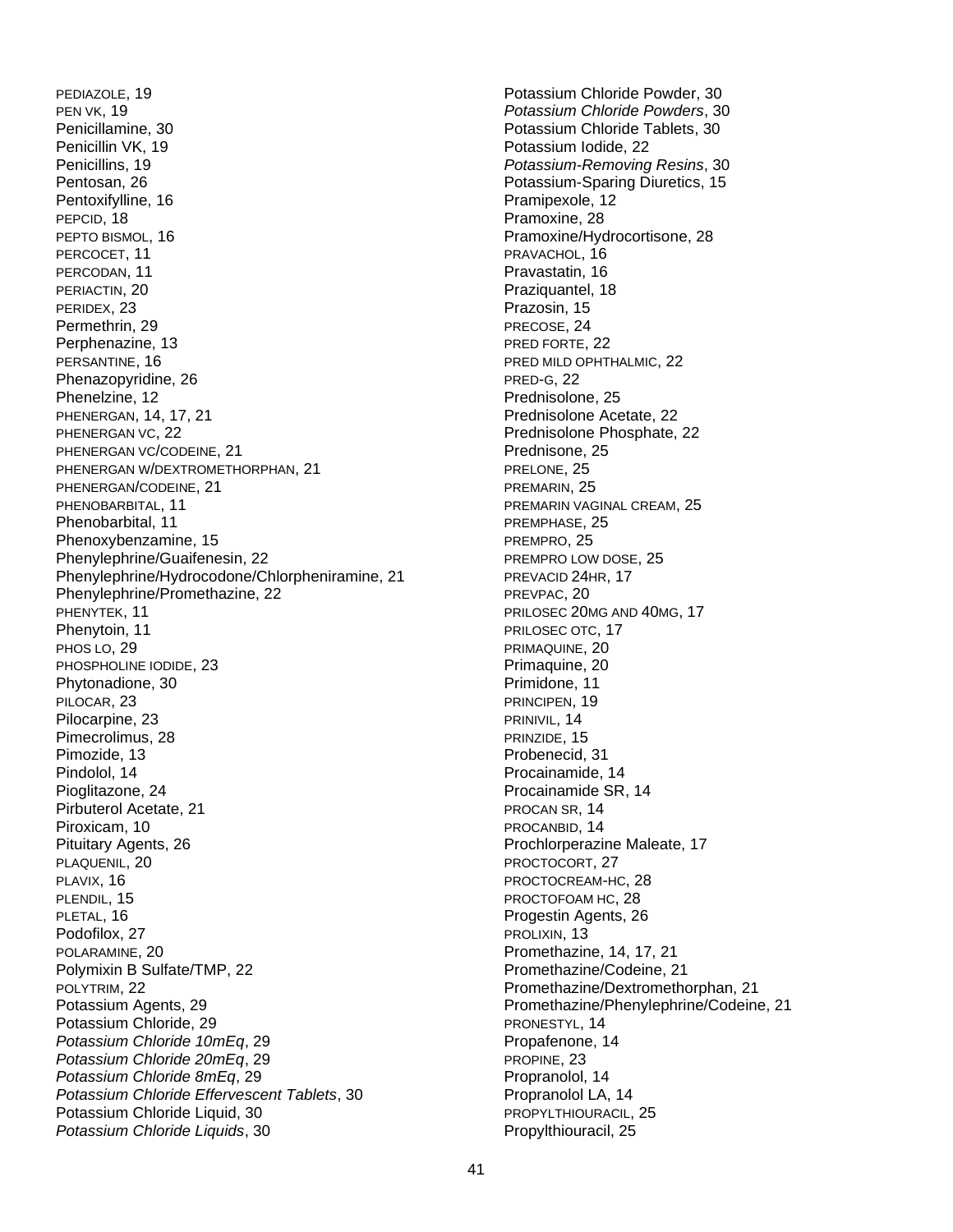PEDIAZOLE, 19
PEN VK, 19
Penicillamine, 30
Penicillin VK, 19
Penicillins, 19
Pentosan, 26
Pentoxifylline, 16
PEPCID, 18
PEPTO BISMOL, 16
PERCOCET, 11
PERCODAN, 11
PERIACTIN, 20
PERIDEX, 23
Permethrin, 29
Perphenazine, 13
PERSANTINE, 16
Phenazopyridine, 26
Phenelzine, 12
PHENERGAN, 14, 17, 21
PHENERGAN VC, 22
PHENERGAN VC/CODEINE, 21
PHENERGAN W/DEXTROMETHORPHAN, 21
PHENERGAN/CODEINE, 21
PHENOBARBITAL, 11
Phenobarbital, 11
Phenoxybenzamine, 15
Phenylephrine/Guaifenesin, 22
Phenylephrine/Hydrocodone/Chlorpheniramine, 21
Phenylephrine/Promethazine, 22
PHENYTEK, 11
Phenytoin, 11
PHOS LO, 29
PHOSPHOLINE IODIDE, 23
Phytonadione, 30
PILOCAR, 23
Pilocarpine, 23
Pimecrolimus, 28
Pimozide, 13
Pindolol, 14
Pioglitazone, 24
Pirbuterol Acetate, 21
Piroxicam, 10
Pituitary Agents, 26
PLAQUENIL, 20
PLAVIX, 16
PLENDIL, 15
PLETAL, 16
Podofilox, 27
POLARAMINE, 20
Polymixin B Sulfate/TMP, 22
POLYTRIM, 22
Potassium Agents, 29
Potassium Chloride, 29
*Potassium Chloride 10mEq*, 29
*Potassium Chloride 20mEq*, 29
*Potassium Chloride 8mEq*, 29
*Potassium Chloride Effervescent Tablets*, 30
Potassium Chloride Liquid, 30
*Potassium Chloride Liquids*, 30
Potassium Chloride Powder, 30
*Potassium Chloride Powders*, 30
Potassium Chloride Tablets, 30
Potassium Iodide, 22
*Potassium-Removing Resins*, 30
Potassium-Sparing Diuretics, 15
Pramipexole, 12
Pramoxine, 28
Pramoxine/Hydrocortisone, 28
PRAVACHOL, 16
Pravastatin, 16
Praziquantel, 18
Prazosin, 15
PRECOSE, 24
PRED FORTE, 22
PRED MILD OPHTHALMIC, 22
PRED-G, 22
Prednisolone, 25
Prednisolone Acetate, 22
Prednisolone Phosphate, 22
Prednisone, 25
PRELONE, 25
PREMARIN, 25
PREMARIN VAGINAL CREAM, 25
PREMPHASE, 25
PREMPRO, 25
PREMPRO LOW DOSE, 25
PREVACID 24HR, 17
PREVPAC, 20
PRILOSEC 20MG AND 40MG, 17
PRILOSEC OTC, 17
PRIMAQUINE, 20
Primaquine, 20
Primidone, 11
PRINCIPEN, 19
PRINIVIL, 14
PRINZIDE, 15
Probenecid, 31
Procainamide, 14
Procainamide SR, 14
PROCAN SR, 14
PROCANBID, 14
Prochlorperazine Maleate, 17
PROCTOCORT, 27
PROCTOCREAM-HC, 28
PROCTOFOAM HC, 28
Progestin Agents, 26
PROLIXIN, 13
Promethazine, 14, 17, 21
Promethazine/Codeine, 21
Promethazine/Dextromethorphan, 21
Promethazine/Phenylephrine/Codeine, 21
PRONESTYL, 14
Propafenone, 14
PROPINE, 23
Propranolol, 14
Propranolol LA, 14
PROPYLTHIOURACIL, 25
Propylthiouracil, 25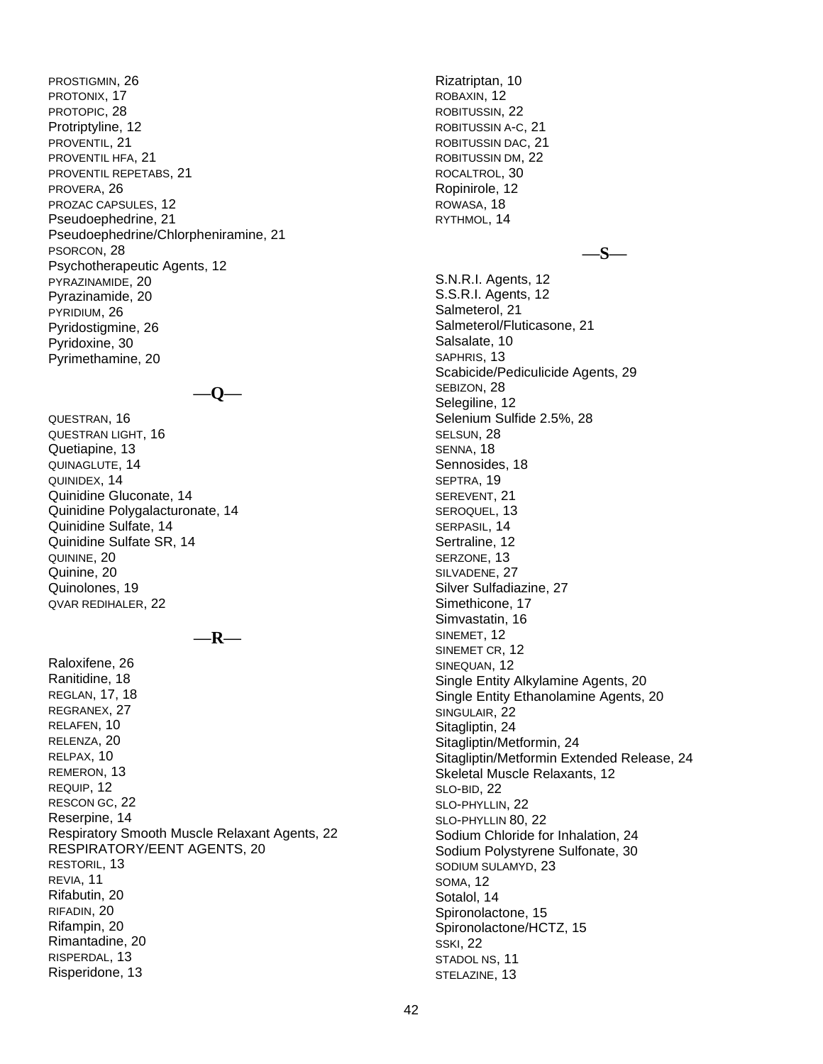PROSTIGMIN, 26
PROTONIX, 17
PROTOPIC, 28
Protriptyline, 12
PROVENTIL, 21
PROVENTIL HFA, 21
PROVENTIL REPETABS, 21
PROVERA, 26
PROZAC CAPSULES, 12
Pseudoephedrine, 21
Pseudoephedrine/Chlorpheniramine, 21
PSORCON, 28
Psychotherapeutic Agents, 12
PYRAZINAMIDE, 20
Pyrazinamide, 20
PYRIDIUM, 26
Pyridostigmine, 26
Pyridoxine, 30
Pyrimethamine, 20

## —Q—

QUESTRAN, 16
QUESTRAN LIGHT, 16
Quetiapine, 13
QUINAGLUTE, 14
QUINIDEX, 14
Quinidine Gluconate, 14
Quinidine Polygalacturonate, 14
Quinidine Sulfate, 14
Quinidine Sulfate SR, 14
QUININE, 20
Quinine, 20
Quinolones, 19
QVAR REDIHALER, 22

## —R—

Raloxifene, 26
Ranitidine, 18
REGLAN, 17, 18
REGRANEX, 27
RELAFEN, 10
RELENZA, 20
RELPAX, 10
REMERON, 13
REQUIP, 12
RESCON GC, 22
Reserpine, 14
Respiratory Smooth Muscle Relaxant Agents, 22
RESPIRATORY/EENT AGENTS, 20
RESTORIL, 13
REVIA, 11
Rifabutin, 20
RIFADIN, 20
Rifampin, 20
Rimantadine, 20
RISPERDAL, 13
Risperidone, 13
Rizatriptan, 10
ROBAXIN, 12
ROBITUSSIN, 22
ROBITUSSIN A-C, 21
ROBITUSSIN DAC, 21
ROBITUSSIN DM, 22
ROCALTROL, 30
Ropinirole, 12
ROWASA, 18
RYTHMOL, 14

## —S—

S.N.R.I. Agents, 12
S.S.R.I. Agents, 12
Salmeterol, 21
Salmeterol/Fluticasone, 21
Salsalate, 10
SAPHRIS, 13
Scabicide/Pediculicide Agents, 29
SEBIZON, 28
Selegiline, 12
Selenium Sulfide 2.5%, 28
SELSUN, 28
SENNA, 18
Sennosides, 18
SEPTRA, 19
SEREVENT, 21
SEROQUEL, 13
SERPASIL, 14
Sertraline, 12
SERZONE, 13
SILVADENE, 27
Silver Sulfadiazine, 27
Simethicone, 17
Simvastatin, 16
SINEMET, 12
SINEMET CR, 12
SINEQUAN, 12
Single Entity Alkylamine Agents, 20
Single Entity Ethanolamine Agents, 20
SINGULAIR, 22
Sitagliptin, 24
Sitagliptin/Metformin, 24
Sitagliptin/Metformin Extended Release, 24
Skeletal Muscle Relaxants, 12
SLO-BID, 22
SLO-PHYLLIN, 22
SLO-PHYLLIN 80, 22
Sodium Chloride for Inhalation, 24
Sodium Polystyrene Sulfonate, 30
SODIUM SULAMYD, 23
SOMA, 12
Sotalol, 14
Spironolactone, 15
Spironolactone/HCTZ, 15
SSKI, 22
STADOL NS, 11
STELAZINE, 13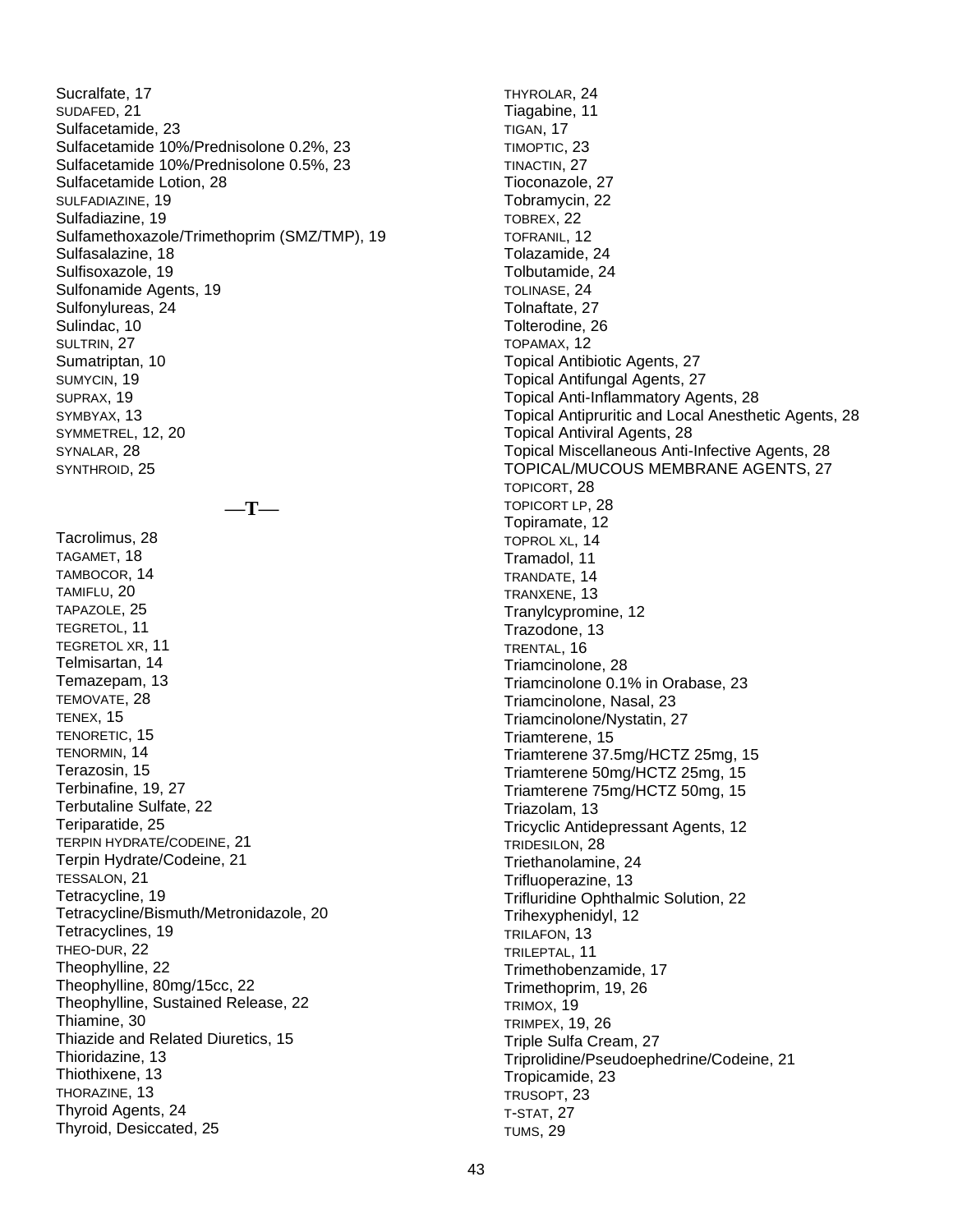Sucralfate, 17
SUDAFED, 21
Sulfacetamide, 23
Sulfacetamide 10%/Prednisolone 0.2%, 23
Sulfacetamide 10%/Prednisolone 0.5%, 23
Sulfacetamide Lotion, 28
SULFADIAZINE, 19
Sulfadiazine, 19
Sulfamethoxazole/Trimethoprim (SMZ/TMP), 19
Sulfasalazine, 18
Sulfisoxazole, 19
Sulfonamide Agents, 19
Sulfonylureas, 24
Sulindac, 10
SULTRIN, 27
Sumatriptan, 10
SUMYCIN, 19
SUPRAX, 19
SYMBYAX, 13
SYMMETREL, 12, 20
SYNALAR, 28
SYNTHROID, 25

## —T—

Tacrolimus, 28
TAGAMET, 18
TAMBOCOR, 14
TAMIFLU, 20
TAPAZOLE, 25
TEGRETOL, 11
TEGRETOL XR, 11
Telmisartan, 14
Temazepam, 13
TEMOVATE, 28
TENEX, 15
TENORETIC, 15
TENORMIN, 14
Terazosin, 15
Terbinafine, 19, 27
Terbutaline Sulfate, 22
Teriparatide, 25
TERPIN HYDRATE/CODEINE, 21
Terpin Hydrate/Codeine, 21
TESSALON, 21
Tetracycline, 19
Tetracycline/Bismuth/Metronidazole, 20
Tetracyclines, 19
THEO-DUR, 22
Theophylline, 22
Theophylline, 80mg/15cc, 22
Theophylline, Sustained Release, 22
Thiamine, 30
Thiazide and Related Diuretics, 15
Thioridazine, 13
Thiothixene, 13
THORAZINE, 13
Thyroid Agents, 24
Thyroid, Desiccated, 25
THYROLAR, 24
Tiagabine, 11
TIGAN, 17
TIMOPTIC, 23
TINACTIN, 27
Tioconazole, 27
Tobramycin, 22
TOBREX, 22
TOFRANIL, 12
Tolazamide, 24
Tolbutamide, 24
TOLINASE, 24
Tolnaftate, 27
Tolterodine, 26
TOPAMAX, 12
Topical Antibiotic Agents, 27
Topical Antifungal Agents, 27
Topical Anti-Inflammatory Agents, 28
Topical Antipruritic and Local Anesthetic Agents, 28
Topical Antiviral Agents, 28
Topical Miscellaneous Anti-Infective Agents, 28
TOPICAL/MUCOUS MEMBRANE AGENTS, 27
TOPICORT, 28
TOPICORT LP, 28
Topiramate, 12
TOPROL XL, 14
Tramadol, 11
TRANDATE, 14
TRANXENE, 13
Tranylcypromine, 12
Trazodone, 13
TRENTAL, 16
Triamcinolone, 28
Triamcinolone 0.1% in Orabase, 23
Triamcinolone, Nasal, 23
Triamcinolone/Nystatin, 27
Triamterene, 15
Triamterene 37.5mg/HCTZ 25mg, 15
Triamterene 50mg/HCTZ 25mg, 15
Triamterene 75mg/HCTZ 50mg, 15
Triazolam, 13
Tricyclic Antidepressant Agents, 12
TRIDESILON, 28
Triethanolamine, 24
Trifluoperazine, 13
Trifluridine Ophthalmic Solution, 22
Trihexyphenidyl, 12
TRILAFON, 13
TRILEPTAL, 11
Trimethobenzamide, 17
Trimethoprim, 19, 26
TRIMOX, 19
TRIMPEX, 19, 26
Triple Sulfa Cream, 27
Triprolidine/Pseudoephedrine/Codeine, 21
Tropicamide, 23
TRUSOPT, 23
T-STAT, 27
TUMS, 29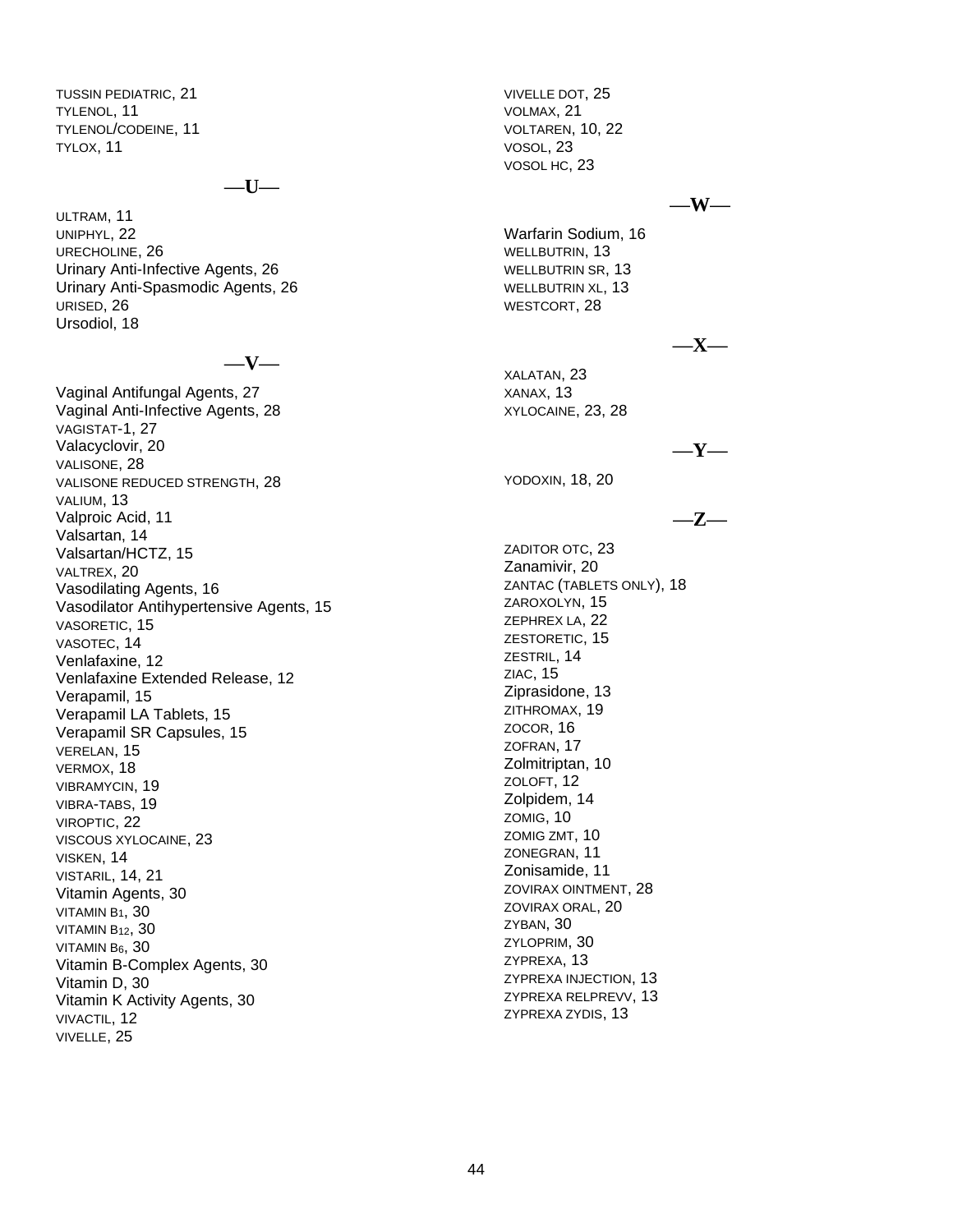TUSSIN PEDIATRIC, 21
TYLENOL, 11
TYLENOL/CODEINE, 11
TYLOX, 11

## —U—

ULTRAM, 11
UNIPHYL, 22
URECHOLINE, 26
Urinary Anti-Infective Agents, 26
Urinary Anti-Spasmodic Agents, 26
URISED, 26
Ursodiol, 18

## —V—

Vaginal Antifungal Agents, 27
Vaginal Anti-Infective Agents, 28
VAGISTAT-1, 27
Valacyclovir, 20
VALISONE, 28
VALISONE REDUCED STRENGTH, 28
VALIUM, 13
Valproic Acid, 11
Valsartan, 14
Valsartan/HCTZ, 15
VALTREX, 20
Vasodilating Agents, 16
Vasodilator Antihypertensive Agents, 15
VASORETIC, 15
VASOTEC, 14
Venlafaxine, 12
Venlafaxine Extended Release, 12
Verapamil, 15
Verapamil LA Tablets, 15
Verapamil SR Capsules, 15
VERELAN, 15
VERMOX, 18
VIBRAMYCIN, 19
VIBRA-TABS, 19
VIROPTIC, 22
VISCOUS XYLOCAINE, 23
VISKEN, 14
VISTARIL, 14, 21
Vitamin Agents, 30
VITAMIN $B_1$, 30
VITAMIN $B_{12}$, 30
VITAMIN $B_6$, 30
Vitamin B-Complex Agents, 30
Vitamin D, 30
Vitamin K Activity Agents, 30
VIVACTIL, 12
VIVELLE, 25
VIVELLE DOT, 25
VOLMAX, 21
VOLTAREN, 10, 22
VOSOL, 23
VOSOL HC, 23

## —W—

Warfarin Sodium, 16
WELLBUTRIN, 13
WELLBUTRIN SR, 13
WELLBUTRIN XL, 13
WESTCORT, 28

## —X—

XALATAN, 23
XANAX, 13
XYLOCAINE, 23, 28

## —Y—

YODOXIN, 18, 20

## —Z—

ZADITOR OTC, 23
Zanamivir, 20
ZANTAC (TABLETS ONLY), 18
ZAROXOLYN, 15
ZEPHREX LA, 22
ZESTORETIC, 15
ZESTRIL, 14
ZIAC, 15
Ziprasidone, 13
ZITHROMAX, 19
ZOCOR, 16
ZOFRAN, 17
Zolmitriptan, 10
ZOLOFT, 12
Zolpidem, 14
ZOMIG, 10
ZOMIG ZMT, 10
ZONEGRAN, 11
Zonisamide, 11
ZOVIRAX OINTMENT, 28
ZOVIRAX ORAL, 20
ZYBAN, 30
ZYLOPRIM, 30
ZYPREXA, 13
ZYPREXA INJECTION, 13
ZYPREXA RELPREVV, 13
ZYPREXA ZYDIS, 13